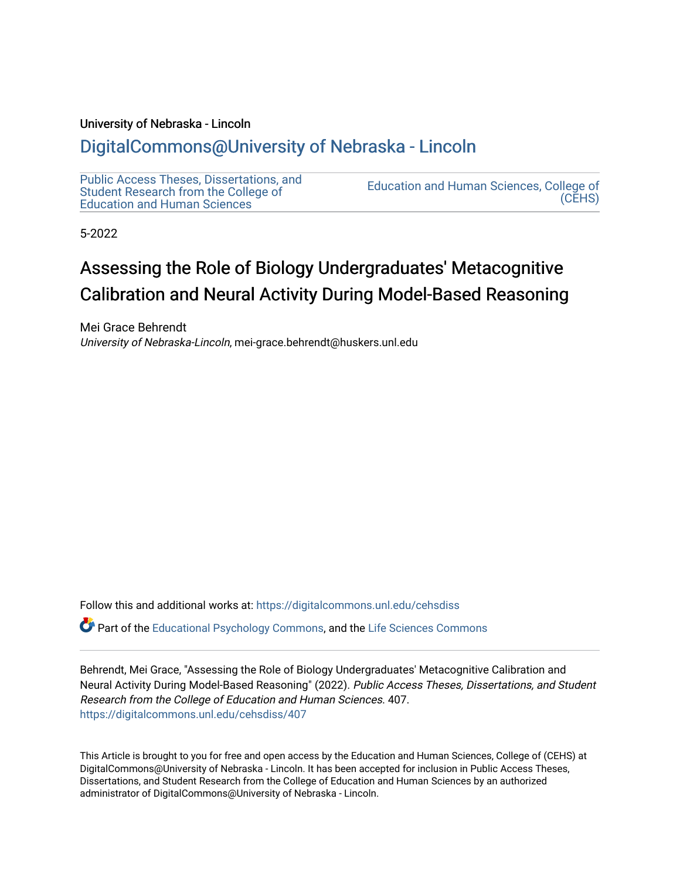University of Nebraska - Lincoln

## DigitalCommons@University of Nebraska - Lincoln

Public Access Theses, Dissertations, and Student Research from the College of Education and Human Sciences

Education and Human Sciences, College of (CEHS)

5-2022

# Assessing the Role of Biology Undergraduates' Metacognitive Calibration and Neural Activity During Model-Based Reasoning

Mei Grace Behrendt
*University of Nebraska-Lincoln*, mei-grace.behrendt@huskers.unl.edu

Follow this and additional works at: https://digitalcommons.unl.edu/cehsdiss

Part of the Educational Psychology Commons, and the Life Sciences Commons

Behrendt, Mei Grace, "Assessing the Role of Biology Undergraduates' Metacognitive Calibration and Neural Activity During Model-Based Reasoning" (2022). *Public Access Theses, Dissertations, and Student Research from the College of Education and Human Sciences*. 407.
https://digitalcommons.unl.edu/cehsdiss/407

This Article is brought to you for free and open access by the Education and Human Sciences, College of (CEHS) at DigitalCommons@University of Nebraska - Lincoln. It has been accepted for inclusion in Public Access Theses, Dissertations, and Student Research from the College of Education and Human Sciences by an authorized administrator of DigitalCommons@University of Nebraska - Lincoln.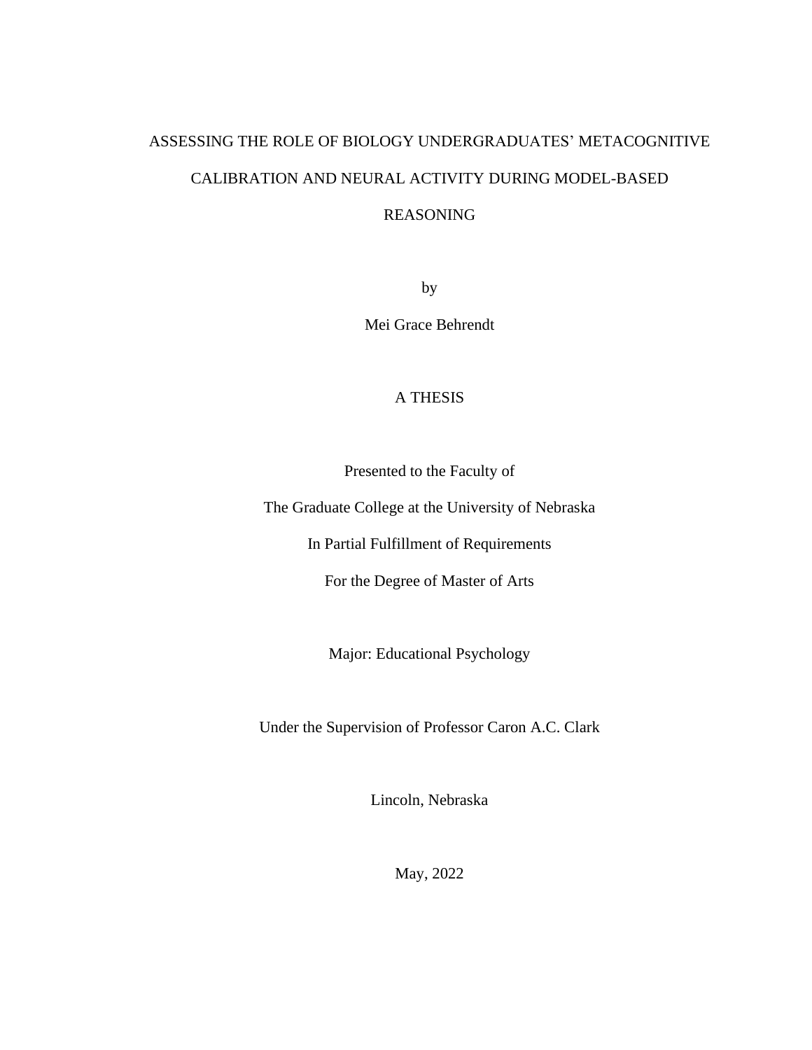# ASSESSING THE ROLE OF BIOLOGY UNDERGRADUATES' METACOGNITIVE CALIBRATION AND NEURAL ACTIVITY DURING MODEL-BASED REASONING

by

Mei Grace Behrendt

A THESIS

Presented to the Faculty of

The Graduate College at the University of Nebraska

In Partial Fulfillment of Requirements

For the Degree of Master of Arts

Major: Educational Psychology

Under the Supervision of Professor Caron A.C. Clark

Lincoln, Nebraska

May, 2022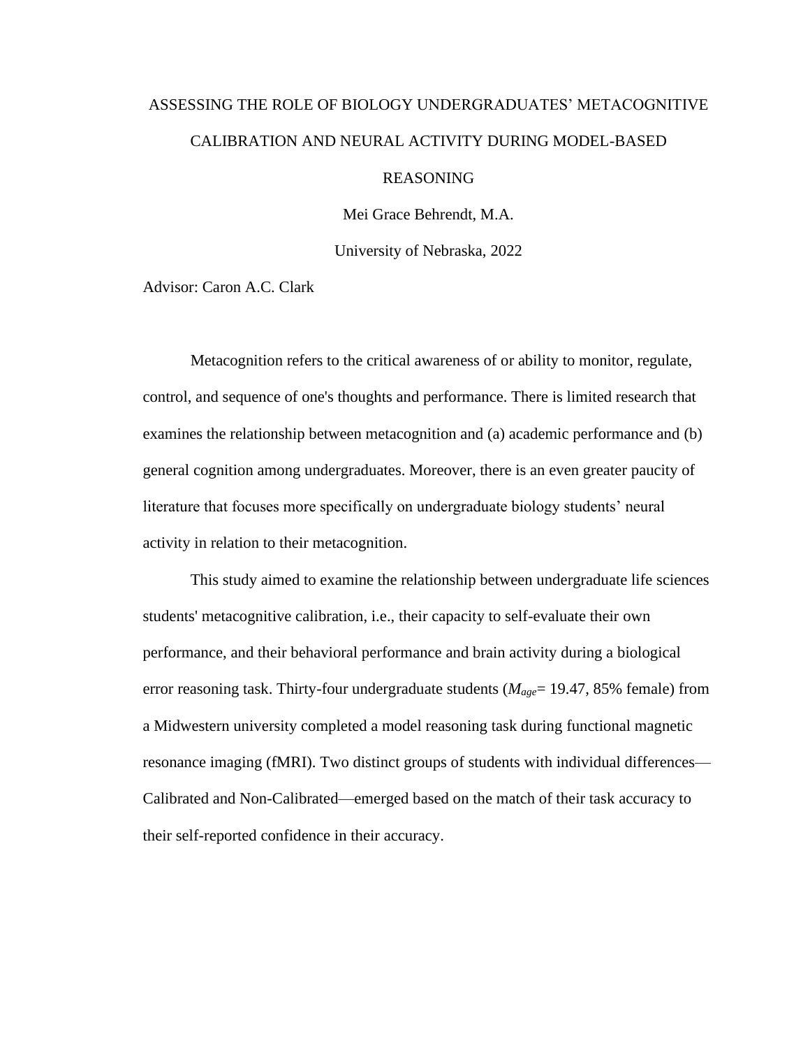ASSESSING THE ROLE OF BIOLOGY UNDERGRADUATES' METACOGNITIVE CALIBRATION AND NEURAL ACTIVITY DURING MODEL-BASED REASONING

Mei Grace Behrendt, M.A.

University of Nebraska, 2022

Advisor: Caron A.C. Clark

Metacognition refers to the critical awareness of or ability to monitor, regulate, control, and sequence of one's thoughts and performance. There is limited research that examines the relationship between metacognition and (a) academic performance and (b) general cognition among undergraduates. Moreover, there is an even greater paucity of literature that focuses more specifically on undergraduate biology students' neural activity in relation to their metacognition.

This study aimed to examine the relationship between undergraduate life sciences students' metacognitive calibration, i.e., their capacity to self-evaluate their own performance, and their behavioral performance and brain activity during a biological error reasoning task. Thirty-four undergraduate students ($M_{age}$= 19.47, 85% female) from a Midwestern university completed a model reasoning task during functional magnetic resonance imaging (fMRI). Two distinct groups of students with individual differences—Calibrated and Non-Calibrated—emerged based on the match of their task accuracy to their self-reported confidence in their accuracy.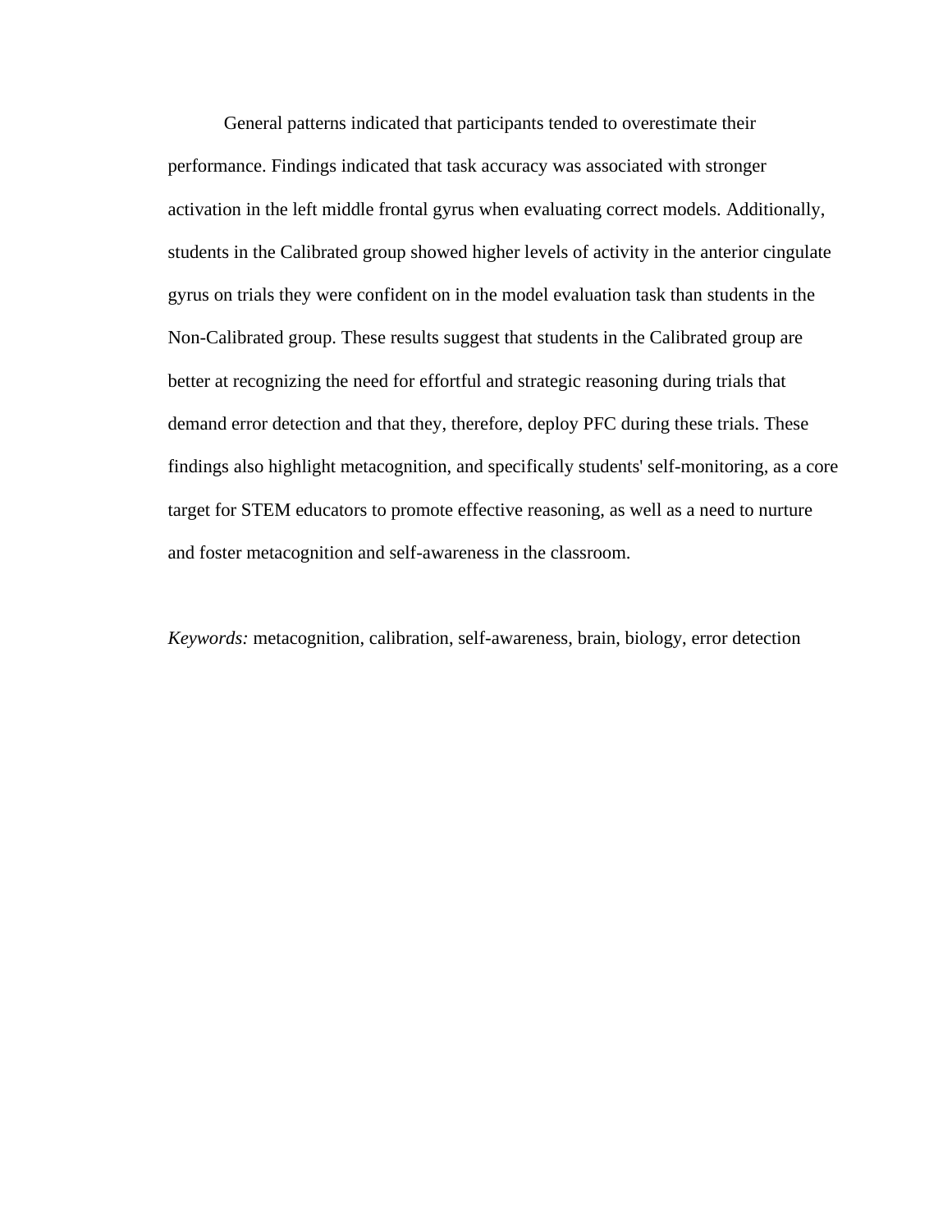General patterns indicated that participants tended to overestimate their performance. Findings indicated that task accuracy was associated with stronger activation in the left middle frontal gyrus when evaluating correct models. Additionally, students in the Calibrated group showed higher levels of activity in the anterior cingulate gyrus on trials they were confident on in the model evaluation task than students in the Non-Calibrated group. These results suggest that students in the Calibrated group are better at recognizing the need for effortful and strategic reasoning during trials that demand error detection and that they, therefore, deploy PFC during these trials. These findings also highlight metacognition, and specifically students' self-monitoring, as a core target for STEM educators to promote effective reasoning, as well as a need to nurture and foster metacognition and self-awareness in the classroom.

*Keywords:* metacognition, calibration, self-awareness, brain, biology, error detection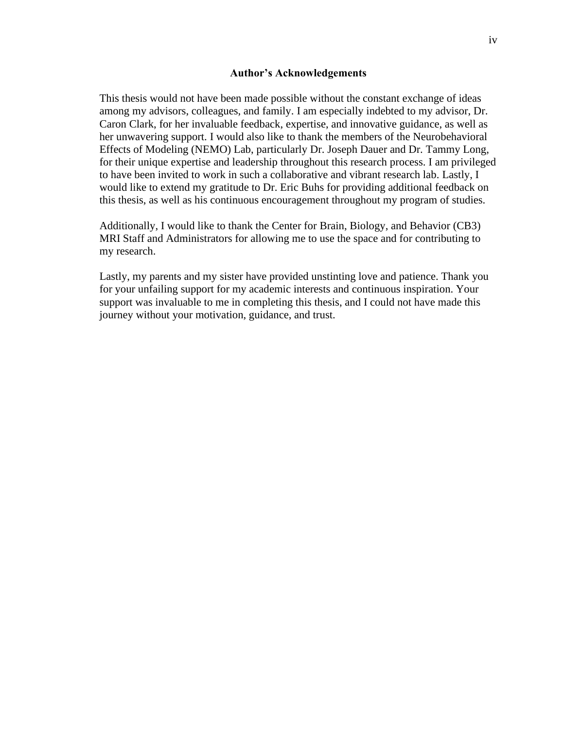## Author's Acknowledgements

This thesis would not have been made possible without the constant exchange of ideas among my advisors, colleagues, and family. I am especially indebted to my advisor, Dr. Caron Clark, for her invaluable feedback, expertise, and innovative guidance, as well as her unwavering support. I would also like to thank the members of the Neurobehavioral Effects of Modeling (NEMO) Lab, particularly Dr. Joseph Dauer and Dr. Tammy Long, for their unique expertise and leadership throughout this research process. I am privileged to have been invited to work in such a collaborative and vibrant research lab. Lastly, I would like to extend my gratitude to Dr. Eric Buhs for providing additional feedback on this thesis, as well as his continuous encouragement throughout my program of studies.

Additionally, I would like to thank the Center for Brain, Biology, and Behavior (CB3) MRI Staff and Administrators for allowing me to use the space and for contributing to my research.

Lastly, my parents and my sister have provided unstinting love and patience. Thank you for your unfailing support for my academic interests and continuous inspiration. Your support was invaluable to me in completing this thesis, and I could not have made this journey without your motivation, guidance, and trust.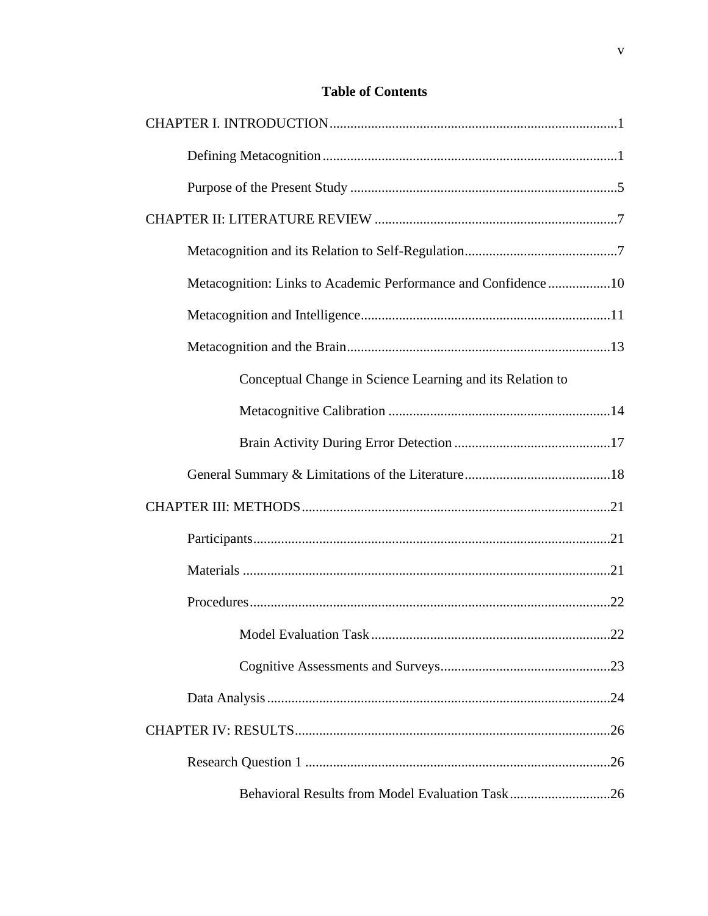# Table of Contents

CHAPTER I. INTRODUCTION....................................................................................1

Defining Metacognition.....................................................................................1

Purpose of the Present Study .............................................................................5

CHAPTER II: LITERATURE REVIEW ......................................................................7

Metacognition and its Relation to Self-Regulation............................................7

Metacognition: Links to Academic Performance and Confidence ..................10

Metacognition and Intelligence........................................................................11

Metacognition and the Brain............................................................................13

Conceptual Change in Science Learning and its Relation to Metacognitive Calibration ...............................................................14

Brain Activity During Error Detection .............................................17

General Summary & Limitations of the Literature..........................................18

CHAPTER III: METHODS.........................................................................................21

Participants.......................................................................................................21

Materials ..........................................................................................................21

Procedures........................................................................................................22

Model Evaluation Task .....................................................................22

Cognitive Assessments and Surveys.................................................23

Data Analysis...................................................................................................24

CHAPTER IV: RESULTS...........................................................................................26

Research Question 1 ........................................................................................26

Behavioral Results from Model Evaluation Task .............................26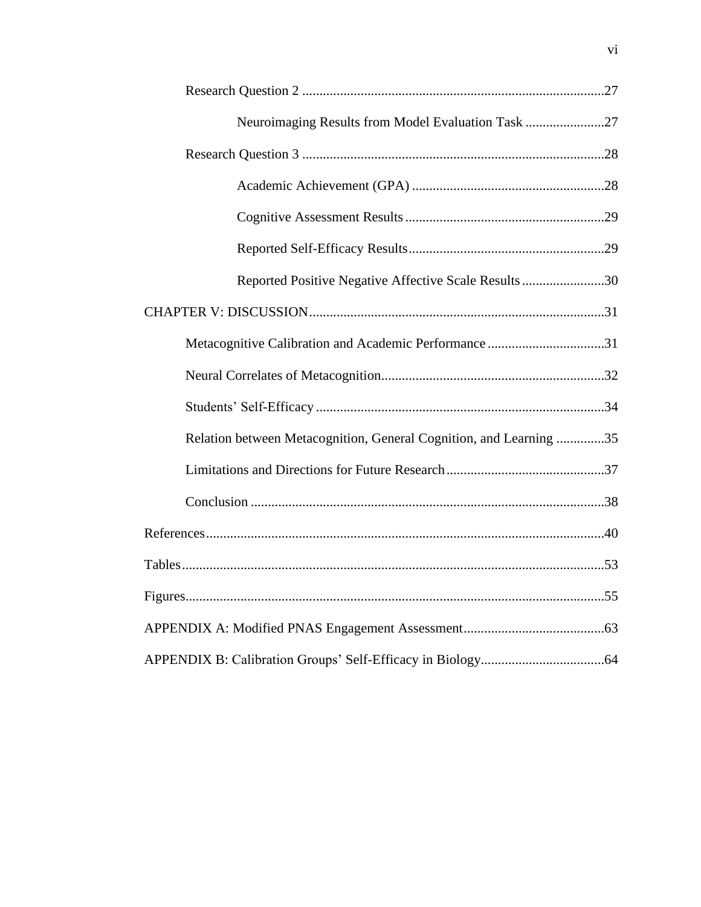Research Question 2 .......................................................................................27

Neuroimaging Results from Model Evaluation Task .......................27

Research Question 3 .......................................................................................28

Academic Achievement (GPA) ........................................................28

Cognitive Assessment Results ..........................................................29

Reported Self-Efficacy Results.........................................................29

Reported Positive Negative Affective Scale Results........................30

CHAPTER V: DISCUSSION.....................................................................................31

Metacognitive Calibration and Academic Performance ..................................31

Neural Correlates of Metacognition.................................................................32

Students' Self-Efficacy ...................................................................................34

Relation between Metacognition, General Cognition, and Learning ..............35

Limitations and Directions for Future Research..............................................37

Conclusion ......................................................................................................38

References...................................................................................................................40

Tables..........................................................................................................................53

Figures.........................................................................................................................55

APPENDIX A: Modified PNAS Engagement Assessment.........................................63

APPENDIX B: Calibration Groups' Self-Efficacy in Biology....................................64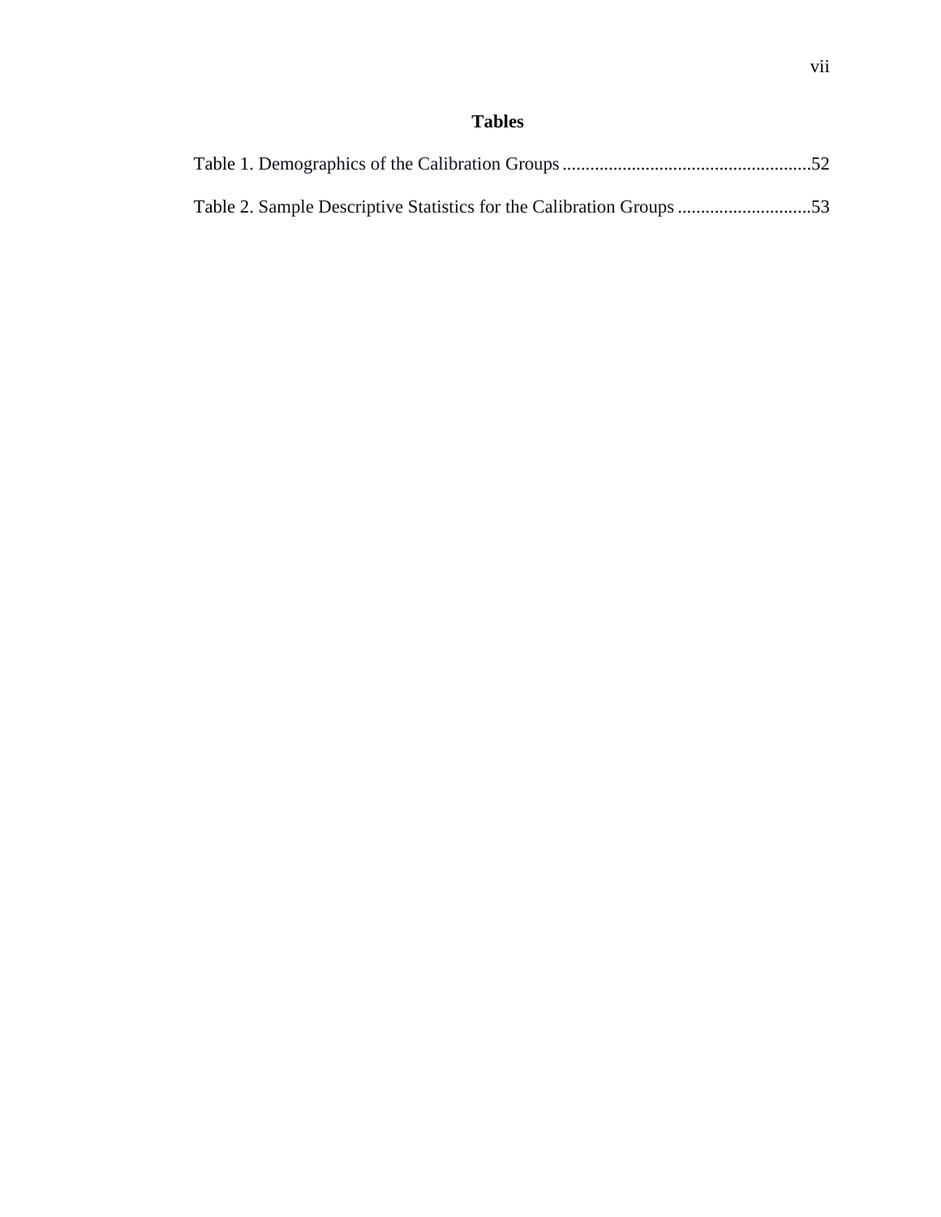# Tables

Table 1. Demographics of the Calibration Groups ......................................................52

Table 2. Sample Descriptive Statistics for the Calibration Groups .............................53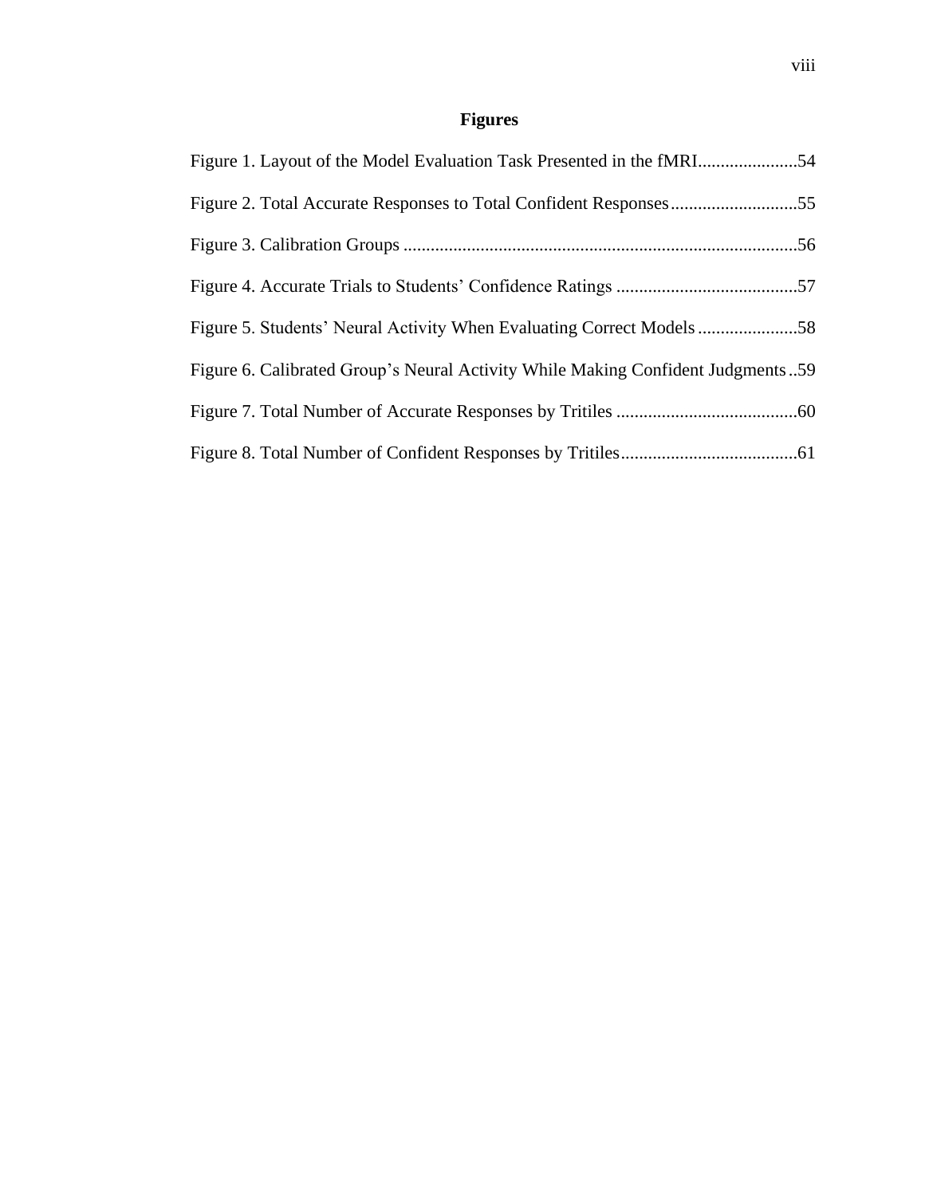# Figures

Figure 1. Layout of the Model Evaluation Task Presented in the fMRI......................54

Figure 2. Total Accurate Responses to Total Confident Responses............................55

Figure 3. Calibration Groups .......................................................................................56

Figure 4. Accurate Trials to Students' Confidence Ratings ........................................57

Figure 5. Students' Neural Activity When Evaluating Correct Models ......................58

Figure 6. Calibrated Group's Neural Activity While Making Confident Judgments ..59

Figure 7. Total Number of Accurate Responses by Tritiles ........................................60

Figure 8. Total Number of Confident Responses by Tritiles.......................................61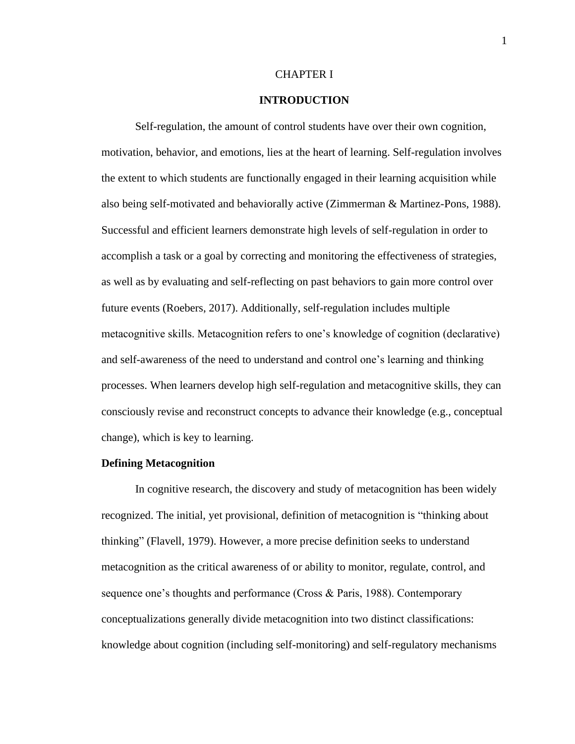# CHAPTER I

## INTRODUCTION

Self-regulation, the amount of control students have over their own cognition, motivation, behavior, and emotions, lies at the heart of learning. Self-regulation involves the extent to which students are functionally engaged in their learning acquisition while also being self-motivated and behaviorally active (Zimmerman & Martinez-Pons, 1988). Successful and efficient learners demonstrate high levels of self-regulation in order to accomplish a task or a goal by correcting and monitoring the effectiveness of strategies, as well as by evaluating and self-reflecting on past behaviors to gain more control over future events (Roebers, 2017). Additionally, self-regulation includes multiple metacognitive skills. Metacognition refers to one's knowledge of cognition (declarative) and self-awareness of the need to understand and control one's learning and thinking processes. When learners develop high self-regulation and metacognitive skills, they can consciously revise and reconstruct concepts to advance their knowledge (e.g., conceptual change), which is key to learning.

### Defining Metacognition

In cognitive research, the discovery and study of metacognition has been widely recognized. The initial, yet provisional, definition of metacognition is "thinking about thinking" (Flavell, 1979). However, a more precise definition seeks to understand metacognition as the critical awareness of or ability to monitor, regulate, control, and sequence one's thoughts and performance (Cross & Paris, 1988). Contemporary conceptualizations generally divide metacognition into two distinct classifications: knowledge about cognition (including self-monitoring) and self-regulatory mechanisms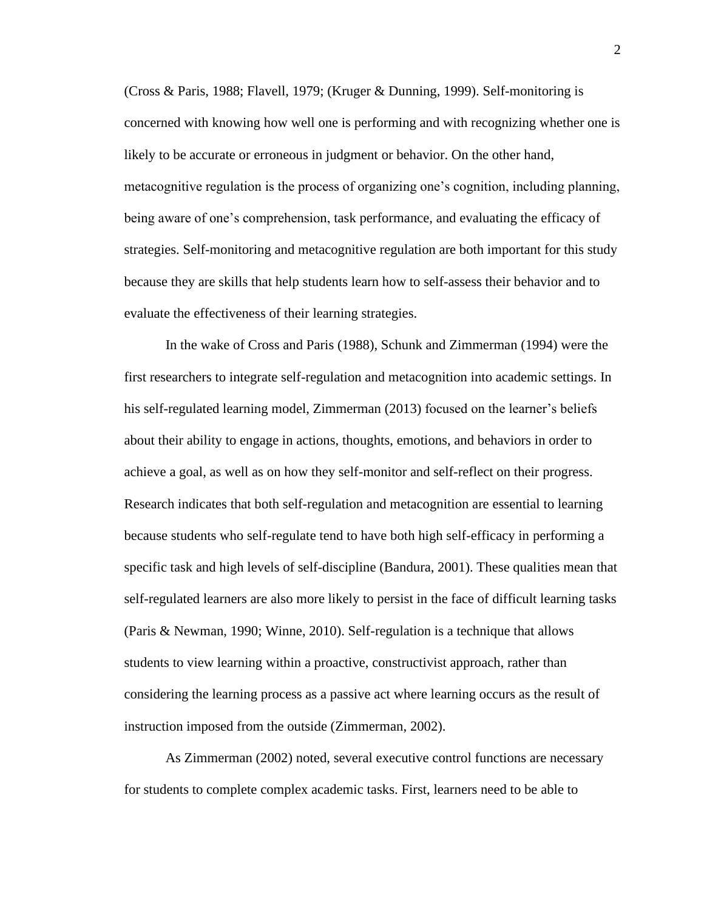(Cross & Paris, 1988; Flavell, 1979; (Kruger & Dunning, 1999). Self-monitoring is concerned with knowing how well one is performing and with recognizing whether one is likely to be accurate or erroneous in judgment or behavior. On the other hand, metacognitive regulation is the process of organizing one's cognition, including planning, being aware of one's comprehension, task performance, and evaluating the efficacy of strategies. Self-monitoring and metacognitive regulation are both important for this study because they are skills that help students learn how to self-assess their behavior and to evaluate the effectiveness of their learning strategies.

In the wake of Cross and Paris (1988), Schunk and Zimmerman (1994) were the first researchers to integrate self-regulation and metacognition into academic settings. In his self-regulated learning model, Zimmerman (2013) focused on the learner's beliefs about their ability to engage in actions, thoughts, emotions, and behaviors in order to achieve a goal, as well as on how they self-monitor and self-reflect on their progress. Research indicates that both self-regulation and metacognition are essential to learning because students who self-regulate tend to have both high self-efficacy in performing a specific task and high levels of self-discipline (Bandura, 2001). These qualities mean that self-regulated learners are also more likely to persist in the face of difficult learning tasks (Paris & Newman, 1990; Winne, 2010). Self-regulation is a technique that allows students to view learning within a proactive, constructivist approach, rather than considering the learning process as a passive act where learning occurs as the result of instruction imposed from the outside (Zimmerman, 2002).

As Zimmerman (2002) noted, several executive control functions are necessary for students to complete complex academic tasks. First, learners need to be able to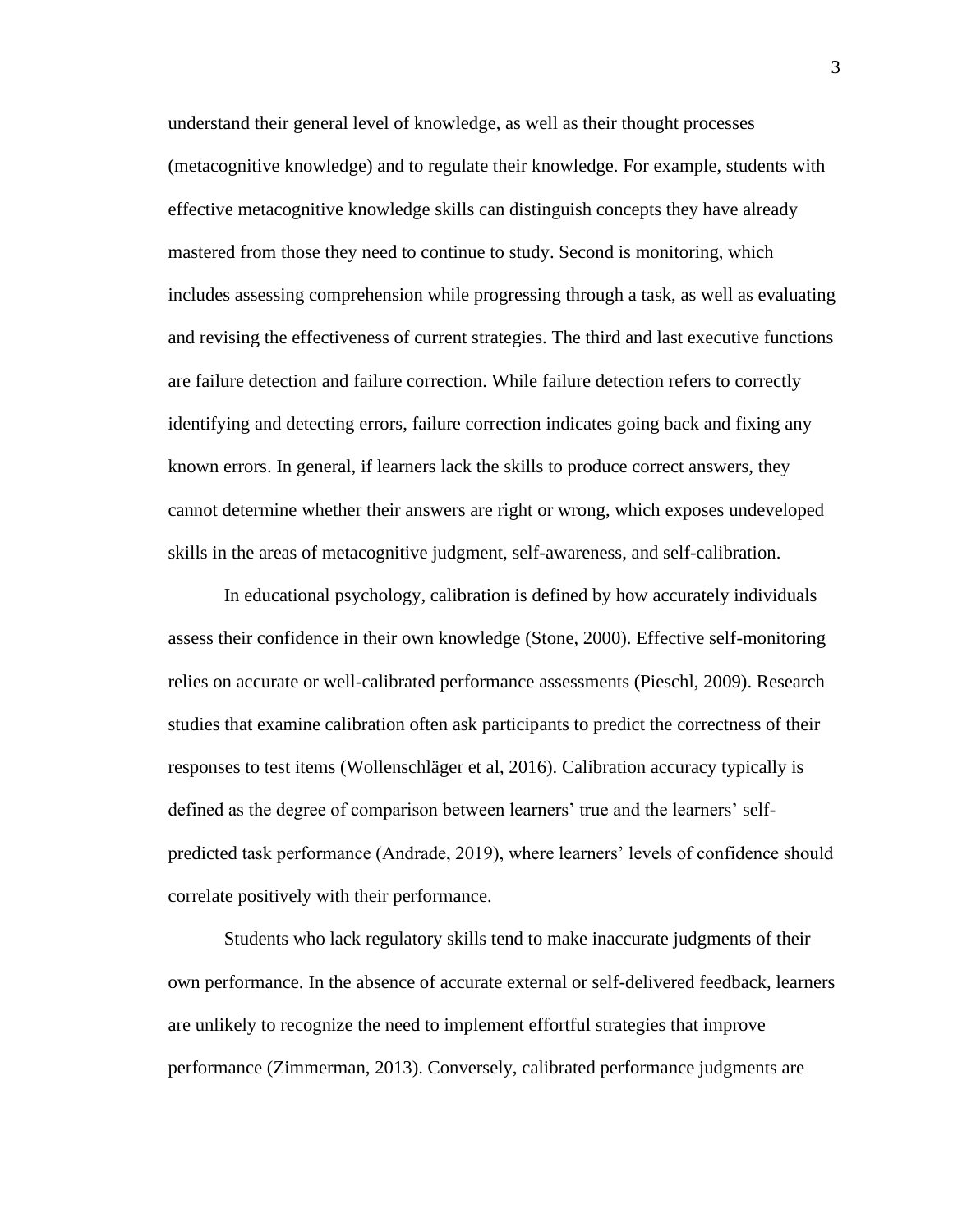understand their general level of knowledge, as well as their thought processes (metacognitive knowledge) and to regulate their knowledge. For example, students with effective metacognitive knowledge skills can distinguish concepts they have already mastered from those they need to continue to study. Second is monitoring, which includes assessing comprehension while progressing through a task, as well as evaluating and revising the effectiveness of current strategies. The third and last executive functions are failure detection and failure correction. While failure detection refers to correctly identifying and detecting errors, failure correction indicates going back and fixing any known errors. In general, if learners lack the skills to produce correct answers, they cannot determine whether their answers are right or wrong, which exposes undeveloped skills in the areas of metacognitive judgment, self-awareness, and self-calibration.

In educational psychology, calibration is defined by how accurately individuals assess their confidence in their own knowledge (Stone, 2000). Effective self-monitoring relies on accurate or well-calibrated performance assessments (Pieschl, 2009). Research studies that examine calibration often ask participants to predict the correctness of their responses to test items (Wollenschläger et al, 2016). Calibration accuracy typically is defined as the degree of comparison between learners' true and the learners' self-predicted task performance (Andrade, 2019), where learners' levels of confidence should correlate positively with their performance.

Students who lack regulatory skills tend to make inaccurate judgments of their own performance. In the absence of accurate external or self-delivered feedback, learners are unlikely to recognize the need to implement effortful strategies that improve performance (Zimmerman, 2013). Conversely, calibrated performance judgments are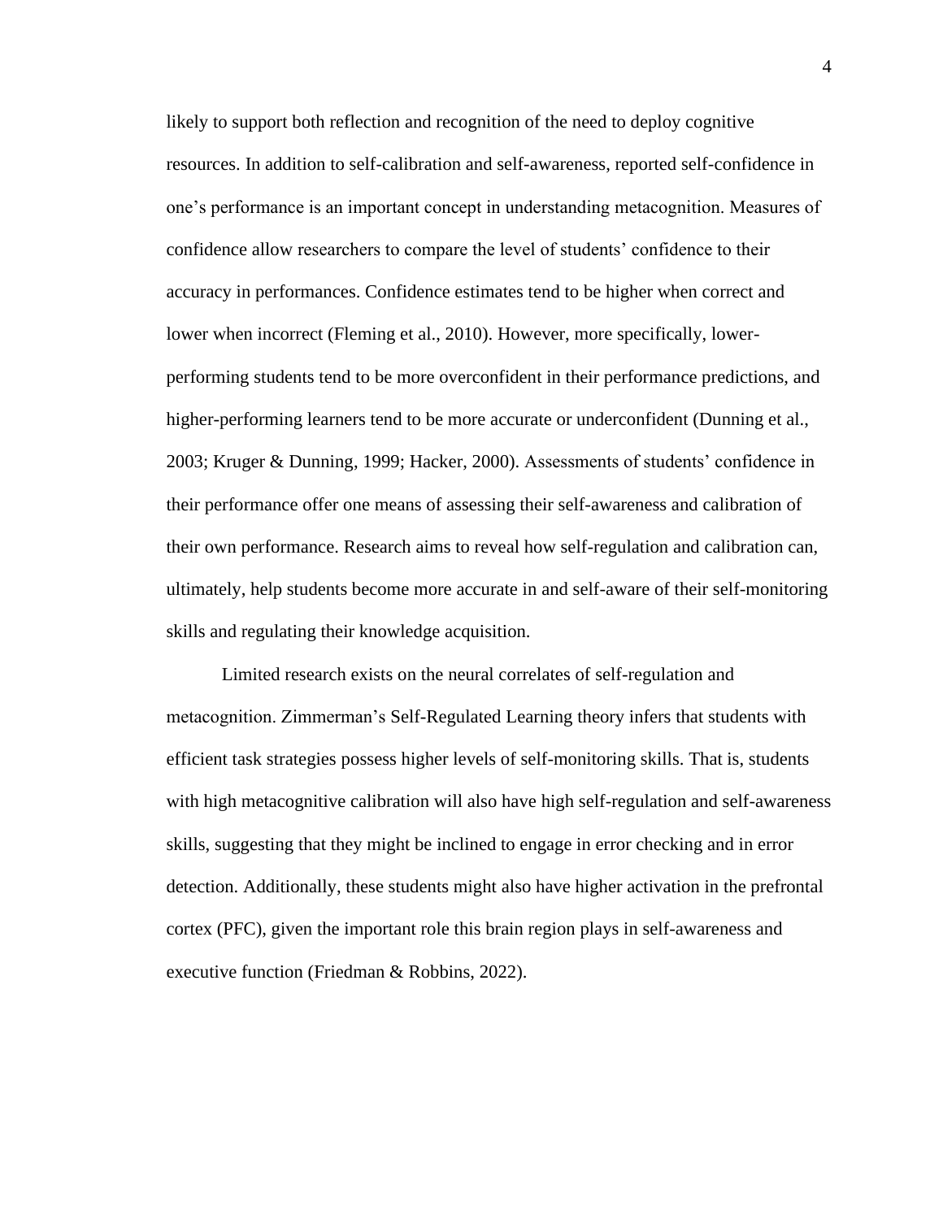likely to support both reflection and recognition of the need to deploy cognitive resources. In addition to self-calibration and self-awareness, reported self-confidence in one's performance is an important concept in understanding metacognition. Measures of confidence allow researchers to compare the level of students' confidence to their accuracy in performances. Confidence estimates tend to be higher when correct and lower when incorrect (Fleming et al., 2010). However, more specifically, lower-performing students tend to be more overconfident in their performance predictions, and higher-performing learners tend to be more accurate or underconfident (Dunning et al., 2003; Kruger & Dunning, 1999; Hacker, 2000). Assessments of students' confidence in their performance offer one means of assessing their self-awareness and calibration of their own performance. Research aims to reveal how self-regulation and calibration can, ultimately, help students become more accurate in and self-aware of their self-monitoring skills and regulating their knowledge acquisition.

Limited research exists on the neural correlates of self-regulation and metacognition. Zimmerman's Self-Regulated Learning theory infers that students with efficient task strategies possess higher levels of self-monitoring skills. That is, students with high metacognitive calibration will also have high self-regulation and self-awareness skills, suggesting that they might be inclined to engage in error checking and in error detection. Additionally, these students might also have higher activation in the prefrontal cortex (PFC), given the important role this brain region plays in self-awareness and executive function (Friedman & Robbins, 2022).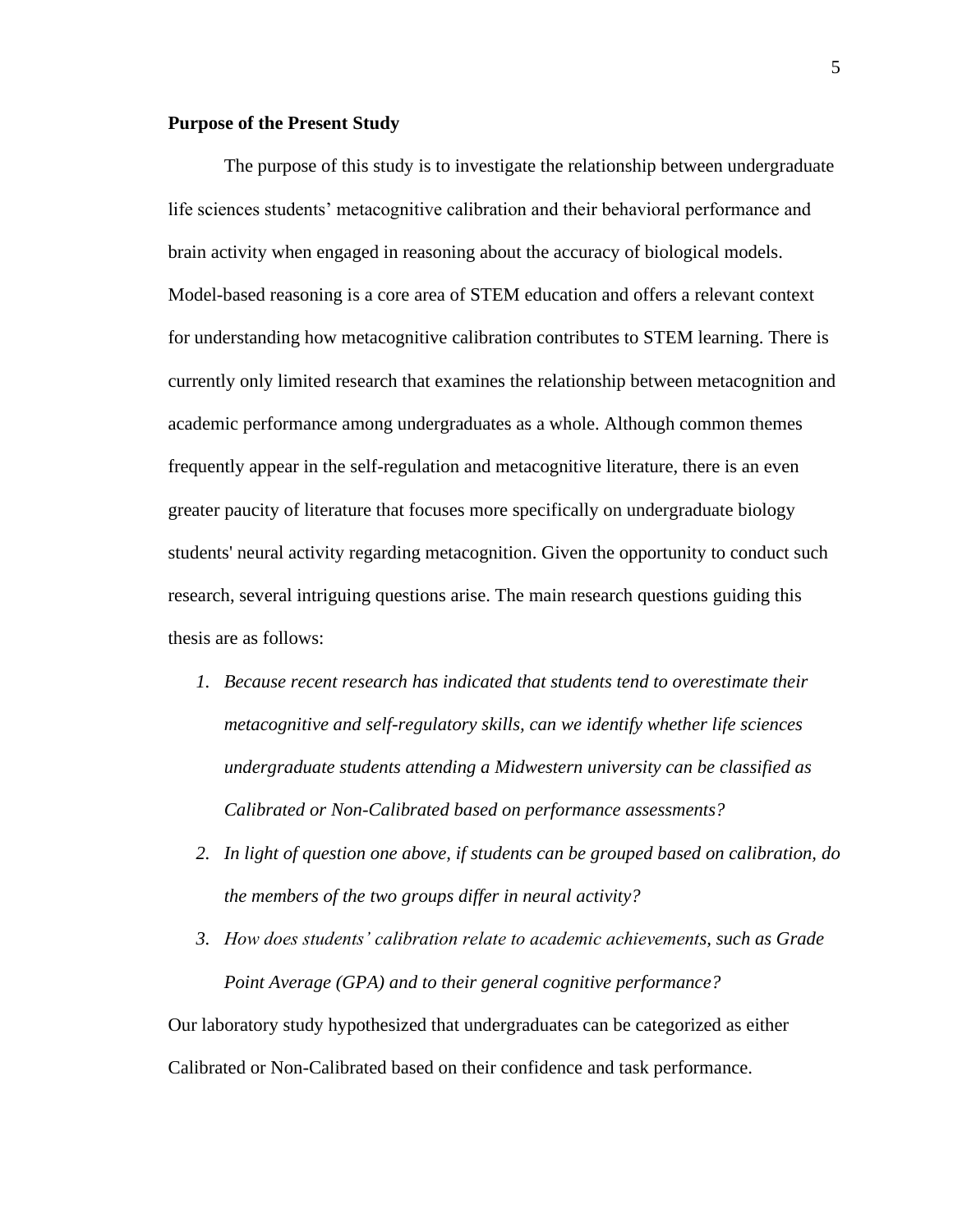**Purpose of the Present Study**

The purpose of this study is to investigate the relationship between undergraduate life sciences students' metacognitive calibration and their behavioral performance and brain activity when engaged in reasoning about the accuracy of biological models. Model-based reasoning is a core area of STEM education and offers a relevant context for understanding how metacognitive calibration contributes to STEM learning. There is currently only limited research that examines the relationship between metacognition and academic performance among undergraduates as a whole. Although common themes frequently appear in the self-regulation and metacognitive literature, there is an even greater paucity of literature that focuses more specifically on undergraduate biology students' neural activity regarding metacognition. Given the opportunity to conduct such research, several intriguing questions arise. The main research questions guiding this thesis are as follows:

1. *Because recent research has indicated that students tend to overestimate their metacognitive and self-regulatory skills, can we identify whether life sciences undergraduate students attending a Midwestern university can be classified as Calibrated or Non-Calibrated based on performance assessments?*
2. *In light of question one above, if students can be grouped based on calibration, do the members of the two groups differ in neural activity?*
3. *How does students' calibration relate to academic achievements, such as Grade Point Average (GPA) and to their general cognitive performance?*

Our laboratory study hypothesized that undergraduates can be categorized as either Calibrated or Non-Calibrated based on their confidence and task performance.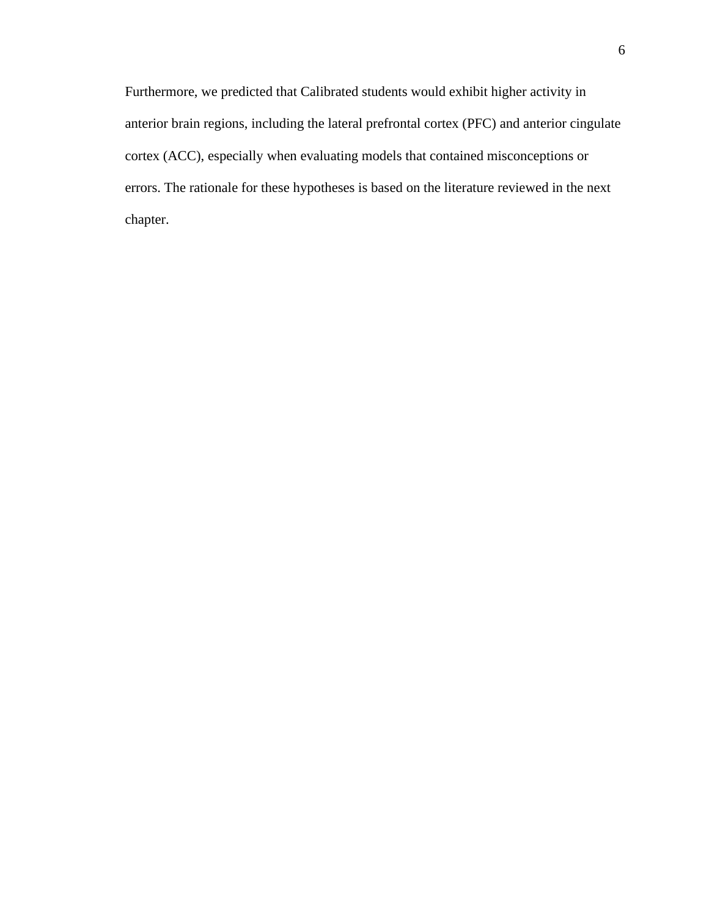Furthermore, we predicted that Calibrated students would exhibit higher activity in anterior brain regions, including the lateral prefrontal cortex (PFC) and anterior cingulate cortex (ACC), especially when evaluating models that contained misconceptions or errors. The rationale for these hypotheses is based on the literature reviewed in the next chapter.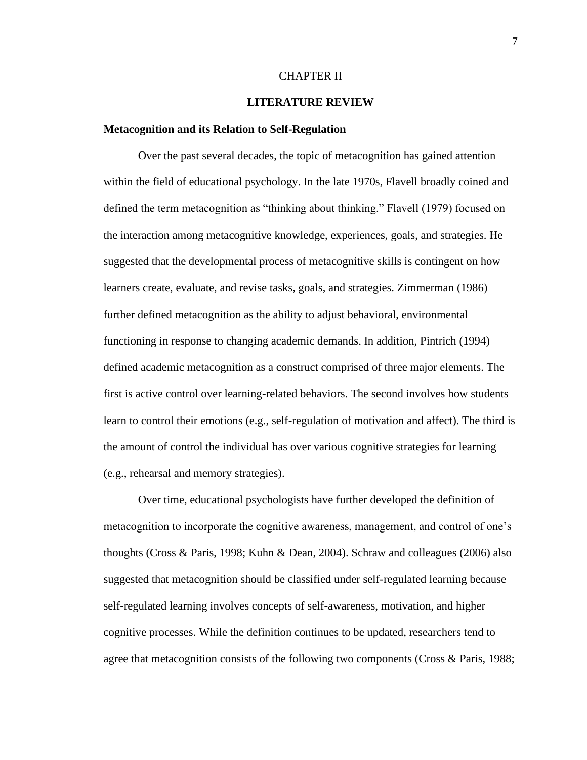# CHAPTER II

## LITERATURE REVIEW

### Metacognition and its Relation to Self-Regulation

Over the past several decades, the topic of metacognition has gained attention within the field of educational psychology. In the late 1970s, Flavell broadly coined and defined the term metacognition as “thinking about thinking.” Flavell (1979) focused on the interaction among metacognitive knowledge, experiences, goals, and strategies. He suggested that the developmental process of metacognitive skills is contingent on how learners create, evaluate, and revise tasks, goals, and strategies. Zimmerman (1986) further defined metacognition as the ability to adjust behavioral, environmental functioning in response to changing academic demands. In addition, Pintrich (1994) defined academic metacognition as a construct comprised of three major elements. The first is active control over learning-related behaviors. The second involves how students learn to control their emotions (e.g., self-regulation of motivation and affect). The third is the amount of control the individual has over various cognitive strategies for learning (e.g., rehearsal and memory strategies).

Over time, educational psychologists have further developed the definition of metacognition to incorporate the cognitive awareness, management, and control of one’s thoughts (Cross & Paris, 1998; Kuhn & Dean, 2004). Schraw and colleagues (2006) also suggested that metacognition should be classified under self-regulated learning because self-regulated learning involves concepts of self-awareness, motivation, and higher cognitive processes. While the definition continues to be updated, researchers tend to agree that metacognition consists of the following two components (Cross & Paris, 1988;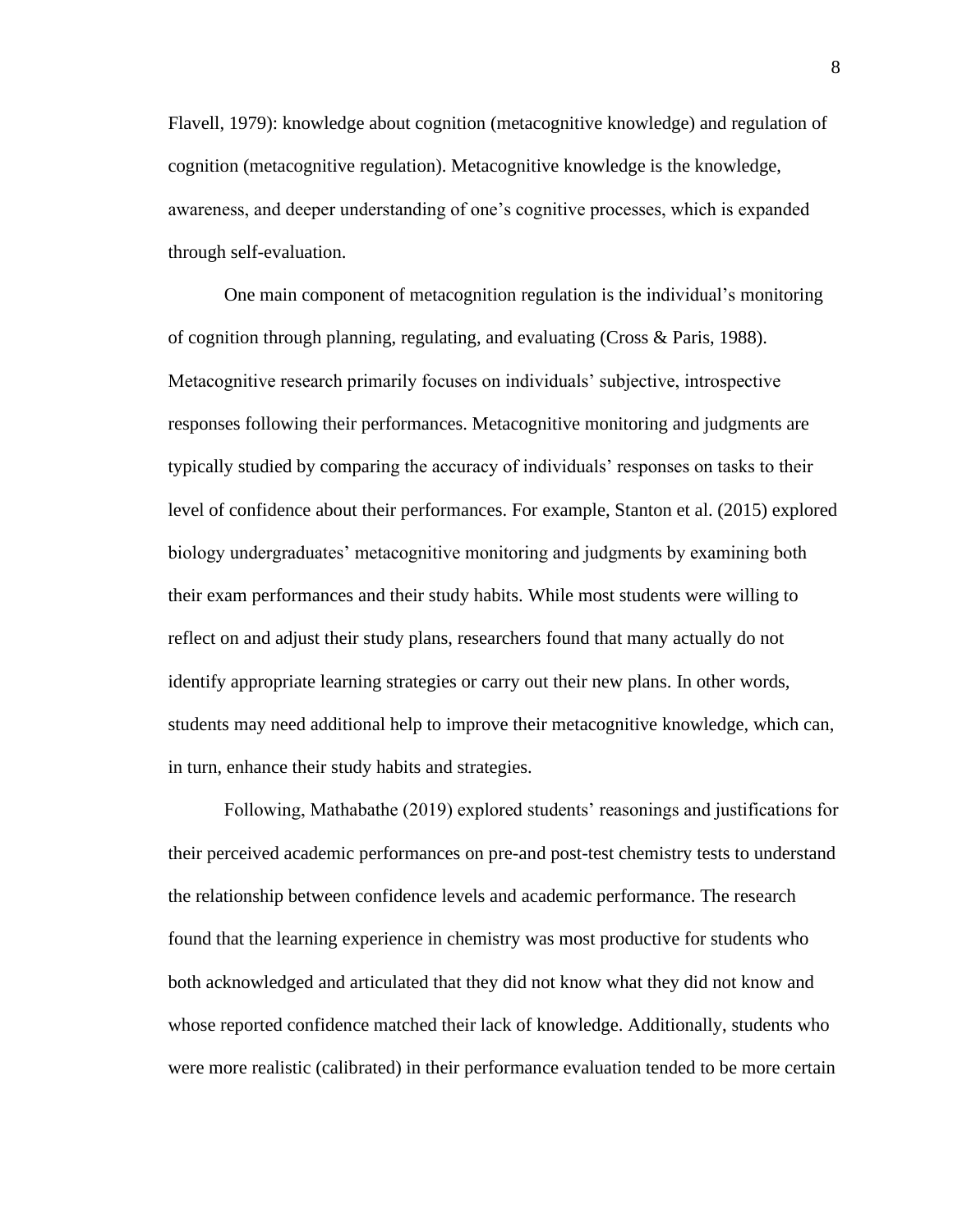Flavell, 1979): knowledge about cognition (metacognitive knowledge) and regulation of cognition (metacognitive regulation). Metacognitive knowledge is the knowledge, awareness, and deeper understanding of one's cognitive processes, which is expanded through self-evaluation.

One main component of metacognition regulation is the individual's monitoring of cognition through planning, regulating, and evaluating (Cross & Paris, 1988). Metacognitive research primarily focuses on individuals' subjective, introspective responses following their performances. Metacognitive monitoring and judgments are typically studied by comparing the accuracy of individuals' responses on tasks to their level of confidence about their performances. For example, Stanton et al. (2015) explored biology undergraduates' metacognitive monitoring and judgments by examining both their exam performances and their study habits. While most students were willing to reflect on and adjust their study plans, researchers found that many actually do not identify appropriate learning strategies or carry out their new plans. In other words, students may need additional help to improve their metacognitive knowledge, which can, in turn, enhance their study habits and strategies.

Following, Mathabathe (2019) explored students' reasonings and justifications for their perceived academic performances on pre-and post-test chemistry tests to understand the relationship between confidence levels and academic performance. The research found that the learning experience in chemistry was most productive for students who both acknowledged and articulated that they did not know what they did not know and whose reported confidence matched their lack of knowledge. Additionally, students who were more realistic (calibrated) in their performance evaluation tended to be more certain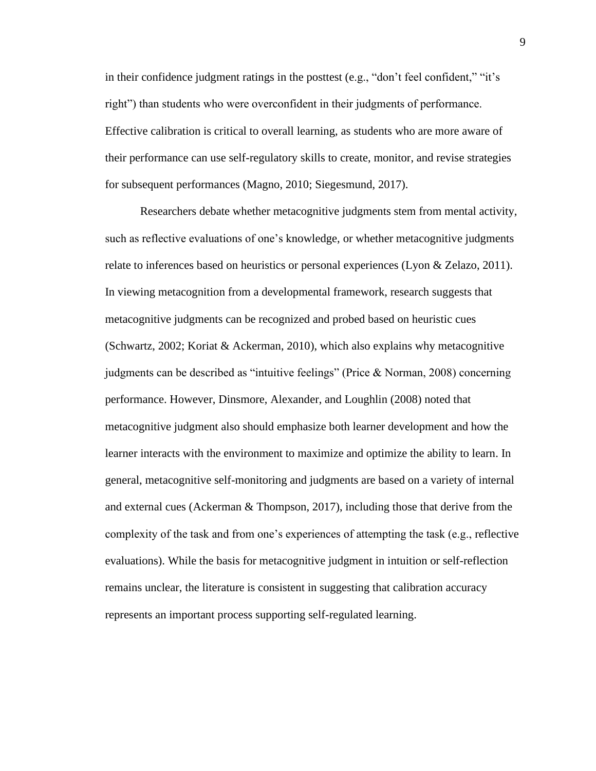in their confidence judgment ratings in the posttest (e.g., "don't feel confident," "it's right") than students who were overconfident in their judgments of performance. Effective calibration is critical to overall learning, as students who are more aware of their performance can use self-regulatory skills to create, monitor, and revise strategies for subsequent performances (Magno, 2010; Siegesmund, 2017).

Researchers debate whether metacognitive judgments stem from mental activity, such as reflective evaluations of one's knowledge, or whether metacognitive judgments relate to inferences based on heuristics or personal experiences (Lyon & Zelazo, 2011). In viewing metacognition from a developmental framework, research suggests that metacognitive judgments can be recognized and probed based on heuristic cues (Schwartz, 2002; Koriat & Ackerman, 2010), which also explains why metacognitive judgments can be described as "intuitive feelings" (Price & Norman, 2008) concerning performance. However, Dinsmore, Alexander, and Loughlin (2008) noted that metacognitive judgment also should emphasize both learner development and how the learner interacts with the environment to maximize and optimize the ability to learn. In general, metacognitive self-monitoring and judgments are based on a variety of internal and external cues (Ackerman & Thompson, 2017), including those that derive from the complexity of the task and from one's experiences of attempting the task (e.g., reflective evaluations). While the basis for metacognitive judgment in intuition or self-reflection remains unclear, the literature is consistent in suggesting that calibration accuracy represents an important process supporting self-regulated learning.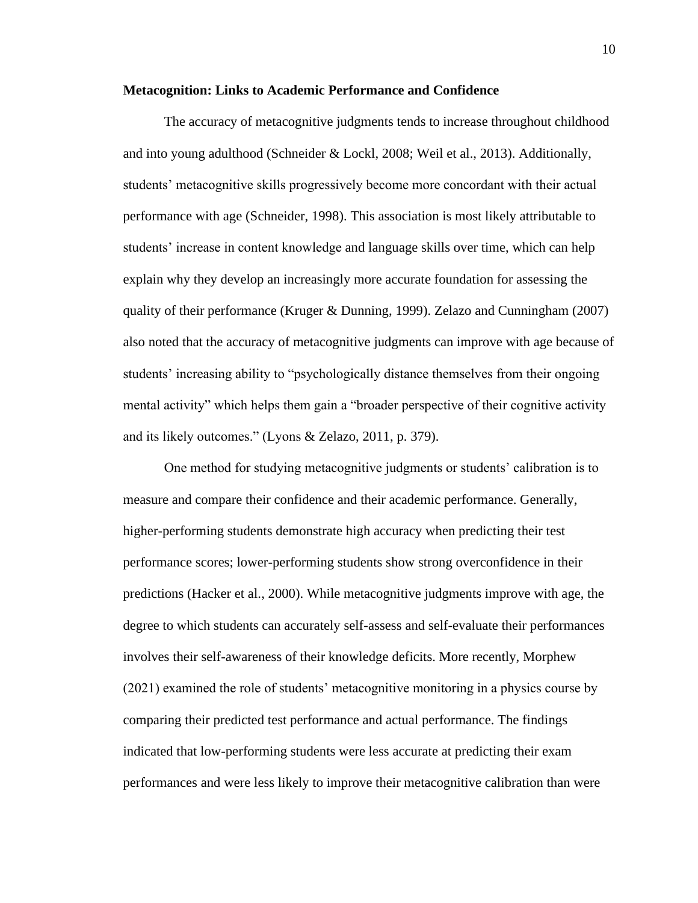**Metacognition: Links to Academic Performance and Confidence**

The accuracy of metacognitive judgments tends to increase throughout childhood and into young adulthood (Schneider & Lockl, 2008; Weil et al., 2013). Additionally, students' metacognitive skills progressively become more concordant with their actual performance with age (Schneider, 1998). This association is most likely attributable to students' increase in content knowledge and language skills over time, which can help explain why they develop an increasingly more accurate foundation for assessing the quality of their performance (Kruger & Dunning, 1999). Zelazo and Cunningham (2007) also noted that the accuracy of metacognitive judgments can improve with age because of students' increasing ability to "psychologically distance themselves from their ongoing mental activity" which helps them gain a "broader perspective of their cognitive activity and its likely outcomes." (Lyons & Zelazo, 2011, p. 379).

One method for studying metacognitive judgments or students' calibration is to measure and compare their confidence and their academic performance. Generally, higher-performing students demonstrate high accuracy when predicting their test performance scores; lower-performing students show strong overconfidence in their predictions (Hacker et al., 2000). While metacognitive judgments improve with age, the degree to which students can accurately self-assess and self-evaluate their performances involves their self-awareness of their knowledge deficits. More recently, Morphew (2021) examined the role of students' metacognitive monitoring in a physics course by comparing their predicted test performance and actual performance. The findings indicated that low-performing students were less accurate at predicting their exam performances and were less likely to improve their metacognitive calibration than were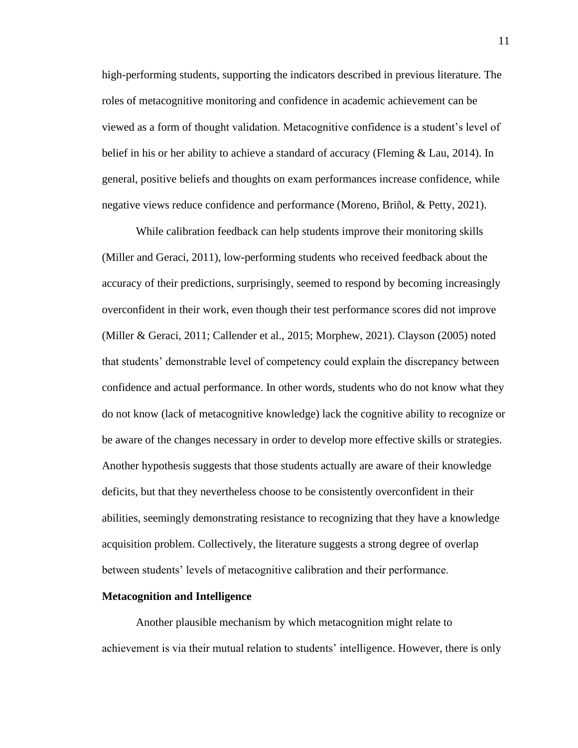high-performing students, supporting the indicators described in previous literature. The roles of metacognitive monitoring and confidence in academic achievement can be viewed as a form of thought validation. Metacognitive confidence is a student's level of belief in his or her ability to achieve a standard of accuracy (Fleming & Lau, 2014). In general, positive beliefs and thoughts on exam performances increase confidence, while negative views reduce confidence and performance (Moreno, Briñol, & Petty, 2021).

While calibration feedback can help students improve their monitoring skills (Miller and Geraci, 2011), low-performing students who received feedback about the accuracy of their predictions, surprisingly, seemed to respond by becoming increasingly overconfident in their work, even though their test performance scores did not improve (Miller & Geraci, 2011; Callender et al., 2015; Morphew, 2021). Clayson (2005) noted that students' demonstrable level of competency could explain the discrepancy between confidence and actual performance. In other words, students who do not know what they do not know (lack of metacognitive knowledge) lack the cognitive ability to recognize or be aware of the changes necessary in order to develop more effective skills or strategies. Another hypothesis suggests that those students actually are aware of their knowledge deficits, but that they nevertheless choose to be consistently overconfident in their abilities, seemingly demonstrating resistance to recognizing that they have a knowledge acquisition problem. Collectively, the literature suggests a strong degree of overlap between students' levels of metacognitive calibration and their performance.

**Metacognition and Intelligence**

Another plausible mechanism by which metacognition might relate to achievement is via their mutual relation to students' intelligence. However, there is only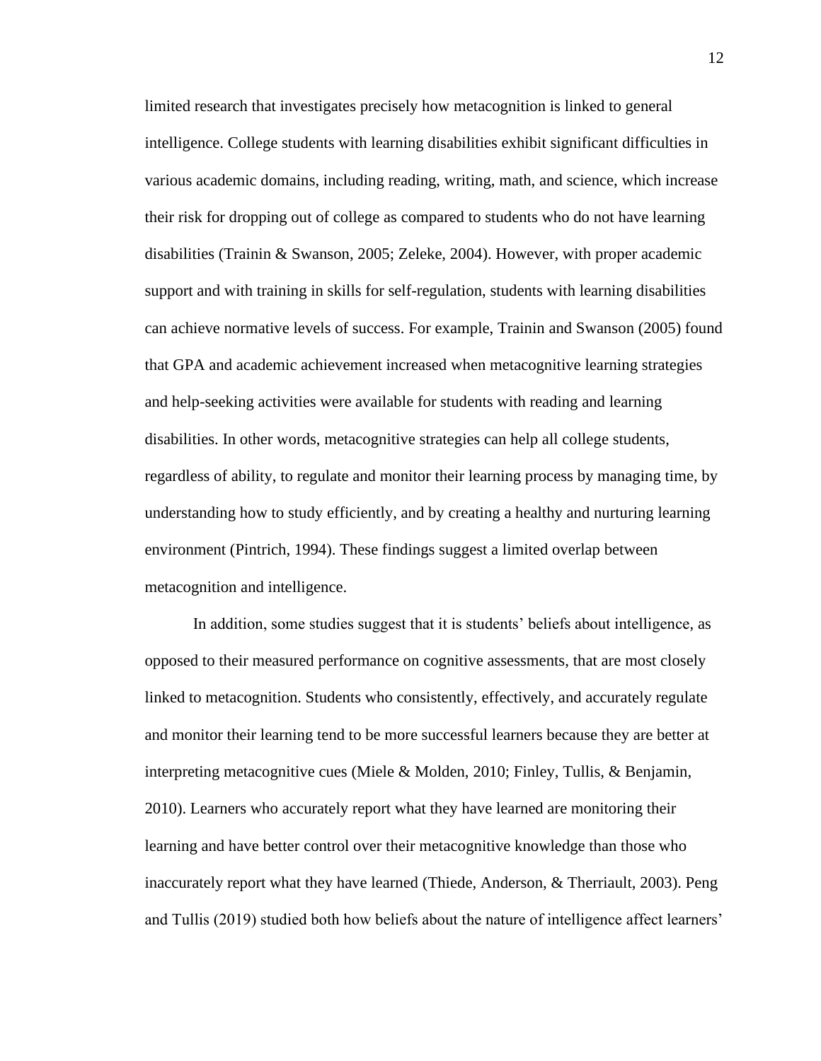limited research that investigates precisely how metacognition is linked to general intelligence. College students with learning disabilities exhibit significant difficulties in various academic domains, including reading, writing, math, and science, which increase their risk for dropping out of college as compared to students who do not have learning disabilities (Trainin & Swanson, 2005; Zeleke, 2004). However, with proper academic support and with training in skills for self-regulation, students with learning disabilities can achieve normative levels of success. For example, Trainin and Swanson (2005) found that GPA and academic achievement increased when metacognitive learning strategies and help-seeking activities were available for students with reading and learning disabilities. In other words, metacognitive strategies can help all college students, regardless of ability, to regulate and monitor their learning process by managing time, by understanding how to study efficiently, and by creating a healthy and nurturing learning environment (Pintrich, 1994). These findings suggest a limited overlap between metacognition and intelligence.

In addition, some studies suggest that it is students' beliefs about intelligence, as opposed to their measured performance on cognitive assessments, that are most closely linked to metacognition. Students who consistently, effectively, and accurately regulate and monitor their learning tend to be more successful learners because they are better at interpreting metacognitive cues (Miele & Molden, 2010; Finley, Tullis, & Benjamin, 2010). Learners who accurately report what they have learned are monitoring their learning and have better control over their metacognitive knowledge than those who inaccurately report what they have learned (Thiede, Anderson, & Therriault, 2003). Peng and Tullis (2019) studied both how beliefs about the nature of intelligence affect learners'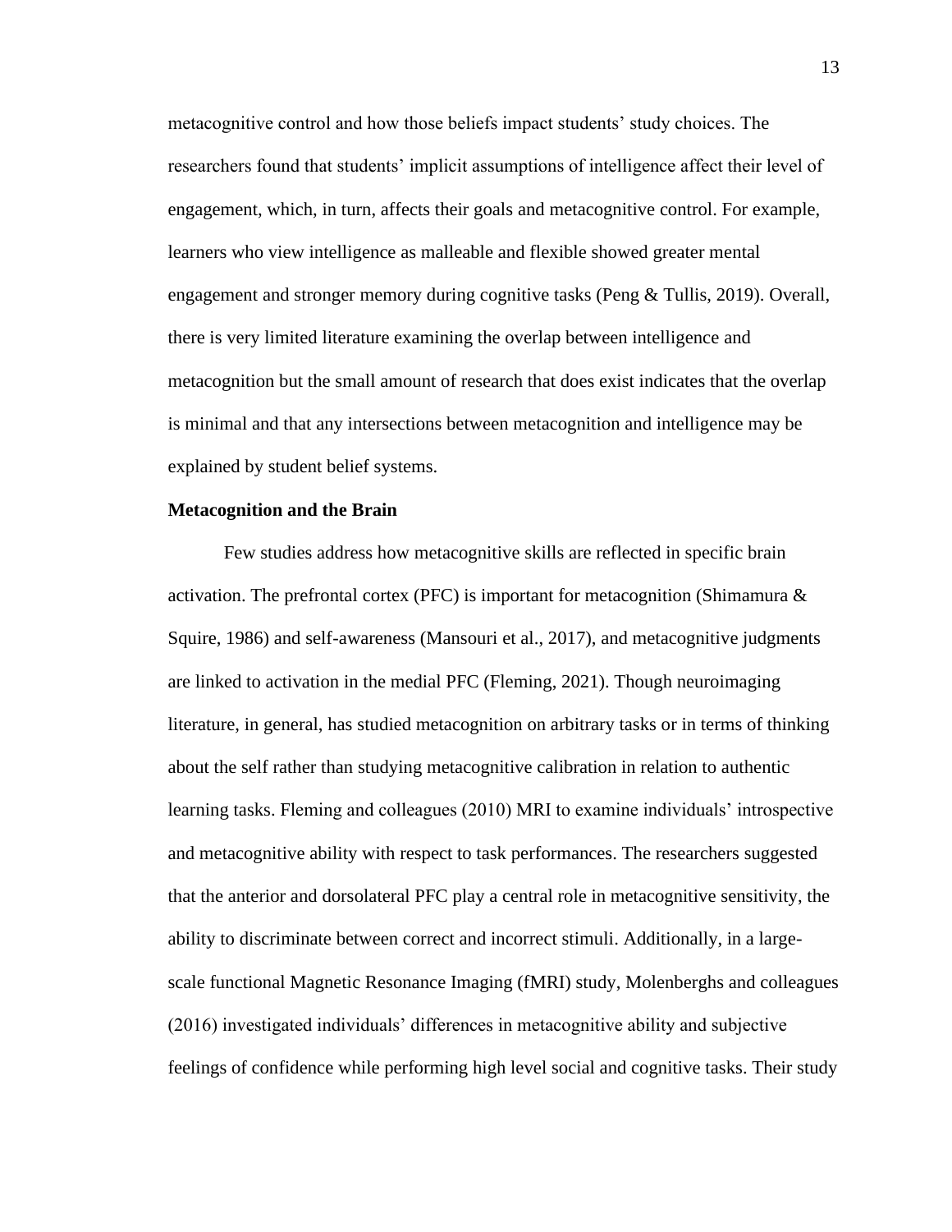metacognitive control and how those beliefs impact students' study choices. The researchers found that students' implicit assumptions of intelligence affect their level of engagement, which, in turn, affects their goals and metacognitive control. For example, learners who view intelligence as malleable and flexible showed greater mental engagement and stronger memory during cognitive tasks (Peng & Tullis, 2019). Overall, there is very limited literature examining the overlap between intelligence and metacognition but the small amount of research that does exist indicates that the overlap is minimal and that any intersections between metacognition and intelligence may be explained by student belief systems.

**Metacognition and the Brain**

Few studies address how metacognitive skills are reflected in specific brain activation. The prefrontal cortex (PFC) is important for metacognition (Shimamura & Squire, 1986) and self-awareness (Mansouri et al., 2017), and metacognitive judgments are linked to activation in the medial PFC (Fleming, 2021). Though neuroimaging literature, in general, has studied metacognition on arbitrary tasks or in terms of thinking about the self rather than studying metacognitive calibration in relation to authentic learning tasks. Fleming and colleagues (2010) MRI to examine individuals' introspective and metacognitive ability with respect to task performances. The researchers suggested that the anterior and dorsolateral PFC play a central role in metacognitive sensitivity, the ability to discriminate between correct and incorrect stimuli. Additionally, in a large-scale functional Magnetic Resonance Imaging (fMRI) study, Molenberghs and colleagues (2016) investigated individuals' differences in metacognitive ability and subjective feelings of confidence while performing high level social and cognitive tasks. Their study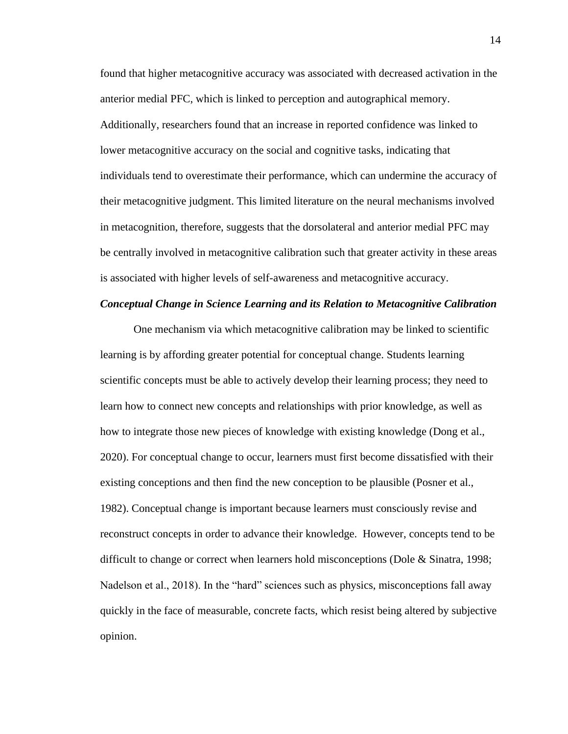found that higher metacognitive accuracy was associated with decreased activation in the anterior medial PFC, which is linked to perception and autographical memory. Additionally, researchers found that an increase in reported confidence was linked to lower metacognitive accuracy on the social and cognitive tasks, indicating that individuals tend to overestimate their performance, which can undermine the accuracy of their metacognitive judgment. This limited literature on the neural mechanisms involved in metacognition, therefore, suggests that the dorsolateral and anterior medial PFC may be centrally involved in metacognitive calibration such that greater activity in these areas is associated with higher levels of self-awareness and metacognitive accuracy.

### *Conceptual Change in Science Learning and its Relation to Metacognitive Calibration*

One mechanism via which metacognitive calibration may be linked to scientific learning is by affording greater potential for conceptual change. Students learning scientific concepts must be able to actively develop their learning process; they need to learn how to connect new concepts and relationships with prior knowledge, as well as how to integrate those new pieces of knowledge with existing knowledge (Dong et al., 2020). For conceptual change to occur, learners must first become dissatisfied with their existing conceptions and then find the new conception to be plausible (Posner et al., 1982). Conceptual change is important because learners must consciously revise and reconstruct concepts in order to advance their knowledge. However, concepts tend to be difficult to change or correct when learners hold misconceptions (Dole & Sinatra, 1998; Nadelson et al., 2018). In the "hard" sciences such as physics, misconceptions fall away quickly in the face of measurable, concrete facts, which resist being altered by subjective opinion.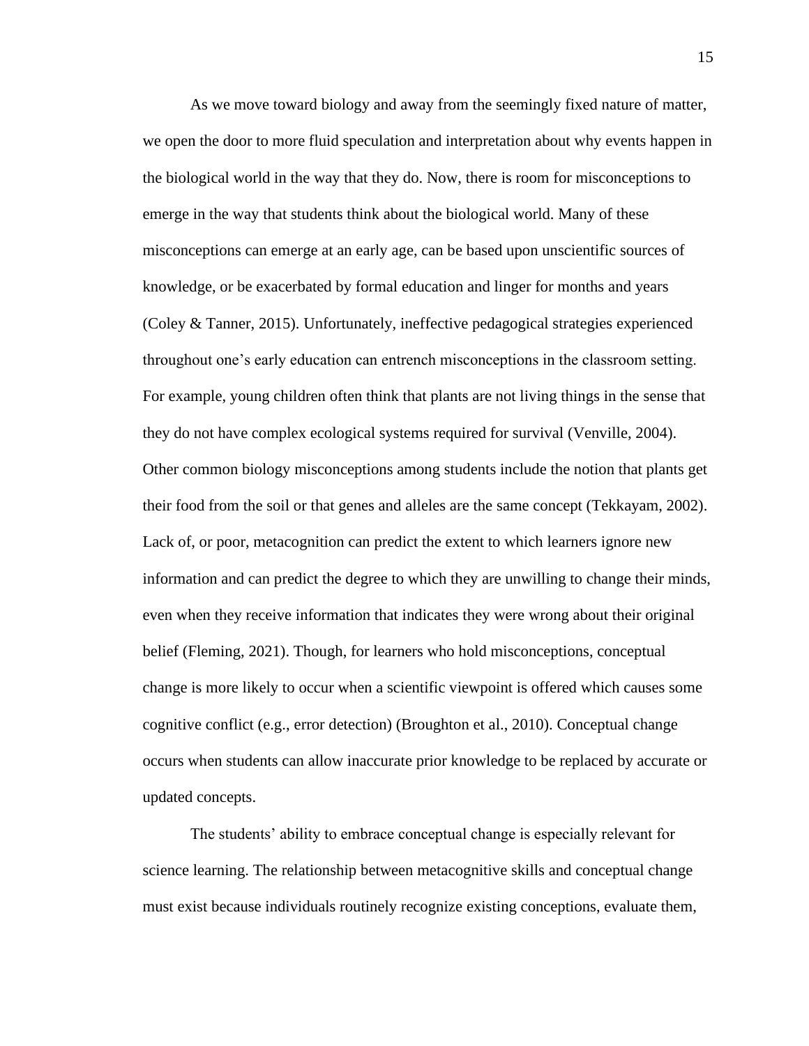As we move toward biology and away from the seemingly fixed nature of matter, we open the door to more fluid speculation and interpretation about why events happen in the biological world in the way that they do. Now, there is room for misconceptions to emerge in the way that students think about the biological world. Many of these misconceptions can emerge at an early age, can be based upon unscientific sources of knowledge, or be exacerbated by formal education and linger for months and years (Coley & Tanner, 2015). Unfortunately, ineffective pedagogical strategies experienced throughout one's early education can entrench misconceptions in the classroom setting. For example, young children often think that plants are not living things in the sense that they do not have complex ecological systems required for survival (Venville, 2004). Other common biology misconceptions among students include the notion that plants get their food from the soil or that genes and alleles are the same concept (Tekkayam, 2002). Lack of, or poor, metacognition can predict the extent to which learners ignore new information and can predict the degree to which they are unwilling to change their minds, even when they receive information that indicates they were wrong about their original belief (Fleming, 2021). Though, for learners who hold misconceptions, conceptual change is more likely to occur when a scientific viewpoint is offered which causes some cognitive conflict (e.g., error detection) (Broughton et al., 2010). Conceptual change occurs when students can allow inaccurate prior knowledge to be replaced by accurate or updated concepts.

The students' ability to embrace conceptual change is especially relevant for science learning. The relationship between metacognitive skills and conceptual change must exist because individuals routinely recognize existing conceptions, evaluate them,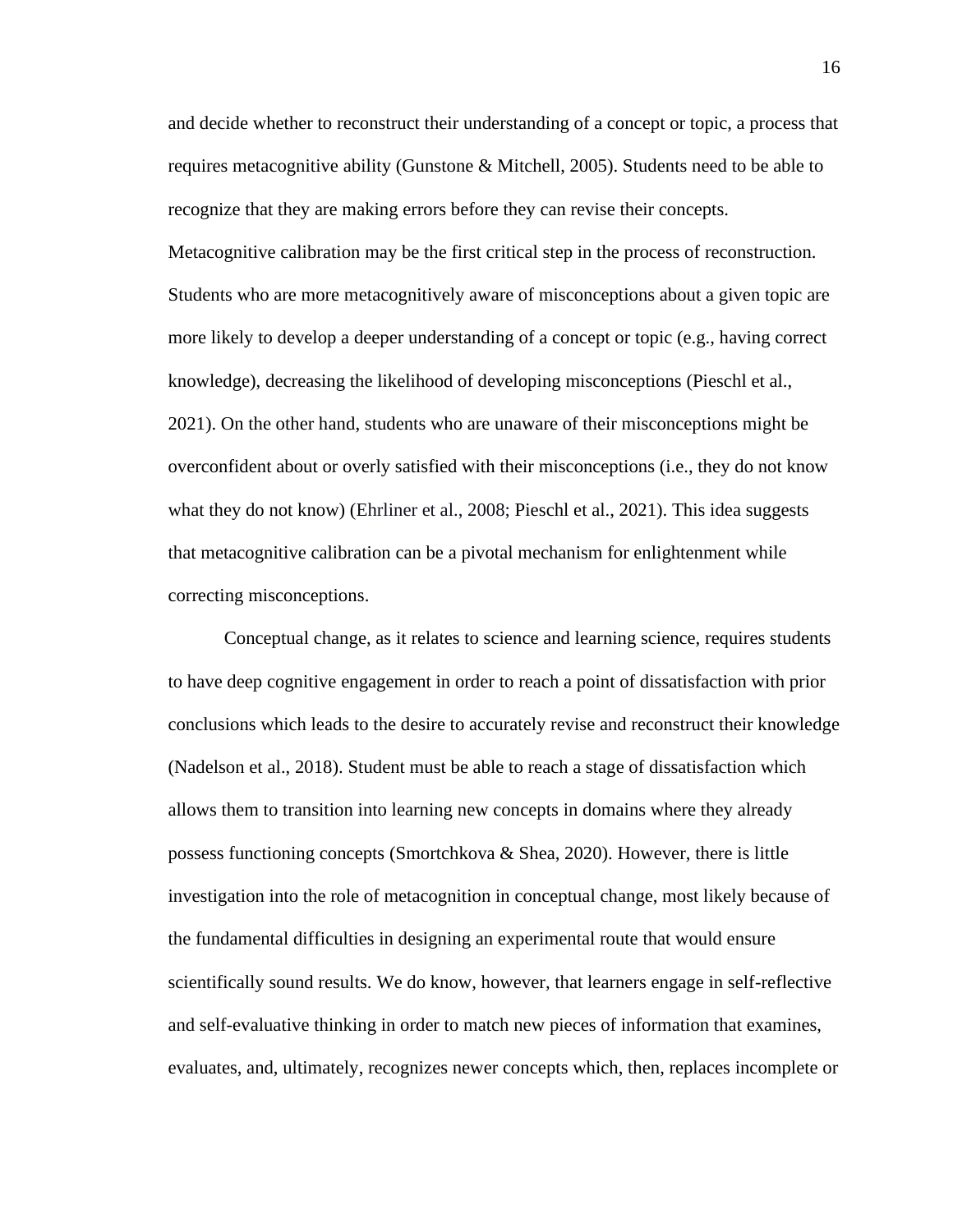and decide whether to reconstruct their understanding of a concept or topic, a process that requires metacognitive ability (Gunstone & Mitchell, 2005). Students need to be able to recognize that they are making errors before they can revise their concepts. Metacognitive calibration may be the first critical step in the process of reconstruction. Students who are more metacognitively aware of misconceptions about a given topic are more likely to develop a deeper understanding of a concept or topic (e.g., having correct knowledge), decreasing the likelihood of developing misconceptions (Pieschl et al., 2021). On the other hand, students who are unaware of their misconceptions might be overconfident about or overly satisfied with their misconceptions (i.e., they do not know what they do not know) (Ehrliner et al., 2008; Pieschl et al., 2021). This idea suggests that metacognitive calibration can be a pivotal mechanism for enlightenment while correcting misconceptions.

Conceptual change, as it relates to science and learning science, requires students to have deep cognitive engagement in order to reach a point of dissatisfaction with prior conclusions which leads to the desire to accurately revise and reconstruct their knowledge (Nadelson et al., 2018). Student must be able to reach a stage of dissatisfaction which allows them to transition into learning new concepts in domains where they already possess functioning concepts (Smortchkova & Shea, 2020). However, there is little investigation into the role of metacognition in conceptual change, most likely because of the fundamental difficulties in designing an experimental route that would ensure scientifically sound results. We do know, however, that learners engage in self-reflective and self-evaluative thinking in order to match new pieces of information that examines, evaluates, and, ultimately, recognizes newer concepts which, then, replaces incomplete or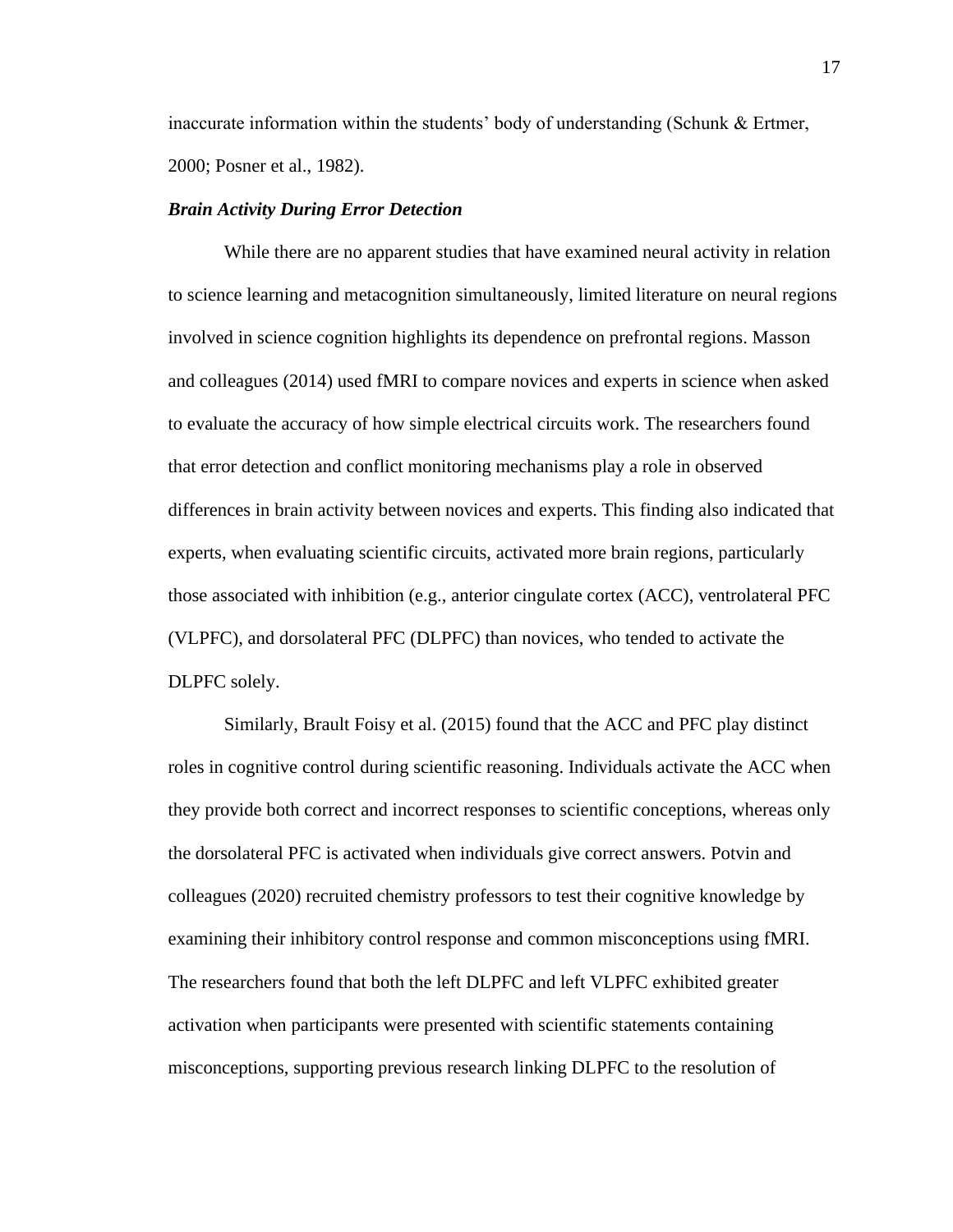inaccurate information within the students' body of understanding (Schunk & Ertmer, 2000; Posner et al., 1982).

***Brain Activity During Error Detection***

While there are no apparent studies that have examined neural activity in relation to science learning and metacognition simultaneously, limited literature on neural regions involved in science cognition highlights its dependence on prefrontal regions. Masson and colleagues (2014) used fMRI to compare novices and experts in science when asked to evaluate the accuracy of how simple electrical circuits work. The researchers found that error detection and conflict monitoring mechanisms play a role in observed differences in brain activity between novices and experts. This finding also indicated that experts, when evaluating scientific circuits, activated more brain regions, particularly those associated with inhibition (e.g., anterior cingulate cortex (ACC), ventrolateral PFC (VLPFC), and dorsolateral PFC (DLPFC) than novices, who tended to activate the DLPFC solely.

Similarly, Brault Foisy et al. (2015) found that the ACC and PFC play distinct roles in cognitive control during scientific reasoning. Individuals activate the ACC when they provide both correct and incorrect responses to scientific conceptions, whereas only the dorsolateral PFC is activated when individuals give correct answers. Potvin and colleagues (2020) recruited chemistry professors to test their cognitive knowledge by examining their inhibitory control response and common misconceptions using fMRI. The researchers found that both the left DLPFC and left VLPFC exhibited greater activation when participants were presented with scientific statements containing misconceptions, supporting previous research linking DLPFC to the resolution of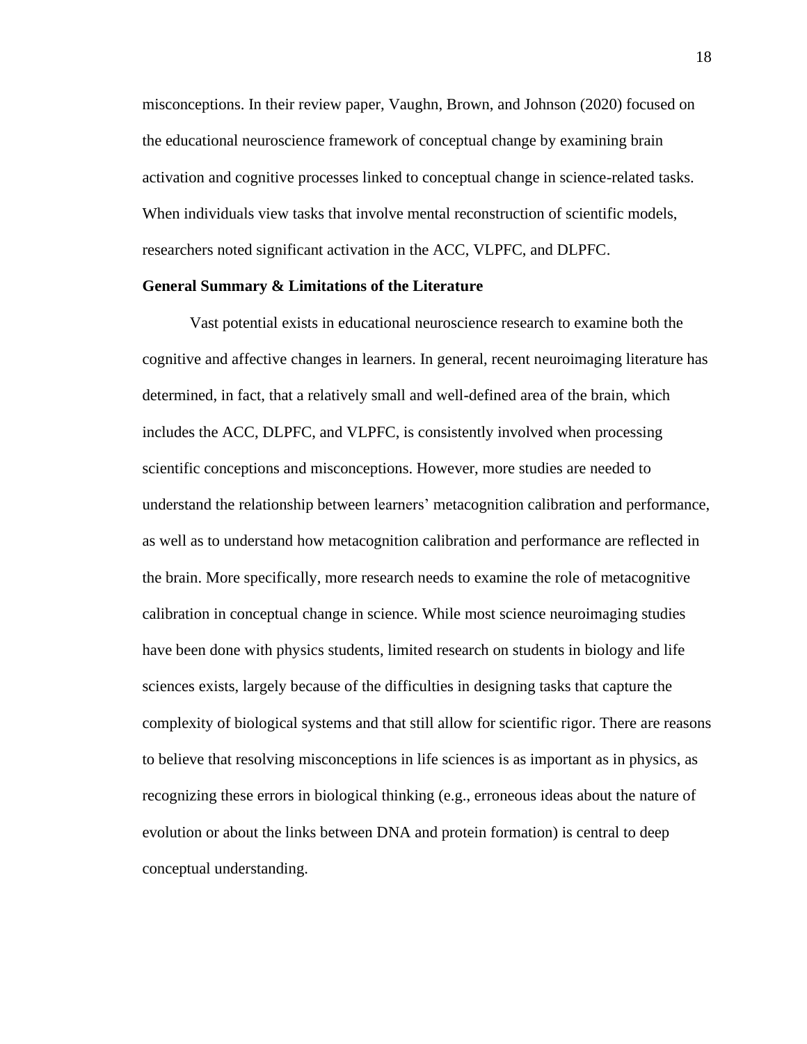misconceptions. In their review paper, Vaughn, Brown, and Johnson (2020) focused on the educational neuroscience framework of conceptual change by examining brain activation and cognitive processes linked to conceptual change in science-related tasks. When individuals view tasks that involve mental reconstruction of scientific models, researchers noted significant activation in the ACC, VLPFC, and DLPFC.

**General Summary & Limitations of the Literature**

Vast potential exists in educational neuroscience research to examine both the cognitive and affective changes in learners. In general, recent neuroimaging literature has determined, in fact, that a relatively small and well-defined area of the brain, which includes the ACC, DLPFC, and VLPFC, is consistently involved when processing scientific conceptions and misconceptions. However, more studies are needed to understand the relationship between learners' metacognition calibration and performance, as well as to understand how metacognition calibration and performance are reflected in the brain. More specifically, more research needs to examine the role of metacognitive calibration in conceptual change in science. While most science neuroimaging studies have been done with physics students, limited research on students in biology and life sciences exists, largely because of the difficulties in designing tasks that capture the complexity of biological systems and that still allow for scientific rigor. There are reasons to believe that resolving misconceptions in life sciences is as important as in physics, as recognizing these errors in biological thinking (e.g., erroneous ideas about the nature of evolution or about the links between DNA and protein formation) is central to deep conceptual understanding.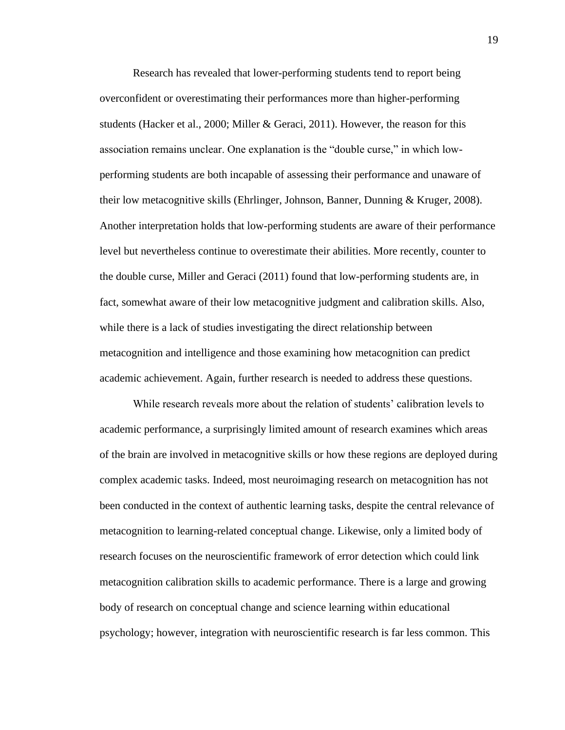Research has revealed that lower-performing students tend to report being overconfident or overestimating their performances more than higher-performing students (Hacker et al., 2000; Miller & Geraci, 2011). However, the reason for this association remains unclear. One explanation is the "double curse," in which low-performing students are both incapable of assessing their performance and unaware of their low metacognitive skills (Ehrlinger, Johnson, Banner, Dunning & Kruger, 2008). Another interpretation holds that low-performing students are aware of their performance level but nevertheless continue to overestimate their abilities. More recently, counter to the double curse, Miller and Geraci (2011) found that low-performing students are, in fact, somewhat aware of their low metacognitive judgment and calibration skills. Also, while there is a lack of studies investigating the direct relationship between metacognition and intelligence and those examining how metacognition can predict academic achievement. Again, further research is needed to address these questions.

While research reveals more about the relation of students' calibration levels to academic performance, a surprisingly limited amount of research examines which areas of the brain are involved in metacognitive skills or how these regions are deployed during complex academic tasks. Indeed, most neuroimaging research on metacognition has not been conducted in the context of authentic learning tasks, despite the central relevance of metacognition to learning-related conceptual change. Likewise, only a limited body of research focuses on the neuroscientific framework of error detection which could link metacognition calibration skills to academic performance. There is a large and growing body of research on conceptual change and science learning within educational psychology; however, integration with neuroscientific research is far less common. This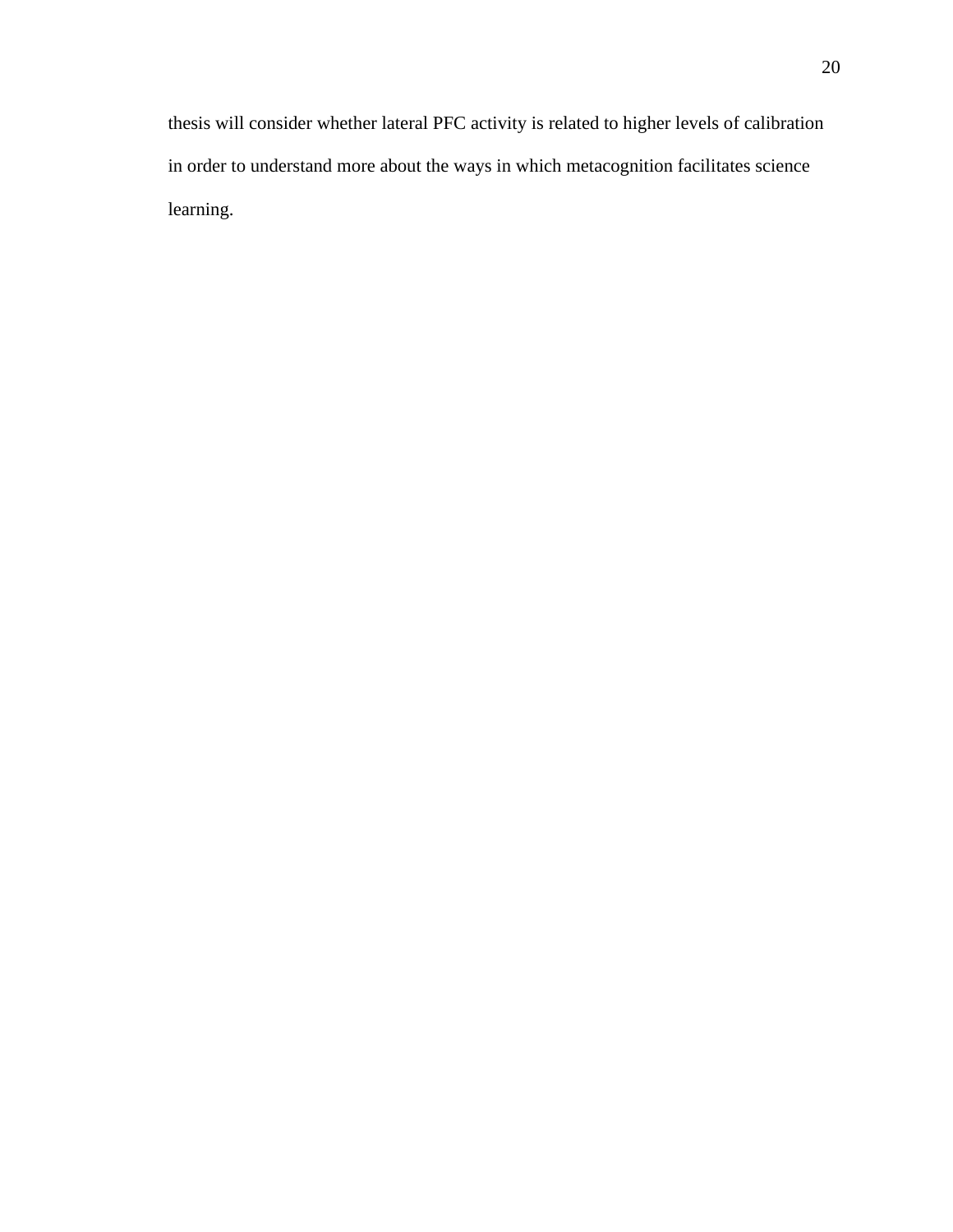thesis will consider whether lateral PFC activity is related to higher levels of calibration in order to understand more about the ways in which metacognition facilitates science learning.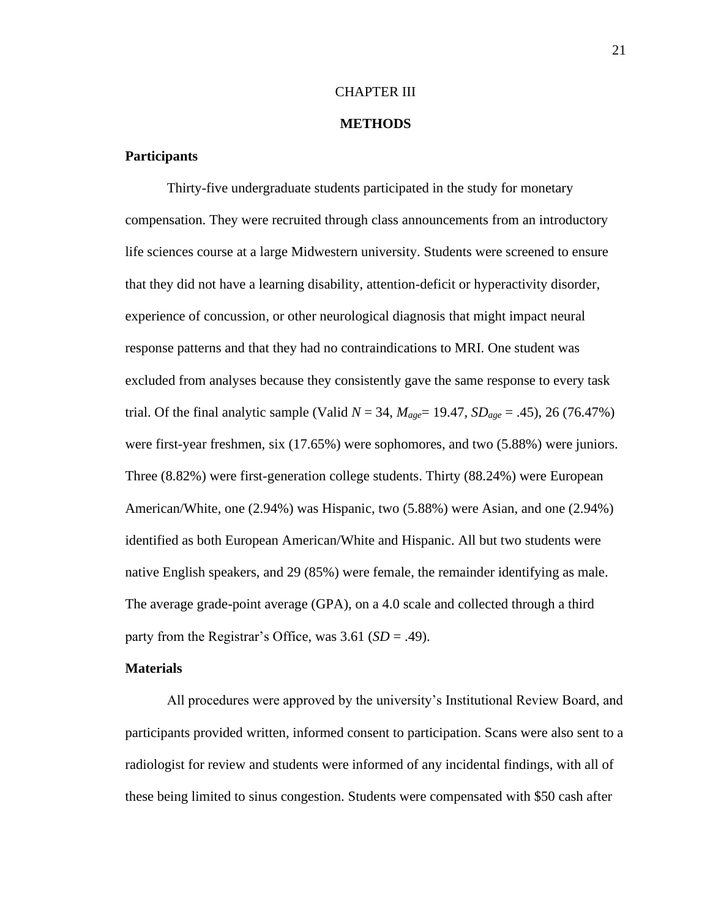# CHAPTER III

## METHODS

### Participants

Thirty-five undergraduate students participated in the study for monetary compensation. They were recruited through class announcements from an introductory life sciences course at a large Midwestern university. Students were screened to ensure that they did not have a learning disability, attention-deficit or hyperactivity disorder, experience of concussion, or other neurological diagnosis that might impact neural response patterns and that they had no contraindications to MRI. One student was excluded from analyses because they consistently gave the same response to every task trial. Of the final analytic sample (Valid $N = 34$, $M_{age} = 19.47$, $SD_{age} = .45$), 26 (76.47%) were first-year freshmen, six (17.65%) were sophomores, and two (5.88%) were juniors. Three (8.82%) were first-generation college students. Thirty (88.24%) were European American/White, one (2.94%) was Hispanic, two (5.88%) were Asian, and one (2.94%) identified as both European American/White and Hispanic. All but two students were native English speakers, and 29 (85%) were female, the remainder identifying as male. The average grade-point average (GPA), on a 4.0 scale and collected through a third party from the Registrar's Office, was 3.61 ($SD = .49$).

### Materials

All procedures were approved by the university's Institutional Review Board, and participants provided written, informed consent to participation. Scans were also sent to a radiologist for review and students were informed of any incidental findings, with all of these being limited to sinus congestion. Students were compensated with $50 cash after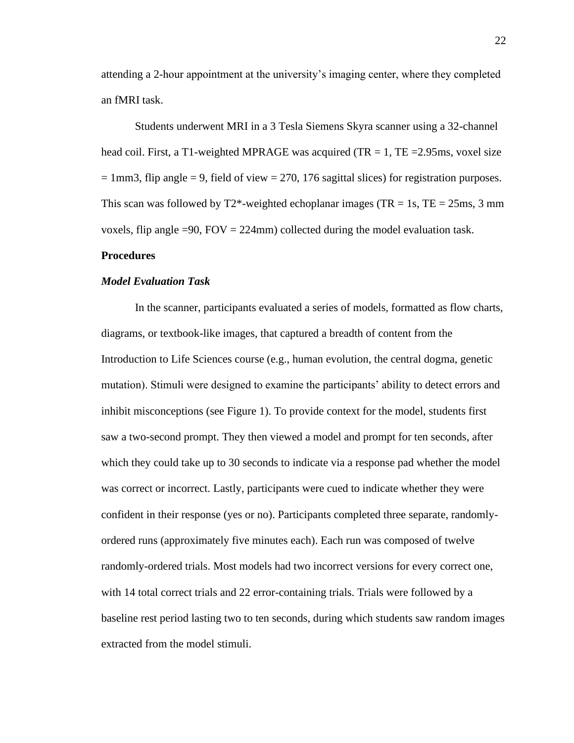attending a 2-hour appointment at the university's imaging center, where they completed an fMRI task.

Students underwent MRI in a 3 Tesla Siemens Skyra scanner using a 32-channel head coil. First, a T1-weighted MPRAGE was acquired (TR = 1, TE =2.95ms, voxel size = 1mm3, flip angle = 9, field of view = 270, 176 sagittal slices) for registration purposes. This scan was followed by T2*-weighted echoplanar images (TR = 1s, TE = 25ms, 3 mm voxels, flip angle =90, FOV = 224mm) collected during the model evaluation task.

## Procedures

### *Model Evaluation Task*

In the scanner, participants evaluated a series of models, formatted as flow charts, diagrams, or textbook-like images, that captured a breadth of content from the Introduction to Life Sciences course (e.g., human evolution, the central dogma, genetic mutation). Stimuli were designed to examine the participants' ability to detect errors and inhibit misconceptions (see Figure 1). To provide context for the model, students first saw a two-second prompt. They then viewed a model and prompt for ten seconds, after which they could take up to 30 seconds to indicate via a response pad whether the model was correct or incorrect. Lastly, participants were cued to indicate whether they were confident in their response (yes or no). Participants completed three separate, randomly-ordered runs (approximately five minutes each). Each run was composed of twelve randomly-ordered trials. Most models had two incorrect versions for every correct one, with 14 total correct trials and 22 error-containing trials. Trials were followed by a baseline rest period lasting two to ten seconds, during which students saw random images extracted from the model stimuli.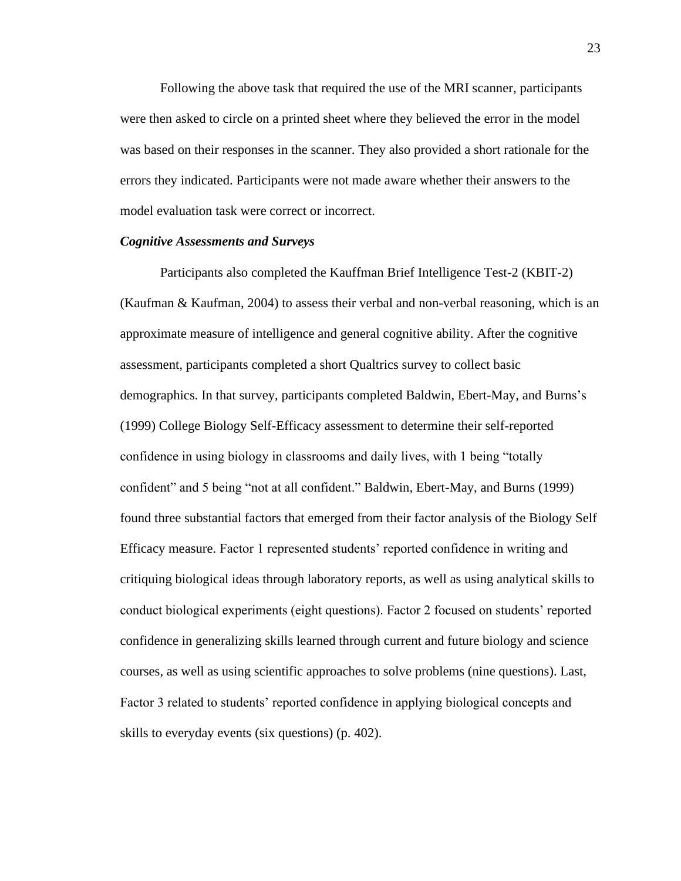Following the above task that required the use of the MRI scanner, participants were then asked to circle on a printed sheet where they believed the error in the model was based on their responses in the scanner. They also provided a short rationale for the errors they indicated. Participants were not made aware whether their answers to the model evaluation task were correct or incorrect.

### *Cognitive Assessments and Surveys*

Participants also completed the Kauffman Brief Intelligence Test-2 (KBIT-2) (Kaufman & Kaufman, 2004) to assess their verbal and non-verbal reasoning, which is an approximate measure of intelligence and general cognitive ability. After the cognitive assessment, participants completed a short Qualtrics survey to collect basic demographics. In that survey, participants completed Baldwin, Ebert-May, and Burns's (1999) College Biology Self-Efficacy assessment to determine their self-reported confidence in using biology in classrooms and daily lives, with 1 being "totally confident" and 5 being "not at all confident." Baldwin, Ebert-May, and Burns (1999) found three substantial factors that emerged from their factor analysis of the Biology Self Efficacy measure. Factor 1 represented students' reported confidence in writing and critiquing biological ideas through laboratory reports, as well as using analytical skills to conduct biological experiments (eight questions). Factor 2 focused on students' reported confidence in generalizing skills learned through current and future biology and science courses, as well as using scientific approaches to solve problems (nine questions). Last, Factor 3 related to students' reported confidence in applying biological concepts and skills to everyday events (six questions) (p. 402).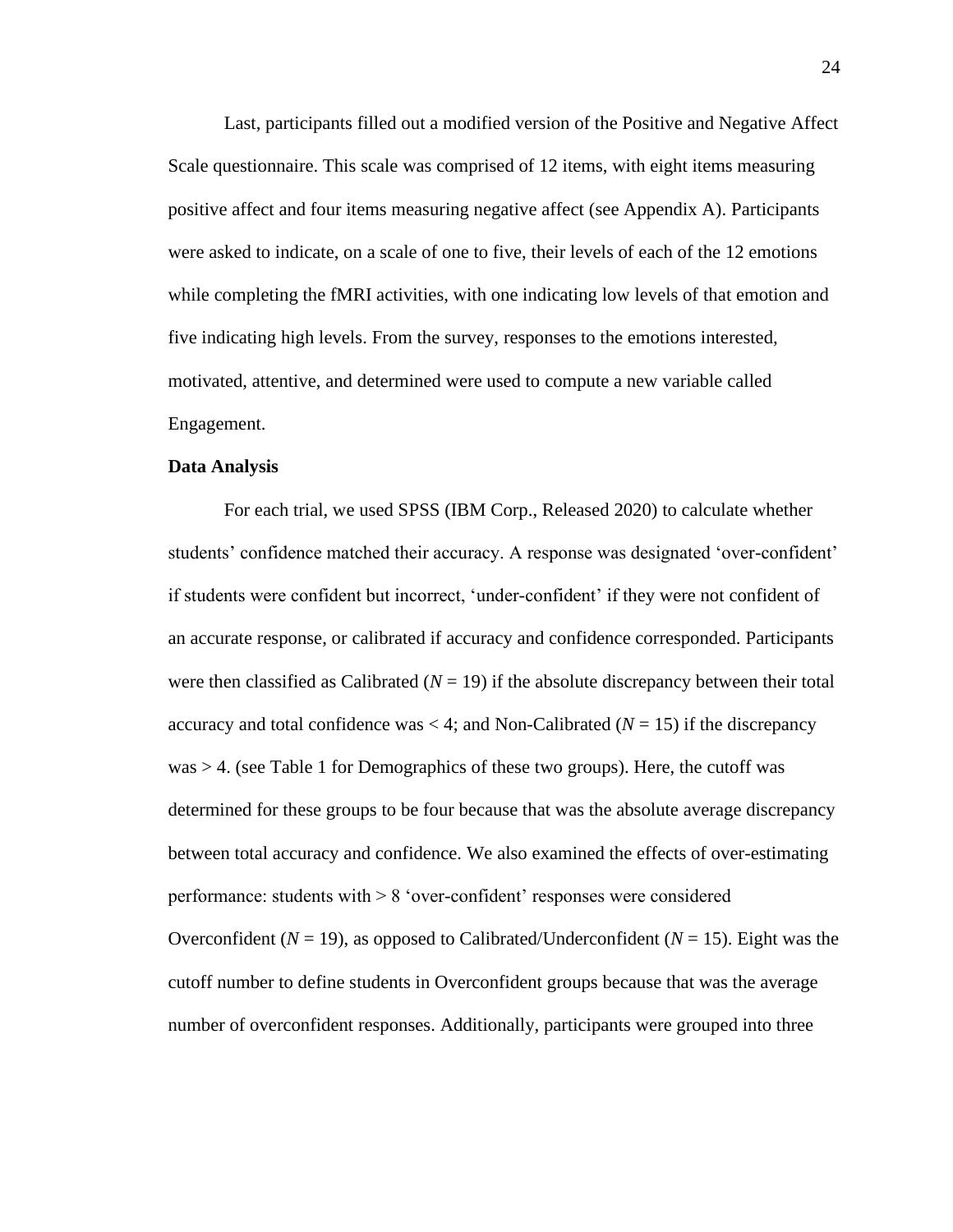Last, participants filled out a modified version of the Positive and Negative Affect Scale questionnaire. This scale was comprised of 12 items, with eight items measuring positive affect and four items measuring negative affect (see Appendix A). Participants were asked to indicate, on a scale of one to five, their levels of each of the 12 emotions while completing the fMRI activities, with one indicating low levels of that emotion and five indicating high levels. From the survey, responses to the emotions interested, motivated, attentive, and determined were used to compute a new variable called Engagement.

**Data Analysis**

For each trial, we used SPSS (IBM Corp., Released 2020) to calculate whether students' confidence matched their accuracy. A response was designated 'over-confident' if students were confident but incorrect, 'under-confident' if they were not confident of an accurate response, or calibrated if accuracy and confidence corresponded. Participants were then classified as Calibrated ($N = 19$) if the absolute discrepancy between their total accuracy and total confidence was < 4; and Non-Calibrated ($N = 15$) if the discrepancy was > 4. (see Table 1 for Demographics of these two groups). Here, the cutoff was determined for these groups to be four because that was the absolute average discrepancy between total accuracy and confidence. We also examined the effects of over-estimating performance: students with > 8 'over-confident' responses were considered Overconfident ($N = 19$), as opposed to Calibrated/Underconfident ($N = 15$). Eight was the cutoff number to define students in Overconfident groups because that was the average number of overconfident responses. Additionally, participants were grouped into three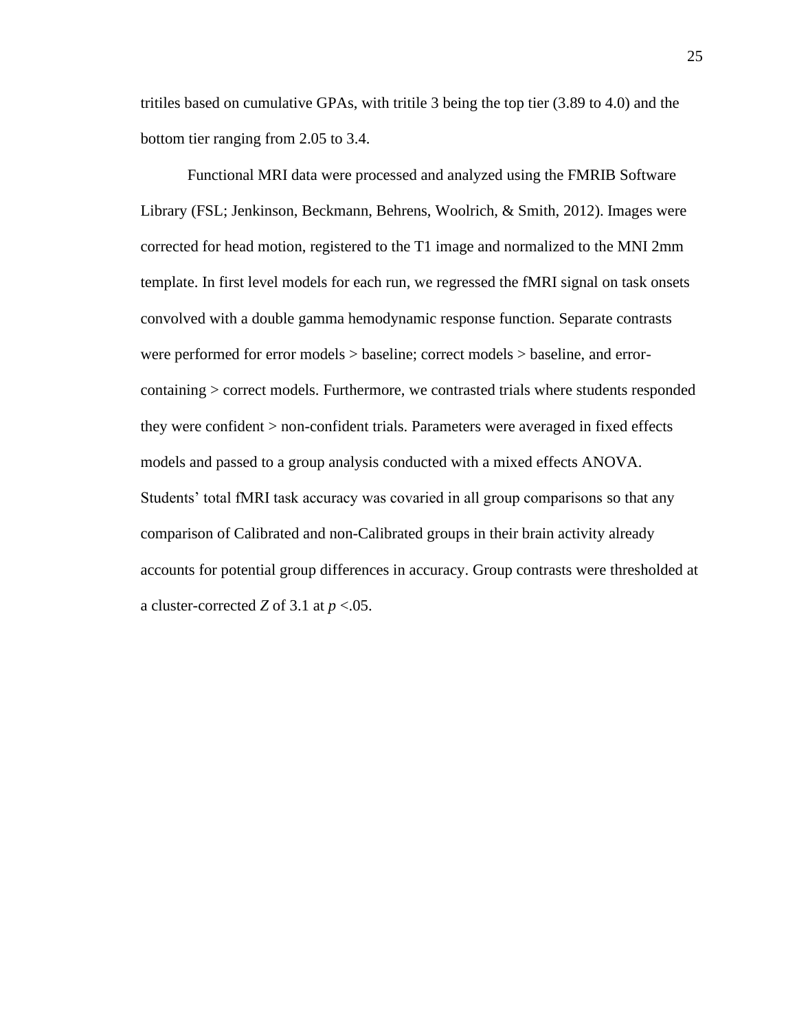tritiles based on cumulative GPAs, with tritile 3 being the top tier (3.89 to 4.0) and the bottom tier ranging from 2.05 to 3.4.

Functional MRI data were processed and analyzed using the FMRIB Software Library (FSL; Jenkinson, Beckmann, Behrens, Woolrich, & Smith, 2012). Images were corrected for head motion, registered to the T1 image and normalized to the MNI 2mm template. In first level models for each run, we regressed the fMRI signal on task onsets convolved with a double gamma hemodynamic response function. Separate contrasts were performed for error models > baseline; correct models > baseline, and error-containing > correct models. Furthermore, we contrasted trials where students responded they were confident > non-confident trials. Parameters were averaged in fixed effects models and passed to a group analysis conducted with a mixed effects ANOVA. Students' total fMRI task accuracy was covaried in all group comparisons so that any comparison of Calibrated and non-Calibrated groups in their brain activity already accounts for potential group differences in accuracy. Group contrasts were thresholded at a cluster-corrected $Z$ of 3.1 at $p < .05$.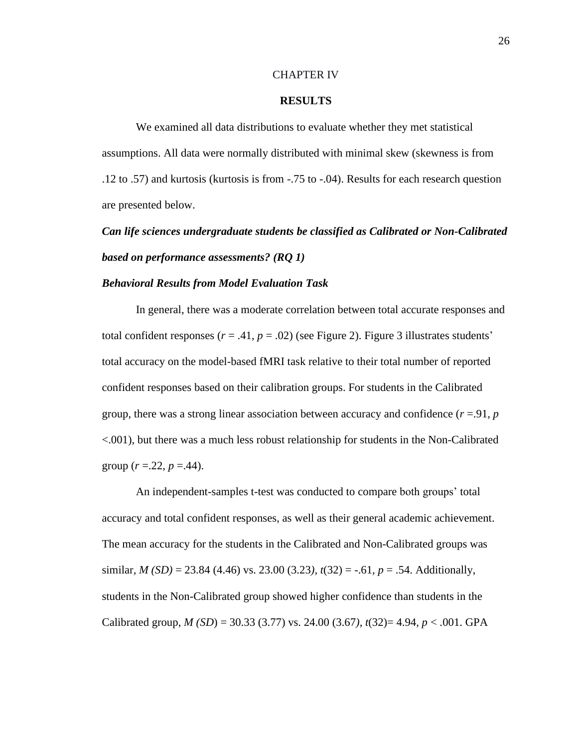# CHAPTER IV

## RESULTS

We examined all data distributions to evaluate whether they met statistical assumptions. All data were normally distributed with minimal skew (skewness is from .12 to .57) and kurtosis (kurtosis is from -.75 to -.04). Results for each research question are presented below.

### *Can life sciences undergraduate students be classified as Calibrated or Non-Calibrated based on performance assessments? (RQ 1)*

#### *Behavioral Results from Model Evaluation Task*

In general, there was a moderate correlation between total accurate responses and total confident responses ($r = .41$, $p = .02$) (see Figure 2). Figure 3 illustrates students' total accuracy on the model-based fMRI task relative to their total number of reported confident responses based on their calibration groups. For students in the Calibrated group, there was a strong linear association between accuracy and confidence ($r = .91$, $p < .001$), but there was a much less robust relationship for students in the Non-Calibrated group ($r = .22$, $p = .44$).

An independent-samples t-test was conducted to compare both groups' total accuracy and total confident responses, as well as their general academic achievement. The mean accuracy for the students in the Calibrated and Non-Calibrated groups was similar, $M$ $(SD)$ = 23.84 (4.46) vs. 23.00 (3.23), $t(32) = -.61$, $p = .54$. Additionally, students in the Non-Calibrated group showed higher confidence than students in the Calibrated group, $M$ $(SD)$ = 30.33 (3.77) vs. 24.00 (3.67), $t(32) = 4.94$, $p < .001$. GPA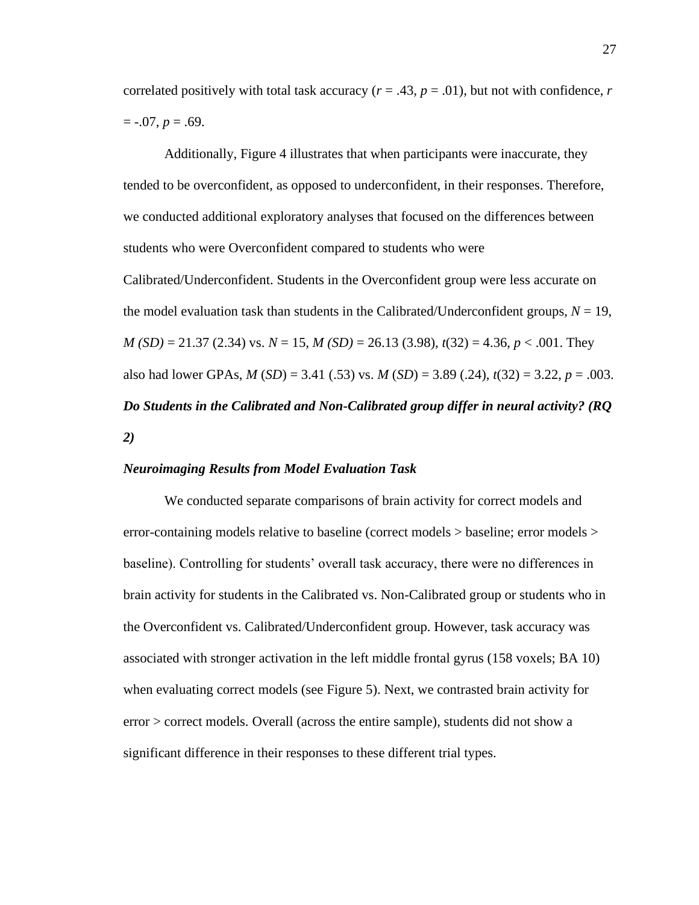correlated positively with total task accuracy ($r = .43$, $p = .01$), but not with confidence, $r = -.07$, $p = .69$.

Additionally, Figure 4 illustrates that when participants were inaccurate, they tended to be overconfident, as opposed to underconfident, in their responses. Therefore, we conducted additional exploratory analyses that focused on the differences between students who were Overconfident compared to students who were Calibrated/Underconfident. Students in the Overconfident group were less accurate on the model evaluation task than students in the Calibrated/Underconfident groups, $N = 19$, $M$ $(SD) = 21.37$ (2.34) vs. $N = 15$, $M$ $(SD) = 26.13$ (3.98), $t(32) = 4.36$, $p < .001$. They also had lower GPAs, $M$ ($SD$) = 3.41 (.53) vs. $M$ ($SD$) = 3.89 (.24), $t(32) = 3.22$, $p = .003$.

### *Do Students in the Calibrated and Non-Calibrated group differ in neural activity? (RQ 2)*

#### *Neuroimaging Results from Model Evaluation Task*

We conducted separate comparisons of brain activity for correct models and error-containing models relative to baseline (correct models > baseline; error models > baseline). Controlling for students' overall task accuracy, there were no differences in brain activity for students in the Calibrated vs. Non-Calibrated group or students who in the Overconfident vs. Calibrated/Underconfident group. However, task accuracy was associated with stronger activation in the left middle frontal gyrus (158 voxels; BA 10) when evaluating correct models (see Figure 5). Next, we contrasted brain activity for error > correct models. Overall (across the entire sample), students did not show a significant difference in their responses to these different trial types.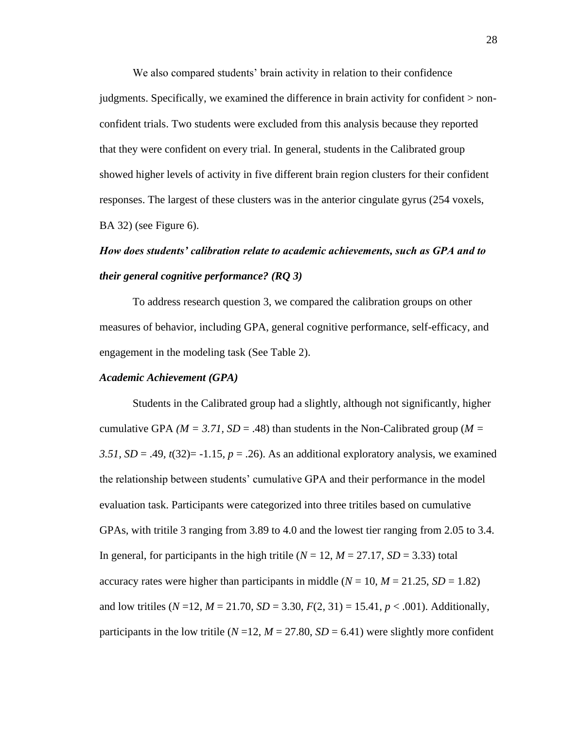We also compared students' brain activity in relation to their confidence judgments. Specifically, we examined the difference in brain activity for confident > non-confident trials. Two students were excluded from this analysis because they reported that they were confident on every trial. In general, students in the Calibrated group showed higher levels of activity in five different brain region clusters for their confident responses. The largest of these clusters was in the anterior cingulate gyrus (254 voxels, BA 32) (see Figure 6).

### ***How does students' calibration relate to academic achievements, such as GPA and to their general cognitive performance? (RQ 3)***

To address research question 3, we compared the calibration groups on other measures of behavior, including GPA, general cognitive performance, self-efficacy, and engagement in the modeling task (See Table 2).

#### ***Academic Achievement (GPA)***

Students in the Calibrated group had a slightly, although not significantly, higher cumulative GPA ($M = 3.71$, $SD = .48$) than students in the Non-Calibrated group ($M = 3.51$, $SD = .49$, $t(32) = -1.15$, $p = .26$). As an additional exploratory analysis, we examined the relationship between students' cumulative GPA and their performance in the model evaluation task. Participants were categorized into three tritiles based on cumulative GPAs, with tritile 3 ranging from 3.89 to 4.0 and the lowest tier ranging from 2.05 to 3.4. In general, for participants in the high tritile ($N = 12$, $M = 27.17$, $SD = 3.33$) total accuracy rates were higher than participants in middle ($N = 10$, $M = 21.25$, $SD = 1.82$) and low tritiles ($N = 12$, $M = 21.70$, $SD = 3.30$, $F(2, 31) = 15.41$, $p < .001$). Additionally, participants in the low tritile ($N = 12$, $M = 27.80$, $SD = 6.41$) were slightly more confident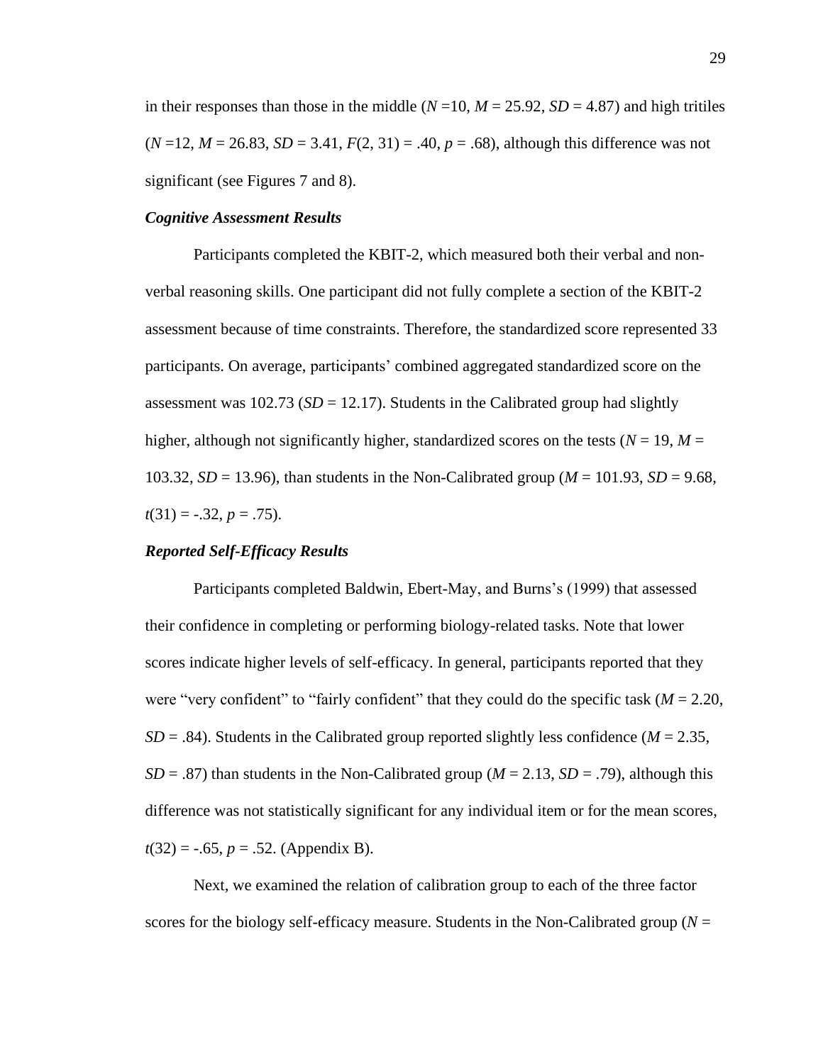in their responses than those in the middle ($N$ =10, $M$ = 25.92, $SD$ = 4.87) and high tritiles ($N$ =12, $M$ = 26.83, $SD$ = 3.41, $F(2, 31) = .40$, $p = .68$), although this difference was not significant (see Figures 7 and 8).

### *Cognitive Assessment Results*

Participants completed the KBIT-2, which measured both their verbal and non-verbal reasoning skills. One participant did not fully complete a section of the KBIT-2 assessment because of time constraints. Therefore, the standardized score represented 33 participants. On average, participants' combined aggregated standardized score on the assessment was 102.73 ($SD$ = 12.17). Students in the Calibrated group had slightly higher, although not significantly higher, standardized scores on the tests ($N$ = 19, $M$ = 103.32, $SD$ = 13.96), than students in the Non-Calibrated group ($M$ = 101.93, $SD$ = 9.68, $t(31) = -.32$, $p = .75$).

### *Reported Self-Efficacy Results*

Participants completed Baldwin, Ebert-May, and Burns's (1999) that assessed their confidence in completing or performing biology-related tasks. Note that lower scores indicate higher levels of self-efficacy. In general, participants reported that they were "very confident" to "fairly confident" that they could do the specific task ($M$ = 2.20, $SD$ = .84). Students in the Calibrated group reported slightly less confidence ($M$ = 2.35, $SD$ = .87) than students in the Non-Calibrated group ($M$ = 2.13, $SD$ = .79), although this difference was not statistically significant for any individual item or for the mean scores, $t(32) = -.65$, $p = .52$. (Appendix B).

Next, we examined the relation of calibration group to each of the three factor scores for the biology self-efficacy measure. Students in the Non-Calibrated group ($N$ =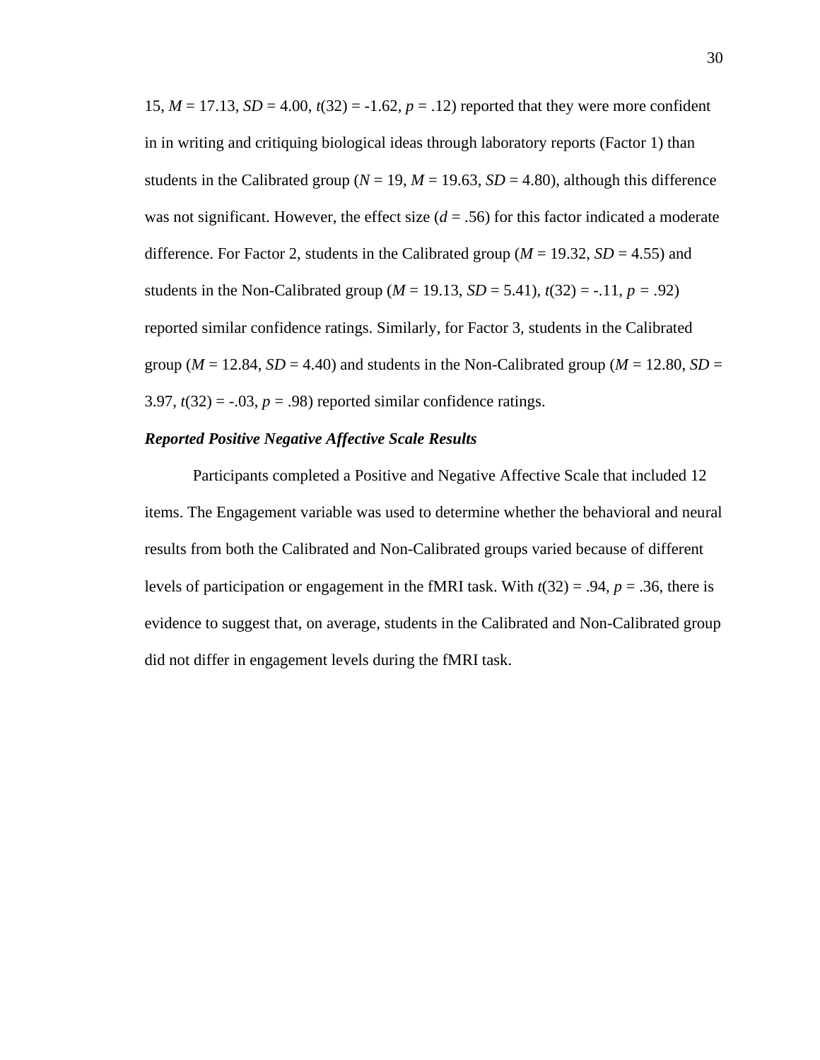15, $M = 17.13$, $SD = 4.00$, $t(32) = -1.62$, $p = .12$) reported that they were more confident in in writing and critiquing biological ideas through laboratory reports (Factor 1) than students in the Calibrated group ($N = 19$, $M = 19.63$, $SD = 4.80$), although this difference was not significant. However, the effect size ($d = .56$) for this factor indicated a moderate difference. For Factor 2, students in the Calibrated group ($M = 19.32$, $SD = 4.55$) and students in the Non-Calibrated group ($M = 19.13$, $SD = 5.41$), $t(32) = -.11$, $p = .92$) reported similar confidence ratings. Similarly, for Factor 3, students in the Calibrated group ($M = 12.84$, $SD = 4.40$) and students in the Non-Calibrated group ($M = 12.80$, $SD = 3.97$, $t(32) = -.03$, $p = .98$) reported similar confidence ratings.

***Reported Positive Negative Affective Scale Results***

Participants completed a Positive and Negative Affective Scale that included 12 items. The Engagement variable was used to determine whether the behavioral and neural results from both the Calibrated and Non-Calibrated groups varied because of different levels of participation or engagement in the fMRI task. With $t(32) = .94$, $p = .36$, there is evidence to suggest that, on average, students in the Calibrated and Non-Calibrated group did not differ in engagement levels during the fMRI task.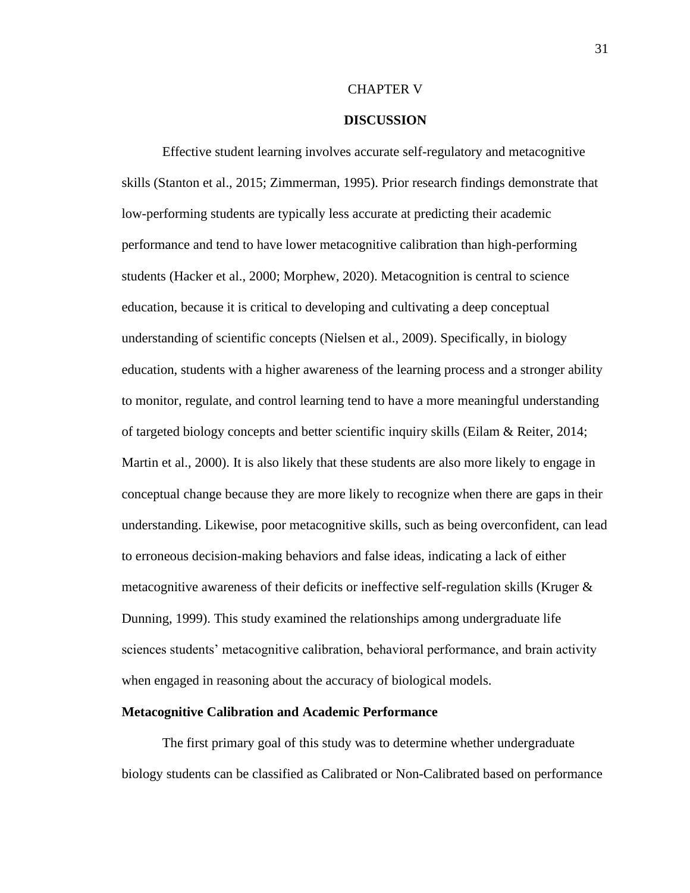# CHAPTER V

## DISCUSSION

Effective student learning involves accurate self-regulatory and metacognitive skills (Stanton et al., 2015; Zimmerman, 1995). Prior research findings demonstrate that low-performing students are typically less accurate at predicting their academic performance and tend to have lower metacognitive calibration than high-performing students (Hacker et al., 2000; Morphew, 2020). Metacognition is central to science education, because it is critical to developing and cultivating a deep conceptual understanding of scientific concepts (Nielsen et al., 2009). Specifically, in biology education, students with a higher awareness of the learning process and a stronger ability to monitor, regulate, and control learning tend to have a more meaningful understanding of targeted biology concepts and better scientific inquiry skills (Eilam & Reiter, 2014; Martin et al., 2000). It is also likely that these students are also more likely to engage in conceptual change because they are more likely to recognize when there are gaps in their understanding. Likewise, poor metacognitive skills, such as being overconfident, can lead to erroneous decision-making behaviors and false ideas, indicating a lack of either metacognitive awareness of their deficits or ineffective self-regulation skills (Kruger & Dunning, 1999). This study examined the relationships among undergraduate life sciences students' metacognitive calibration, behavioral performance, and brain activity when engaged in reasoning about the accuracy of biological models.

### Metacognitive Calibration and Academic Performance

The first primary goal of this study was to determine whether undergraduate biology students can be classified as Calibrated or Non-Calibrated based on performance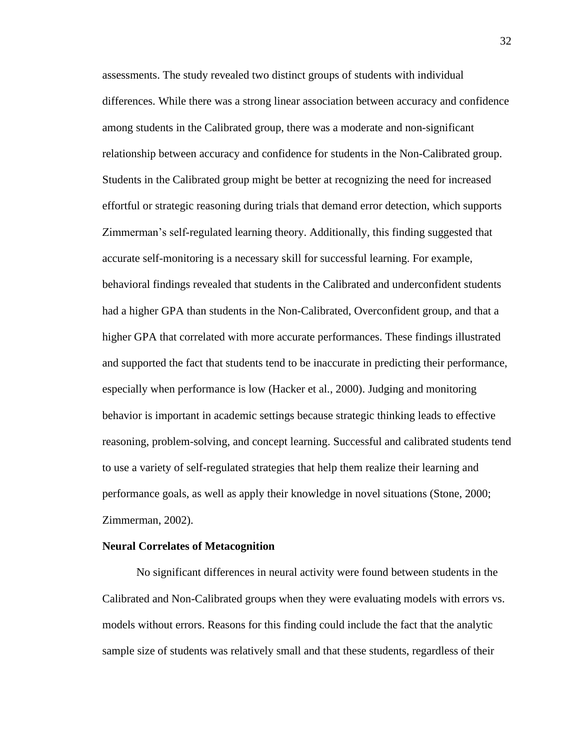assessments. The study revealed two distinct groups of students with individual differences. While there was a strong linear association between accuracy and confidence among students in the Calibrated group, there was a moderate and non-significant relationship between accuracy and confidence for students in the Non-Calibrated group. Students in the Calibrated group might be better at recognizing the need for increased effortful or strategic reasoning during trials that demand error detection, which supports Zimmerman's self-regulated learning theory. Additionally, this finding suggested that accurate self-monitoring is a necessary skill for successful learning. For example, behavioral findings revealed that students in the Calibrated and underconfident students had a higher GPA than students in the Non-Calibrated, Overconfident group, and that a higher GPA that correlated with more accurate performances. These findings illustrated and supported the fact that students tend to be inaccurate in predicting their performance, especially when performance is low (Hacker et al., 2000). Judging and monitoring behavior is important in academic settings because strategic thinking leads to effective reasoning, problem-solving, and concept learning. Successful and calibrated students tend to use a variety of self-regulated strategies that help them realize their learning and performance goals, as well as apply their knowledge in novel situations (Stone, 2000; Zimmerman, 2002).

**Neural Correlates of Metacognition**

No significant differences in neural activity were found between students in the Calibrated and Non-Calibrated groups when they were evaluating models with errors vs. models without errors. Reasons for this finding could include the fact that the analytic sample size of students was relatively small and that these students, regardless of their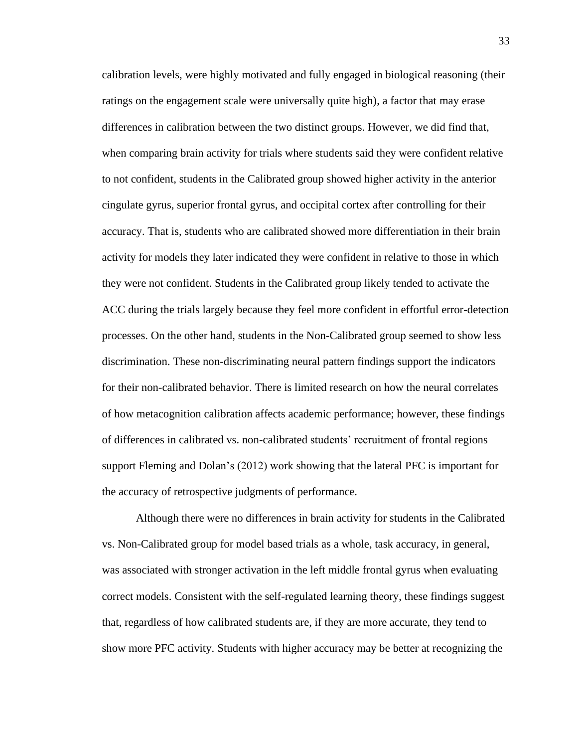calibration levels, were highly motivated and fully engaged in biological reasoning (their ratings on the engagement scale were universally quite high), a factor that may erase differences in calibration between the two distinct groups. However, we did find that, when comparing brain activity for trials where students said they were confident relative to not confident, students in the Calibrated group showed higher activity in the anterior cingulate gyrus, superior frontal gyrus, and occipital cortex after controlling for their accuracy. That is, students who are calibrated showed more differentiation in their brain activity for models they later indicated they were confident in relative to those in which they were not confident. Students in the Calibrated group likely tended to activate the ACC during the trials largely because they feel more confident in effortful error-detection processes. On the other hand, students in the Non-Calibrated group seemed to show less discrimination. These non-discriminating neural pattern findings support the indicators for their non-calibrated behavior. There is limited research on how the neural correlates of how metacognition calibration affects academic performance; however, these findings of differences in calibrated vs. non-calibrated students' recruitment of frontal regions support Fleming and Dolan's (2012) work showing that the lateral PFC is important for the accuracy of retrospective judgments of performance.

Although there were no differences in brain activity for students in the Calibrated vs. Non-Calibrated group for model based trials as a whole, task accuracy, in general, was associated with stronger activation in the left middle frontal gyrus when evaluating correct models. Consistent with the self-regulated learning theory, these findings suggest that, regardless of how calibrated students are, if they are more accurate, they tend to show more PFC activity. Students with higher accuracy may be better at recognizing the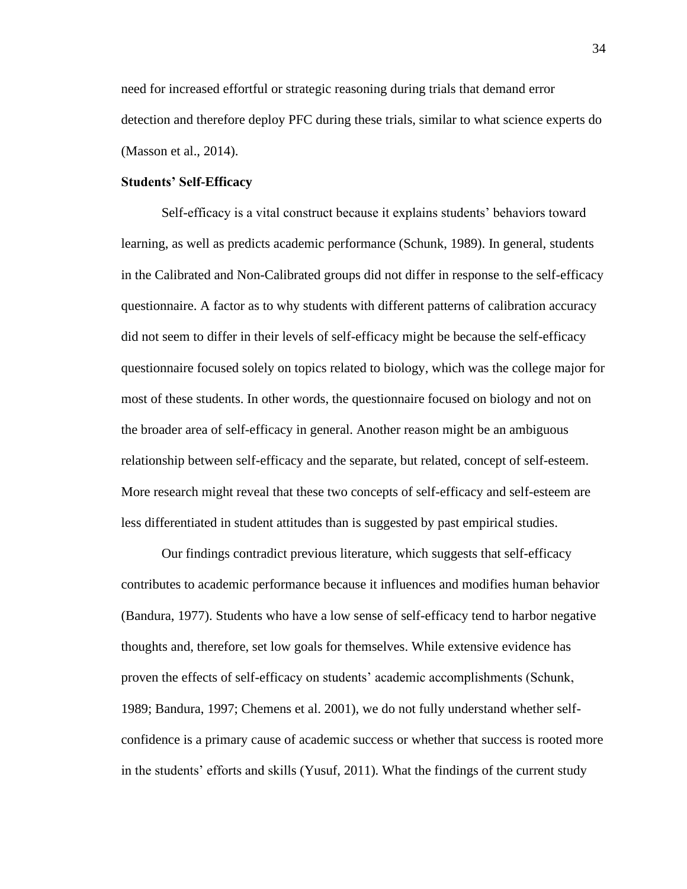need for increased effortful or strategic reasoning during trials that demand error detection and therefore deploy PFC during these trials, similar to what science experts do (Masson et al., 2014).

**Students' Self-Efficacy**

Self-efficacy is a vital construct because it explains students' behaviors toward learning, as well as predicts academic performance (Schunk, 1989). In general, students in the Calibrated and Non-Calibrated groups did not differ in response to the self-efficacy questionnaire. A factor as to why students with different patterns of calibration accuracy did not seem to differ in their levels of self-efficacy might be because the self-efficacy questionnaire focused solely on topics related to biology, which was the college major for most of these students. In other words, the questionnaire focused on biology and not on the broader area of self-efficacy in general. Another reason might be an ambiguous relationship between self-efficacy and the separate, but related, concept of self-esteem. More research might reveal that these two concepts of self-efficacy and self-esteem are less differentiated in student attitudes than is suggested by past empirical studies.

Our findings contradict previous literature, which suggests that self-efficacy contributes to academic performance because it influences and modifies human behavior (Bandura, 1977). Students who have a low sense of self-efficacy tend to harbor negative thoughts and, therefore, set low goals for themselves. While extensive evidence has proven the effects of self-efficacy on students' academic accomplishments (Schunk, 1989; Bandura, 1997; Chemens et al. 2001), we do not fully understand whether self-confidence is a primary cause of academic success or whether that success is rooted more in the students' efforts and skills (Yusuf, 2011). What the findings of the current study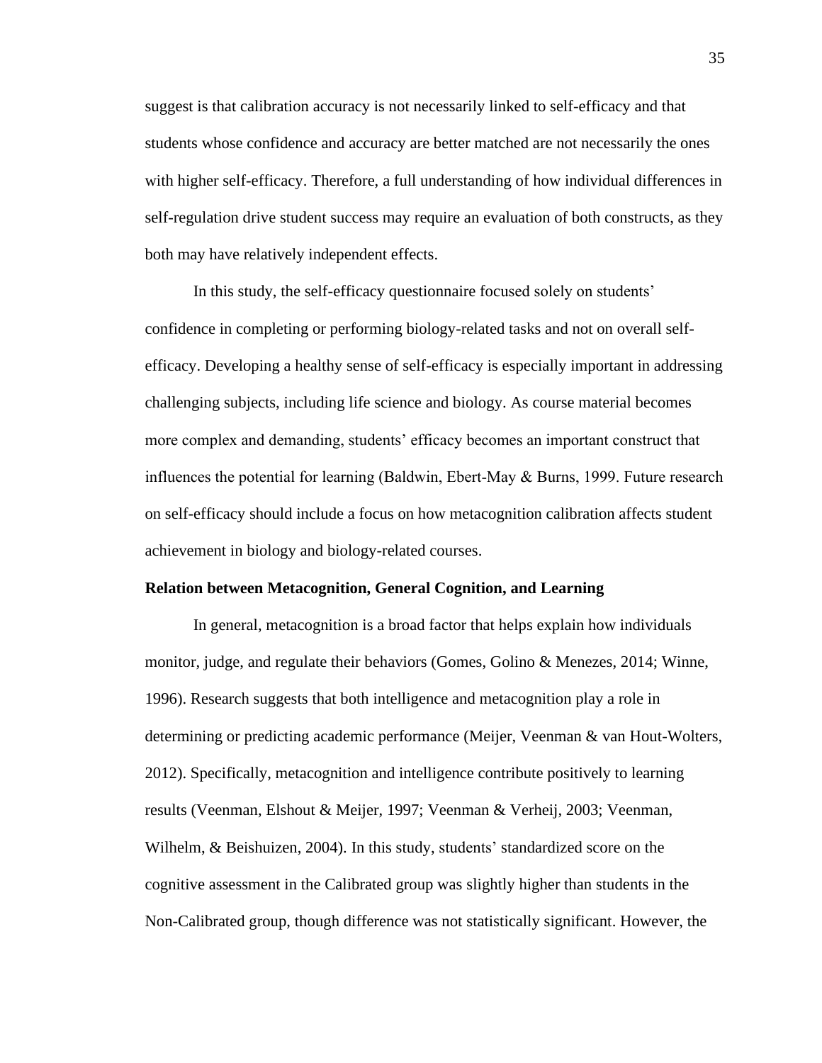suggest is that calibration accuracy is not necessarily linked to self-efficacy and that students whose confidence and accuracy are better matched are not necessarily the ones with higher self-efficacy. Therefore, a full understanding of how individual differences in self-regulation drive student success may require an evaluation of both constructs, as they both may have relatively independent effects.

In this study, the self-efficacy questionnaire focused solely on students' confidence in completing or performing biology-related tasks and not on overall self-efficacy. Developing a healthy sense of self-efficacy is especially important in addressing challenging subjects, including life science and biology. As course material becomes more complex and demanding, students' efficacy becomes an important construct that influences the potential for learning (Baldwin, Ebert-May & Burns, 1999. Future research on self-efficacy should include a focus on how metacognition calibration affects student achievement in biology and biology-related courses.

**Relation between Metacognition, General Cognition, and Learning**

In general, metacognition is a broad factor that helps explain how individuals monitor, judge, and regulate their behaviors (Gomes, Golino & Menezes, 2014; Winne, 1996). Research suggests that both intelligence and metacognition play a role in determining or predicting academic performance (Meijer, Veenman & van Hout-Wolters, 2012). Specifically, metacognition and intelligence contribute positively to learning results (Veenman, Elshout & Meijer, 1997; Veenman & Verheij, 2003; Veenman, Wilhelm, & Beishuizen, 2004). In this study, students' standardized score on the cognitive assessment in the Calibrated group was slightly higher than students in the Non-Calibrated group, though difference was not statistically significant. However, the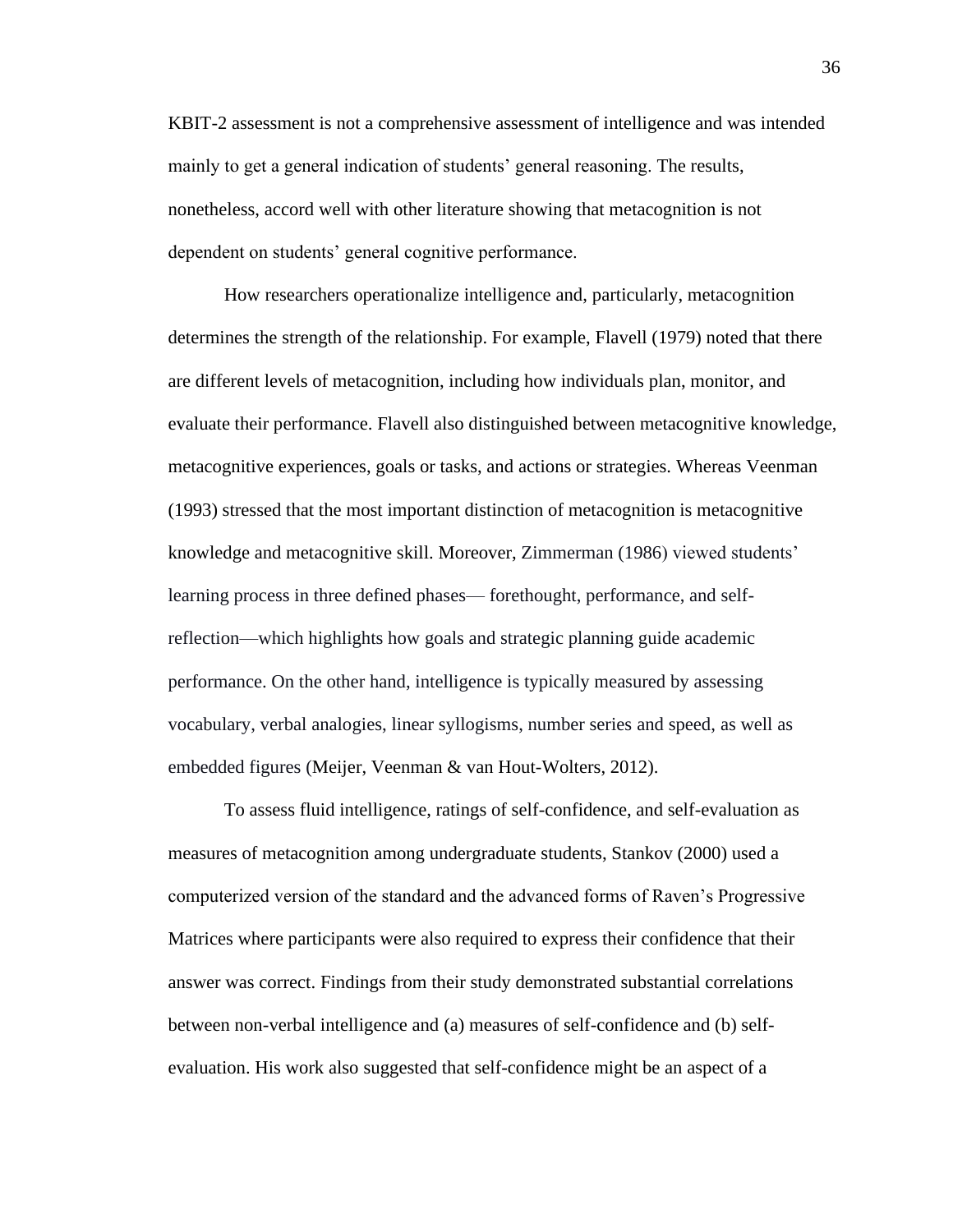KBIT-2 assessment is not a comprehensive assessment of intelligence and was intended mainly to get a general indication of students' general reasoning. The results, nonetheless, accord well with other literature showing that metacognition is not dependent on students' general cognitive performance.

How researchers operationalize intelligence and, particularly, metacognition determines the strength of the relationship. For example, Flavell (1979) noted that there are different levels of metacognition, including how individuals plan, monitor, and evaluate their performance. Flavell also distinguished between metacognitive knowledge, metacognitive experiences, goals or tasks, and actions or strategies. Whereas Veenman (1993) stressed that the most important distinction of metacognition is metacognitive knowledge and metacognitive skill. Moreover, Zimmerman (1986) viewed students' learning process in three defined phases— forethought, performance, and self-reflection—which highlights how goals and strategic planning guide academic performance. On the other hand, intelligence is typically measured by assessing vocabulary, verbal analogies, linear syllogisms, number series and speed, as well as embedded figures (Meijer, Veenman & van Hout-Wolters, 2012).

To assess fluid intelligence, ratings of self-confidence, and self-evaluation as measures of metacognition among undergraduate students, Stankov (2000) used a computerized version of the standard and the advanced forms of Raven's Progressive Matrices where participants were also required to express their confidence that their answer was correct. Findings from their study demonstrated substantial correlations between non-verbal intelligence and (a) measures of self-confidence and (b) self-evaluation. His work also suggested that self-confidence might be an aspect of a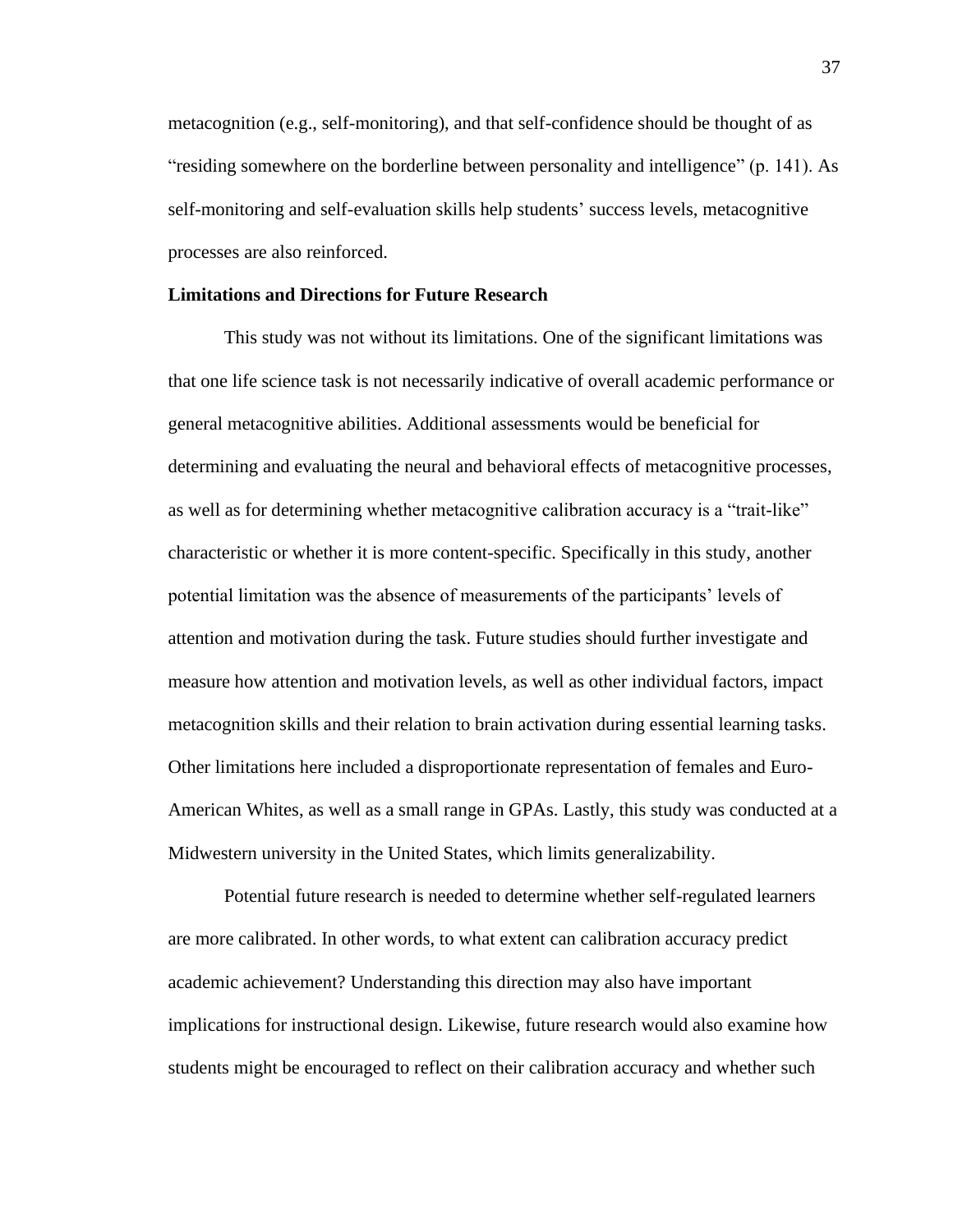metacognition (e.g., self-monitoring), and that self-confidence should be thought of as "residing somewhere on the borderline between personality and intelligence" (p. 141). As self-monitoring and self-evaluation skills help students' success levels, metacognitive processes are also reinforced.

**Limitations and Directions for Future Research**

This study was not without its limitations. One of the significant limitations was that one life science task is not necessarily indicative of overall academic performance or general metacognitive abilities. Additional assessments would be beneficial for determining and evaluating the neural and behavioral effects of metacognitive processes, as well as for determining whether metacognitive calibration accuracy is a "trait-like" characteristic or whether it is more content-specific. Specifically in this study, another potential limitation was the absence of measurements of the participants' levels of attention and motivation during the task. Future studies should further investigate and measure how attention and motivation levels, as well as other individual factors, impact metacognition skills and their relation to brain activation during essential learning tasks. Other limitations here included a disproportionate representation of females and Euro-American Whites, as well as a small range in GPAs. Lastly, this study was conducted at a Midwestern university in the United States, which limits generalizability.

Potential future research is needed to determine whether self-regulated learners are more calibrated. In other words, to what extent can calibration accuracy predict academic achievement? Understanding this direction may also have important implications for instructional design. Likewise, future research would also examine how students might be encouraged to reflect on their calibration accuracy and whether such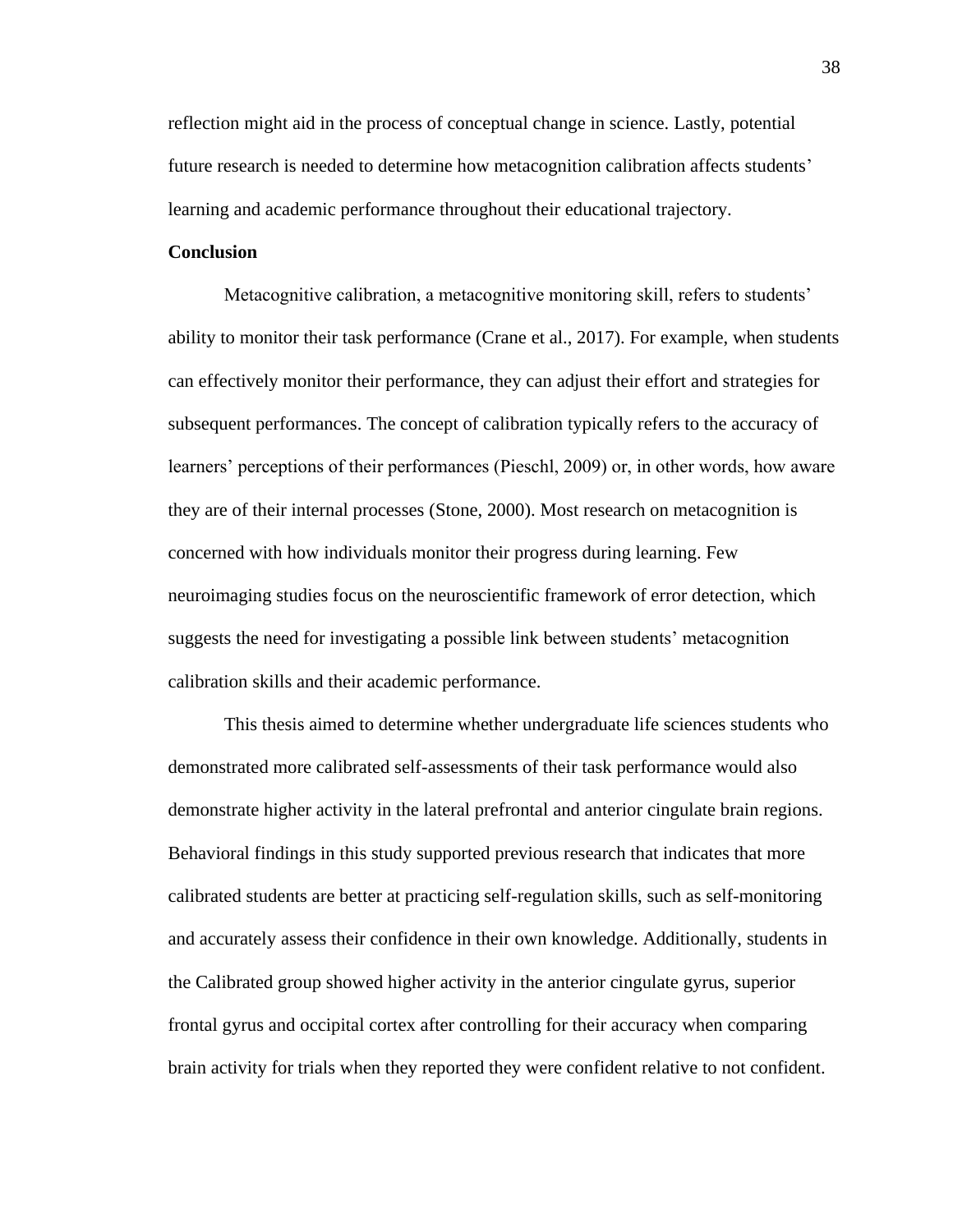reflection might aid in the process of conceptual change in science. Lastly, potential future research is needed to determine how metacognition calibration affects students' learning and academic performance throughout their educational trajectory.

## Conclusion

Metacognitive calibration, a metacognitive monitoring skill, refers to students' ability to monitor their task performance (Crane et al., 2017). For example, when students can effectively monitor their performance, they can adjust their effort and strategies for subsequent performances. The concept of calibration typically refers to the accuracy of learners' perceptions of their performances (Pieschl, 2009) or, in other words, how aware they are of their internal processes (Stone, 2000). Most research on metacognition is concerned with how individuals monitor their progress during learning. Few neuroimaging studies focus on the neuroscientific framework of error detection, which suggests the need for investigating a possible link between students' metacognition calibration skills and their academic performance.

This thesis aimed to determine whether undergraduate life sciences students who demonstrated more calibrated self-assessments of their task performance would also demonstrate higher activity in the lateral prefrontal and anterior cingulate brain regions. Behavioral findings in this study supported previous research that indicates that more calibrated students are better at practicing self-regulation skills, such as self-monitoring and accurately assess their confidence in their own knowledge. Additionally, students in the Calibrated group showed higher activity in the anterior cingulate gyrus, superior frontal gyrus and occipital cortex after controlling for their accuracy when comparing brain activity for trials when they reported they were confident relative to not confident.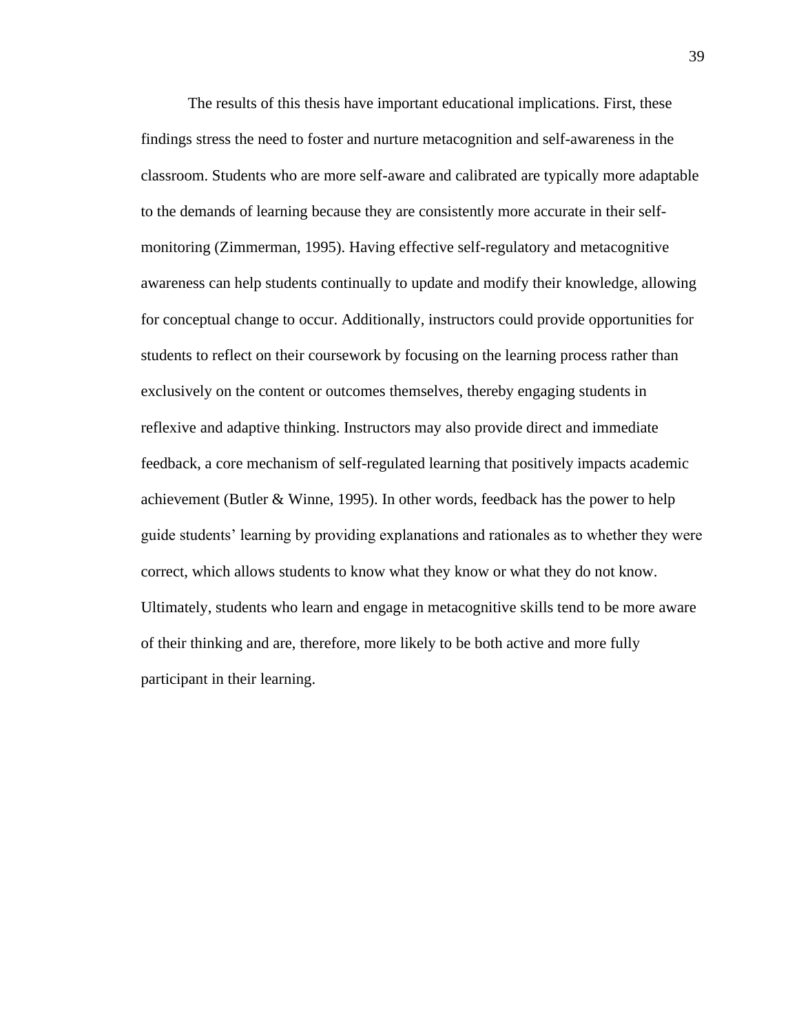The results of this thesis have important educational implications. First, these findings stress the need to foster and nurture metacognition and self-awareness in the classroom. Students who are more self-aware and calibrated are typically more adaptable to the demands of learning because they are consistently more accurate in their self-monitoring (Zimmerman, 1995). Having effective self-regulatory and metacognitive awareness can help students continually to update and modify their knowledge, allowing for conceptual change to occur. Additionally, instructors could provide opportunities for students to reflect on their coursework by focusing on the learning process rather than exclusively on the content or outcomes themselves, thereby engaging students in reflexive and adaptive thinking. Instructors may also provide direct and immediate feedback, a core mechanism of self-regulated learning that positively impacts academic achievement (Butler & Winne, 1995). In other words, feedback has the power to help guide students' learning by providing explanations and rationales as to whether they were correct, which allows students to know what they know or what they do not know. Ultimately, students who learn and engage in metacognitive skills tend to be more aware of their thinking and are, therefore, more likely to be both active and more fully participant in their learning.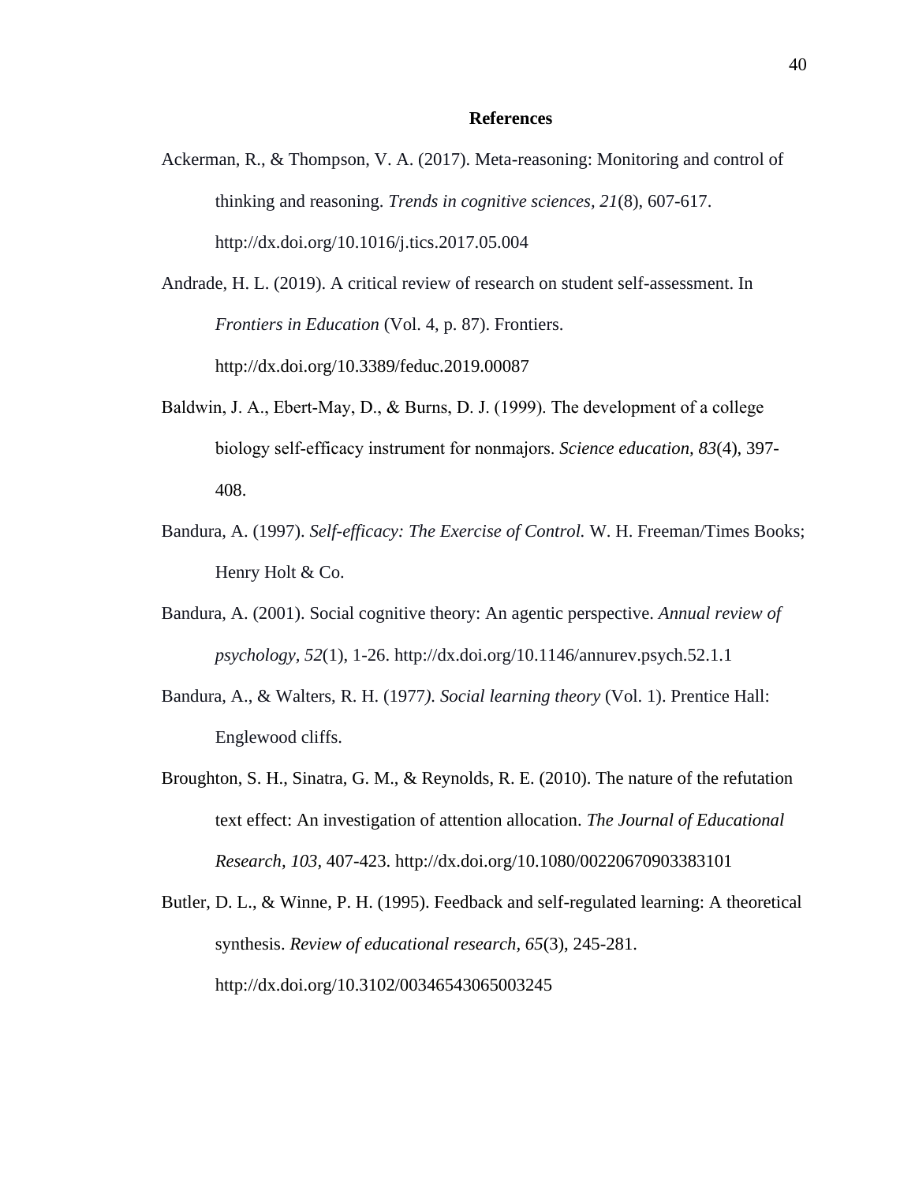# References

Ackerman, R., & Thompson, V. A. (2017). Meta-reasoning: Monitoring and control of thinking and reasoning. *Trends in cognitive sciences, 21*(8), 607-617. http://dx.doi.org/10.1016/j.tics.2017.05.004

Andrade, H. L. (2019). A critical review of research on student self-assessment. In *Frontiers in Education* (Vol. 4, p. 87). Frontiers. http://dx.doi.org/10.3389/feduc.2019.00087

Baldwin, J. A., Ebert-May, D., & Burns, D. J. (1999). The development of a college biology self-efficacy instrument for nonmajors. *Science education, 83*(4), 397-408.

Bandura, A. (1997). *Self-efficacy: The Exercise of Control.* W. H. Freeman/Times Books; Henry Holt & Co.

Bandura, A. (2001). Social cognitive theory: An agentic perspective. *Annual review of psychology, 52*(1), 1-26. http://dx.doi.org/10.1146/annurev.psych.52.1.1

Bandura, A., & Walters, R. H. (1977). *Social learning theory* (Vol. 1). Prentice Hall: Englewood cliffs.

Broughton, S. H., Sinatra, G. M., & Reynolds, R. E. (2010). The nature of the refutation text effect: An investigation of attention allocation. *The Journal of Educational Research, 103,* 407-423. http://dx.doi.org/10.1080/00220670903383101

Butler, D. L., & Winne, P. H. (1995). Feedback and self-regulated learning: A theoretical synthesis. *Review of educational research, 65*(3), 245-281. http://dx.doi.org/10.3102/00346543065003245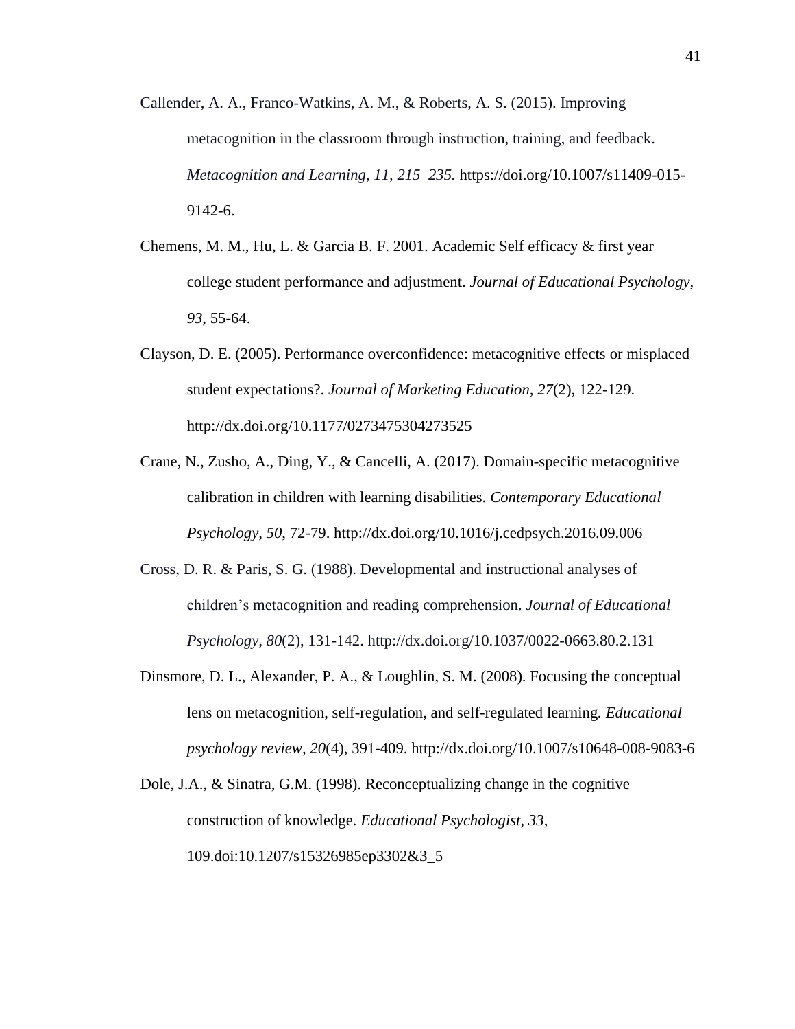Callender, A. A., Franco-Watkins, A. M., & Roberts, A. S. (2015). Improving metacognition in the classroom through instruction, training, and feedback. *Metacognition and Learning, 11, 215–235.* https://doi.org/10.1007/s11409-015-9142-6.

Chemens, M. M., Hu, L. & Garcia B. F. 2001. Academic Self efficacy & first year college student performance and adjustment. *Journal of Educational Psychology*, *93*, 55-64.

Clayson, D. E. (2005). Performance overconfidence: metacognitive effects or misplaced student expectations?. *Journal of Marketing Education, 27*(2), 122-129. http://dx.doi.org/10.1177/0273475304273525

Crane, N., Zusho, A., Ding, Y., & Cancelli, A. (2017). Domain-specific metacognitive calibration in children with learning disabilities. *Contemporary Educational Psychology, 50,* 72-79. http://dx.doi.org/10.1016/j.cedpsych.2016.09.006

Cross, D. R. & Paris, S. G. (1988). Developmental and instructional analyses of children's metacognition and reading comprehension. *Journal of Educational Psychology, 80*(2), 131-142. http://dx.doi.org/10.1037/0022-0663.80.2.131

Dinsmore, D. L., Alexander, P. A., & Loughlin, S. M. (2008). Focusing the conceptual lens on metacognition, self-regulation, and self-regulated learning. *Educational psychology review, 20*(4), 391-409. http://dx.doi.org/10.1007/s10648-008-9083-6

Dole, J.A., & Sinatra, G.M. (1998). Reconceptualizing change in the cognitive construction of knowledge. *Educational Psychologist, 33*, 109.doi:10.1207/s15326985ep3302&3_5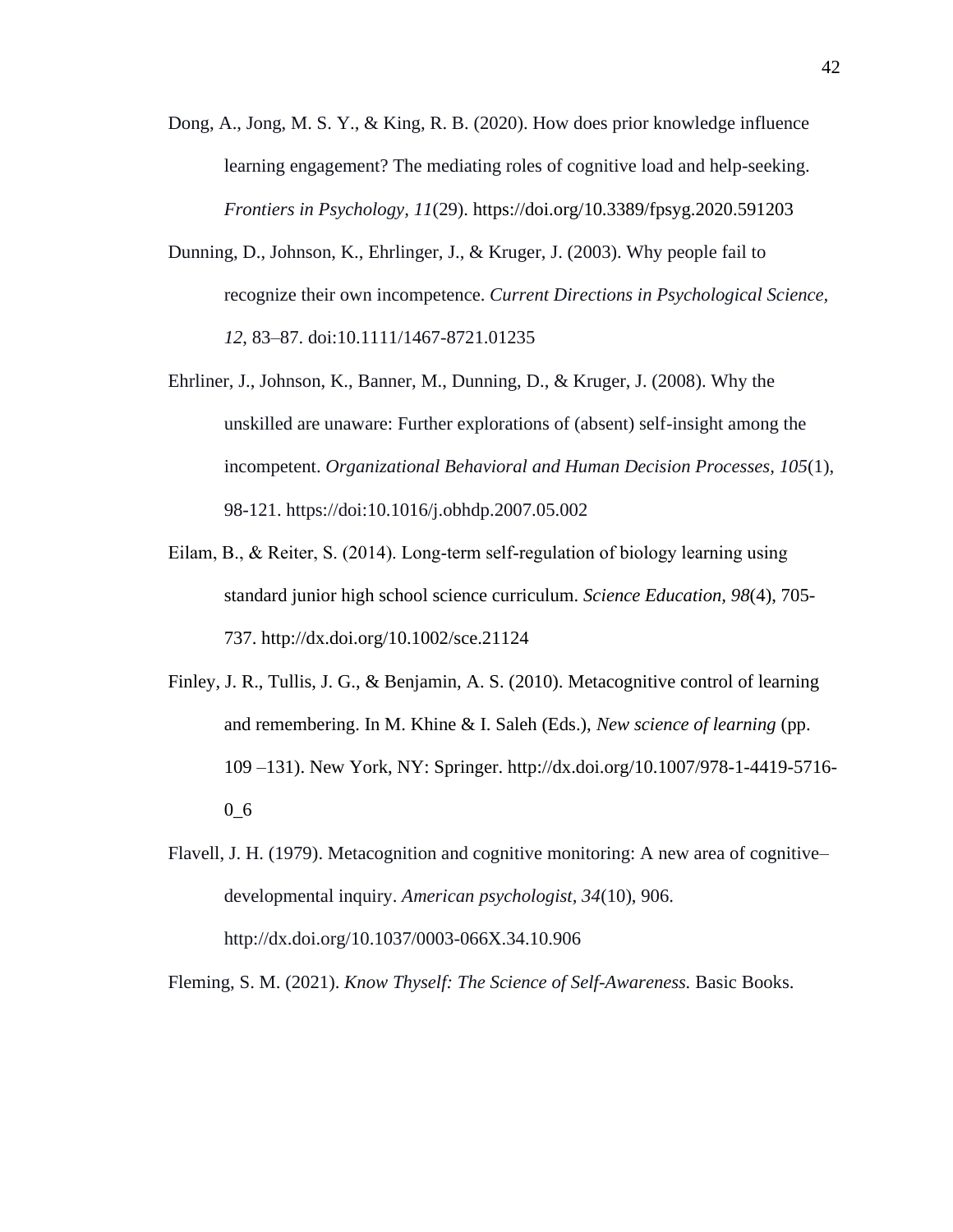Dong, A., Jong, M. S. Y., & King, R. B. (2020). How does prior knowledge influence learning engagement? The mediating roles of cognitive load and help-seeking. *Frontiers in Psychology, 11*(29). https://doi.org/10.3389/fpsyg.2020.591203

Dunning, D., Johnson, K., Ehrlinger, J., & Kruger, J. (2003). Why people fail to recognize their own incompetence. *Current Directions in Psychological Science, 12*, 83–87. doi:10.1111/1467-8721.01235

Ehrliner, J., Johnson, K., Banner, M., Dunning, D., & Kruger, J. (2008). Why the unskilled are unaware: Further explorations of (absent) self-insight among the incompetent. *Organizational Behavioral and Human Decision Processes, 105*(1), 98-121. https://doi:10.1016/j.obhdp.2007.05.002

Eilam, B., & Reiter, S. (2014). Long-term self-regulation of biology learning using standard junior high school science curriculum. *Science Education, 98*(4), 705-737. http://dx.doi.org/10.1002/sce.21124

Finley, J. R., Tullis, J. G., & Benjamin, A. S. (2010). Metacognitive control of learning and remembering. In M. Khine & I. Saleh (Eds.), *New science of learning* (pp. 109 –131). New York, NY: Springer. http://dx.doi.org/10.1007/978-1-4419-5716-0_6

Flavell, J. H. (1979). Metacognition and cognitive monitoring: A new area of cognitive–developmental inquiry. *American psychologist, 34*(10), 906. http://dx.doi.org/10.1037/0003-066X.34.10.906

Fleming, S. M. (2021). *Know Thyself: The Science of Self-Awareness.* Basic Books.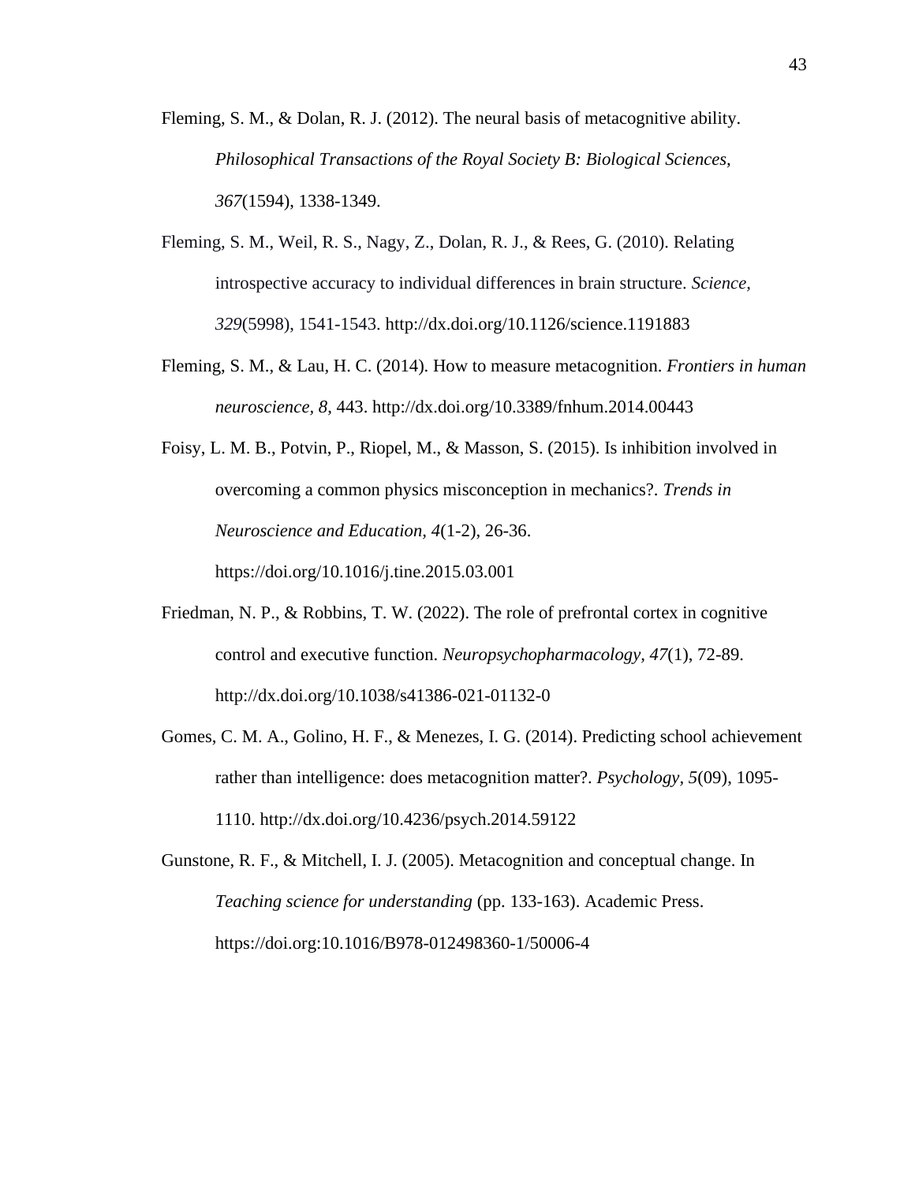Fleming, S. M., & Dolan, R. J. (2012). The neural basis of metacognitive ability. *Philosophical Transactions of the Royal Society B: Biological Sciences*, *367*(1594), 1338-1349.

Fleming, S. M., Weil, R. S., Nagy, Z., Dolan, R. J., & Rees, G. (2010). Relating introspective accuracy to individual differences in brain structure. *Science*, *329*(5998), 1541-1543. http://dx.doi.org/10.1126/science.1191883

Fleming, S. M., & Lau, H. C. (2014). How to measure metacognition. *Frontiers in human neuroscience*, *8*, 443. http://dx.doi.org/10.3389/fnhum.2014.00443

Foisy, L. M. B., Potvin, P., Riopel, M., & Masson, S. (2015). Is inhibition involved in overcoming a common physics misconception in mechanics?. *Trends in Neuroscience and Education*, *4*(1-2), 26-36. https://doi.org/10.1016/j.tine.2015.03.001

Friedman, N. P., & Robbins, T. W. (2022). The role of prefrontal cortex in cognitive control and executive function. *Neuropsychopharmacology*, *47*(1), 72-89. http://dx.doi.org/10.1038/s41386-021-01132-0

Gomes, C. M. A., Golino, H. F., & Menezes, I. G. (2014). Predicting school achievement rather than intelligence: does metacognition matter?. *Psychology*, *5*(09), 1095-1110. http://dx.doi.org/10.4236/psych.2014.59122

Gunstone, R. F., & Mitchell, I. J. (2005). Metacognition and conceptual change. In *Teaching science for understanding* (pp. 133-163). Academic Press. https://doi.org:10.1016/B978-012498360-1/50006-4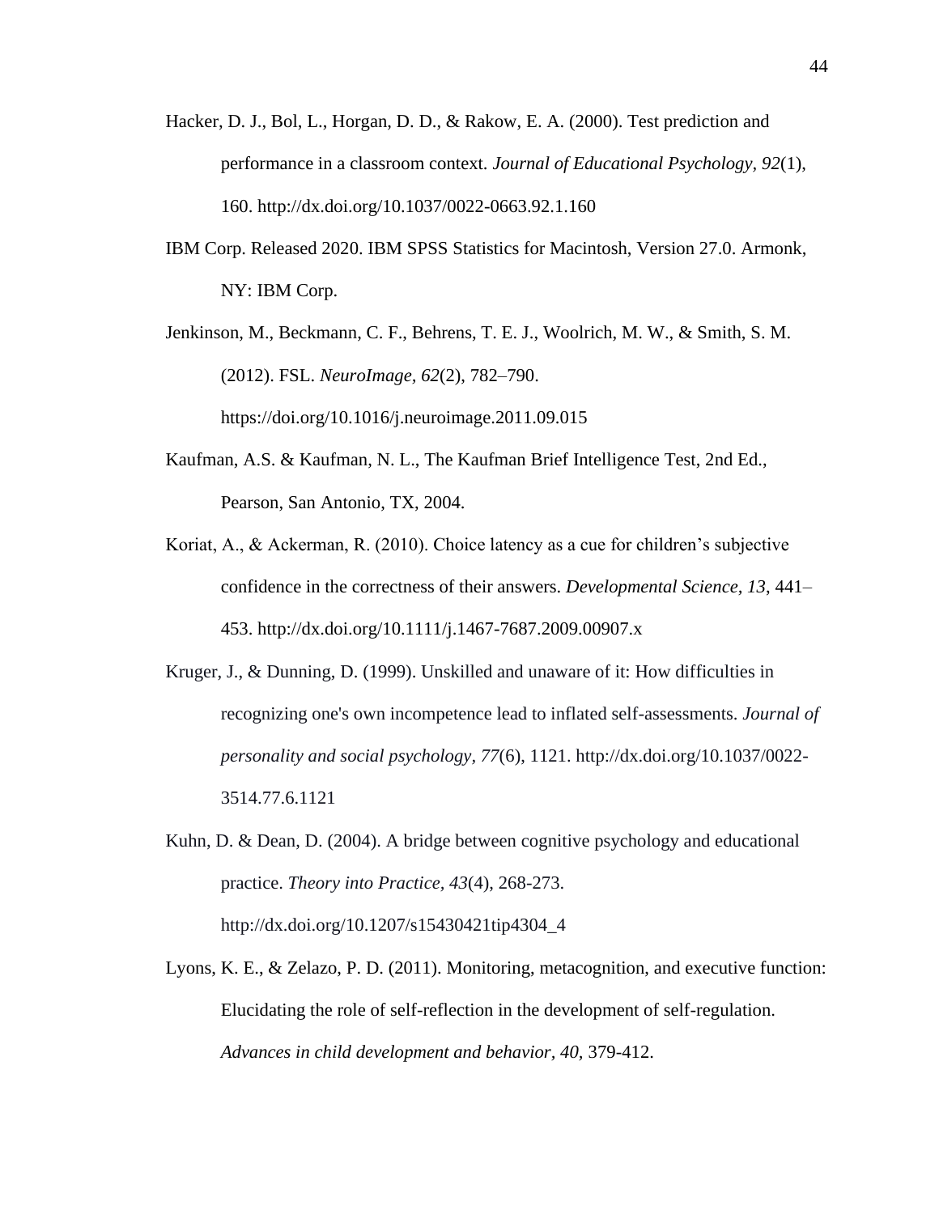Hacker, D. J., Bol, L., Horgan, D. D., & Rakow, E. A. (2000). Test prediction and performance in a classroom context. *Journal of Educational Psychology, 92*(1), 160. http://dx.doi.org/10.1037/0022-0663.92.1.160

IBM Corp. Released 2020. IBM SPSS Statistics for Macintosh, Version 27.0. Armonk, NY: IBM Corp.

Jenkinson, M., Beckmann, C. F., Behrens, T. E. J., Woolrich, M. W., & Smith, S. M. (2012). FSL. *NeuroImage*, *62*(2), 782–790. https://doi.org/10.1016/j.neuroimage.2011.09.015

Kaufman, A.S. & Kaufman, N. L., The Kaufman Brief Intelligence Test, 2nd Ed., Pearson, San Antonio, TX, 2004.

Koriat, A., & Ackerman, R. (2010). Choice latency as a cue for children's subjective confidence in the correctness of their answers. *Developmental Science, 13*, 441–453. http://dx.doi.org/10.1111/j.1467-7687.2009.00907.x

Kruger, J., & Dunning, D. (1999). Unskilled and unaware of it: How difficulties in recognizing one's own incompetence lead to inflated self-assessments. *Journal of personality and social psychology, 77*(6), 1121. http://dx.doi.org/10.1037/0022-3514.77.6.1121

Kuhn, D. & Dean, D. (2004). A bridge between cognitive psychology and educational practice. *Theory into Practice, 43*(4), 268-273. http://dx.doi.org/10.1207/s15430421tip4304_4

Lyons, K. E., & Zelazo, P. D. (2011). Monitoring, metacognition, and executive function: Elucidating the role of self-reflection in the development of self-regulation. *Advances in child development and behavior, 40,* 379-412.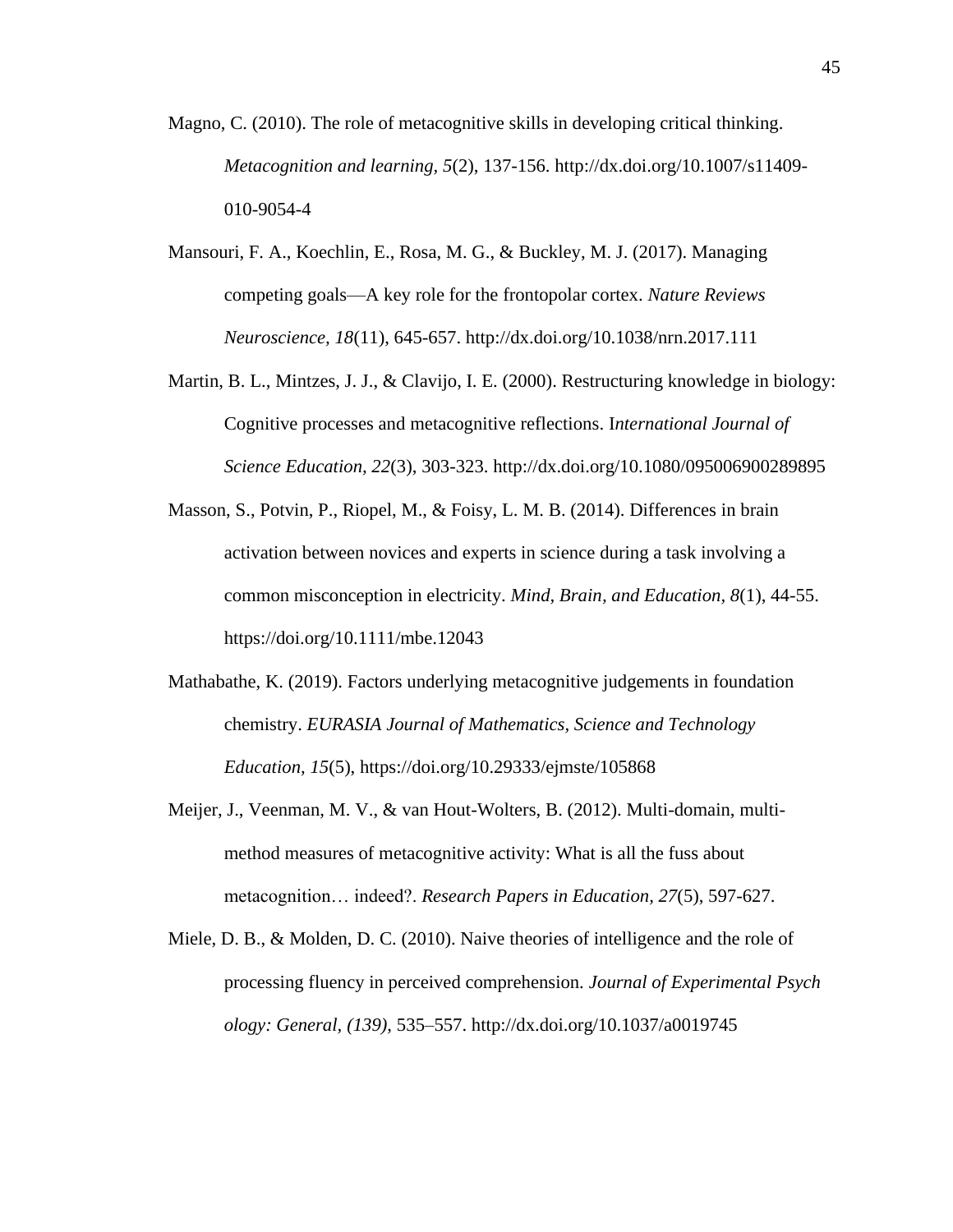Magno, C. (2010). The role of metacognitive skills in developing critical thinking. *Metacognition and learning, 5*(2), 137-156. http://dx.doi.org/10.1007/s11409-010-9054-4

Mansouri, F. A., Koechlin, E., Rosa, M. G., & Buckley, M. J. (2017). Managing competing goals—A key role for the frontopolar cortex. *Nature Reviews Neuroscience, 18*(11), 645-657. http://dx.doi.org/10.1038/nrn.2017.111

Martin, B. L., Mintzes, J. J., & Clavijo, I. E. (2000). Restructuring knowledge in biology: Cognitive processes and metacognitive reflections. I*nternational Journal of Science Education, 22*(3), 303-323. http://dx.doi.org/10.1080/095006900289895

Masson, S., Potvin, P., Riopel, M., & Foisy, L. M. B. (2014). Differences in brain activation between novices and experts in science during a task involving a common misconception in electricity. *Mind, Brain, and Education, 8*(1), 44-55. https://doi.org/10.1111/mbe.12043

Mathabathe, K. (2019). Factors underlying metacognitive judgements in foundation chemistry. *EURASIA Journal of Mathematics, Science and Technology Education, 15*(5), https://doi.org/10.29333/ejmste/105868

Meijer, J., Veenman, M. V., & van Hout-Wolters, B. (2012). Multi-domain, multi-method measures of metacognitive activity: What is all the fuss about metacognition… indeed?. *Research Papers in Education, 27*(5), 597-627.

Miele, D. B., & Molden, D. C. (2010). Naive theories of intelligence and the role of processing fluency in perceived comprehension. *Journal of Experimental Psych ology: General, (139),* 535–557. http://dx.doi.org/10.1037/a0019745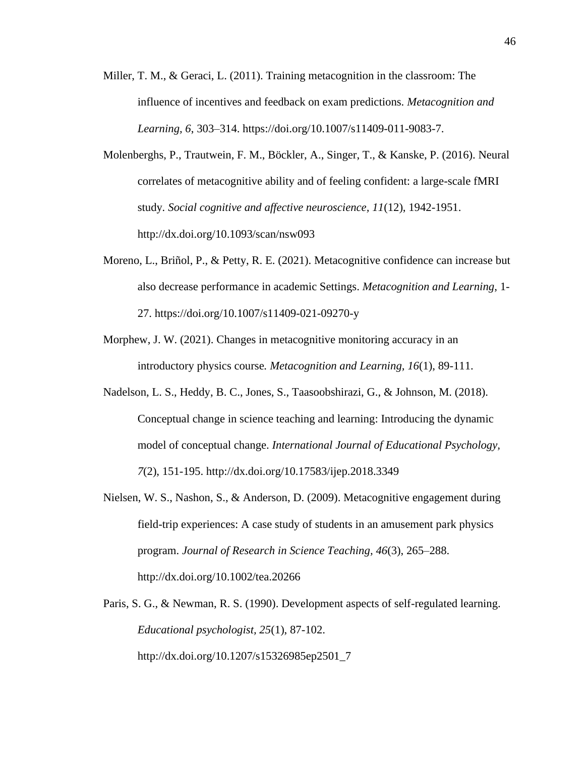Miller, T. M., & Geraci, L. (2011). Training metacognition in the classroom: The influence of incentives and feedback on exam predictions. *Metacognition and Learning, 6*, 303–314. https://doi.org/10.1007/s11409-011-9083-7.

Molenberghs, P., Trautwein, F. M., Böckler, A., Singer, T., & Kanske, P. (2016). Neural correlates of metacognitive ability and of feeling confident: a large-scale fMRI study. *Social cognitive and affective neuroscience, 11*(12), 1942-1951. http://dx.doi.org/10.1093/scan/nsw093

Moreno, L., Briñol, P., & Petty, R. E. (2021). Metacognitive confidence can increase but also decrease performance in academic Settings. *Metacognition and Learning*, 1-27. https://doi.org/10.1007/s11409-021-09270-y

Morphew, J. W. (2021). Changes in metacognitive monitoring accuracy in an introductory physics course*. Metacognition and Learning, 16*(1), 89-111.

Nadelson, L. S., Heddy, B. C., Jones, S., Taasoobshirazi, G., & Johnson, M. (2018). Conceptual change in science teaching and learning: Introducing the dynamic model of conceptual change. *International Journal of Educational Psychology, 7*(2), 151-195. http://dx.doi.org/10.17583/ijep.2018.3349

Nielsen, W. S., Nashon, S., & Anderson, D. (2009). Metacognitive engagement during field-trip experiences: A case study of students in an amusement park physics program. *Journal of Research in Science Teaching, 46*(3), 265–288. http://dx.doi.org/10.1002/tea.20266

Paris, S. G., & Newman, R. S. (1990). Development aspects of self-regulated learning. *Educational psychologist, 25*(1), 87-102. http://dx.doi.org/10.1207/s15326985ep2501_7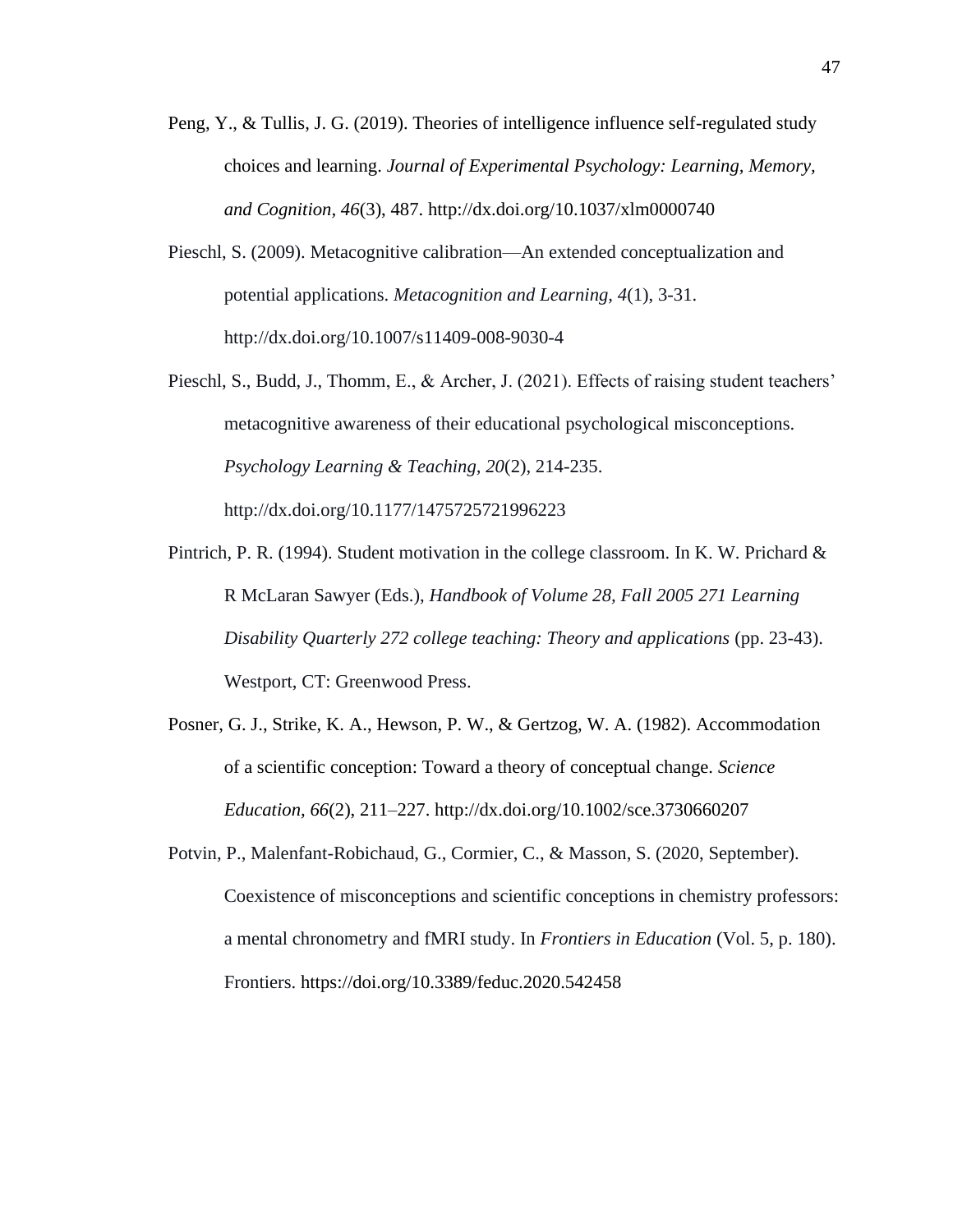Peng, Y., & Tullis, J. G. (2019). Theories of intelligence influence self-regulated study choices and learning. *Journal of Experimental Psychology: Learning, Memory, and Cognition, 46*(3), 487. http://dx.doi.org/10.1037/xlm0000740

Pieschl, S. (2009). Metacognitive calibration—An extended conceptualization and potential applications. *Metacognition and Learning, 4*(1), 3-31. http://dx.doi.org/10.1007/s11409-008-9030-4

Pieschl, S., Budd, J., Thomm, E., & Archer, J. (2021). Effects of raising student teachers' metacognitive awareness of their educational psychological misconceptions. *Psychology Learning & Teaching, 20*(2), 214-235. http://dx.doi.org/10.1177/1475725721996223

Pintrich, P. R. (1994). Student motivation in the college classroom. In K. W. Prichard & R McLaran Sawyer (Eds.), *Handbook of Volume 28, Fall 2005 271 Learning Disability Quarterly 272 college teaching: Theory and applications* (pp. 23-43). Westport, CT: Greenwood Press.

Posner, G. J., Strike, K. A., Hewson, P. W., & Gertzog, W. A. (1982). Accommodation of a scientific conception: Toward a theory of conceptual change. *Science Education, 66*(2), 211–227. http://dx.doi.org/10.1002/sce.3730660207

Potvin, P., Malenfant-Robichaud, G., Cormier, C., & Masson, S. (2020, September). Coexistence of misconceptions and scientific conceptions in chemistry professors: a mental chronometry and fMRI study. In *Frontiers in Education* (Vol. 5, p. 180). Frontiers. https://doi.org/10.3389/feduc.2020.542458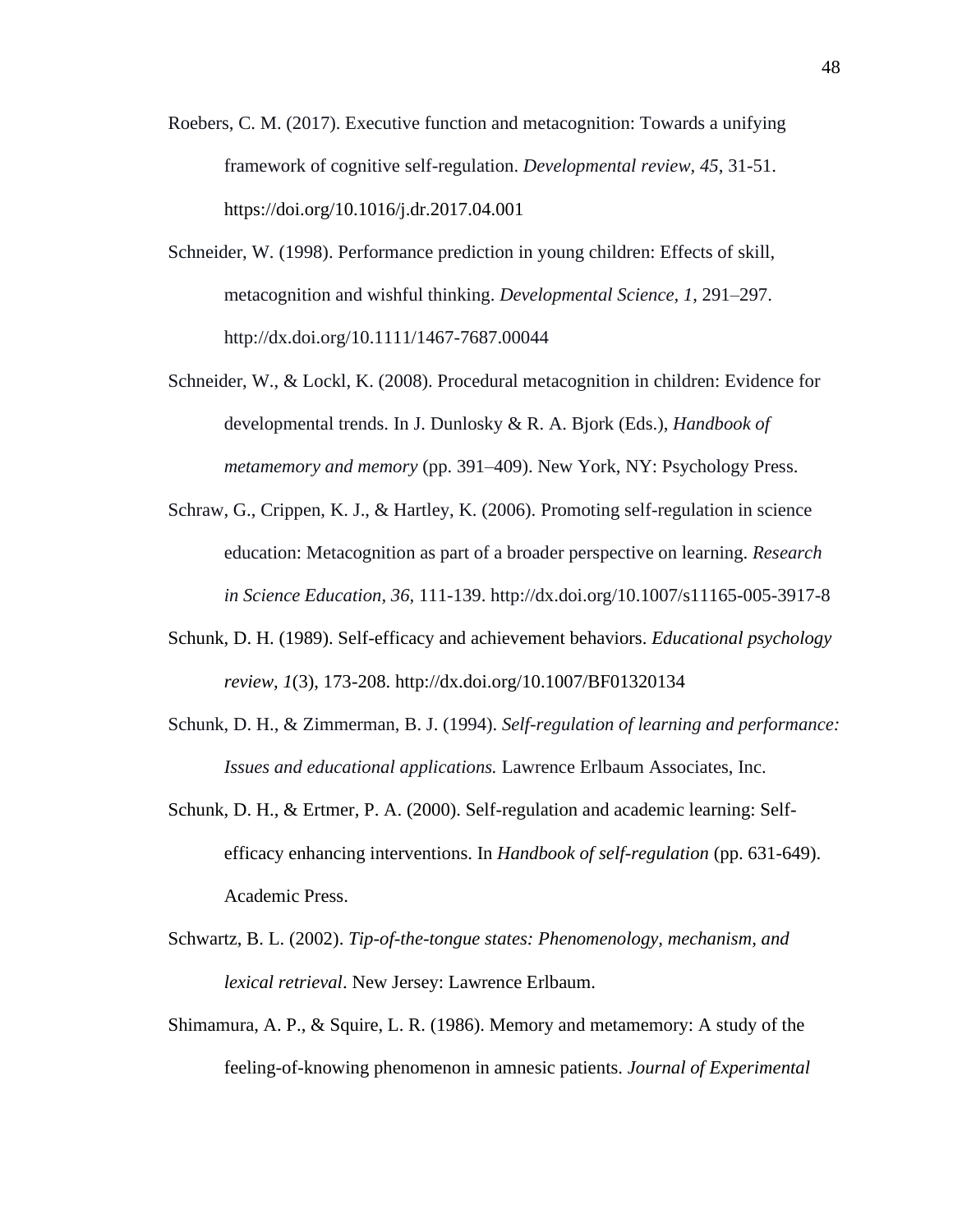Roebers, C. M. (2017). Executive function and metacognition: Towards a unifying framework of cognitive self-regulation. *Developmental review*, *45*, 31-51. https://doi.org/10.1016/j.dr.2017.04.001

Schneider, W. (1998). Performance prediction in young children: Effects of skill, metacognition and wishful thinking. *Developmental Science, 1*, 291–297. http://dx.doi.org/10.1111/1467-7687.00044

Schneider, W., & Lockl, K. (2008). Procedural metacognition in children: Evidence for developmental trends. In J. Dunlosky & R. A. Bjork (Eds.), *Handbook of metamemory and memory* (pp. 391–409). New York, NY: Psychology Press.

Schraw, G., Crippen, K. J., & Hartley, K. (2006). Promoting self-regulation in science education: Metacognition as part of a broader perspective on learning. *Research in Science Education, 36,* 111-139. http://dx.doi.org/10.1007/s11165-005-3917-8

Schunk, D. H. (1989). Self-efficacy and achievement behaviors. *Educational psychology review, 1*(3), 173-208. http://dx.doi.org/10.1007/BF01320134

Schunk, D. H., & Zimmerman, B. J. (1994). *Self-regulation of learning and performance: Issues and educational applications.* Lawrence Erlbaum Associates, Inc.

Schunk, D. H., & Ertmer, P. A. (2000). Self-regulation and academic learning: Self-efficacy enhancing interventions. In *Handbook of self-regulation* (pp. 631-649). Academic Press.

Schwartz, B. L. (2002). *Tip-of-the-tongue states: Phenomenology, mechanism, and lexical retrieval*. New Jersey: Lawrence Erlbaum.

Shimamura, A. P., & Squire, L. R. (1986). Memory and metamemory: A study of the feeling-of-knowing phenomenon in amnesic patients. *Journal of Experimental*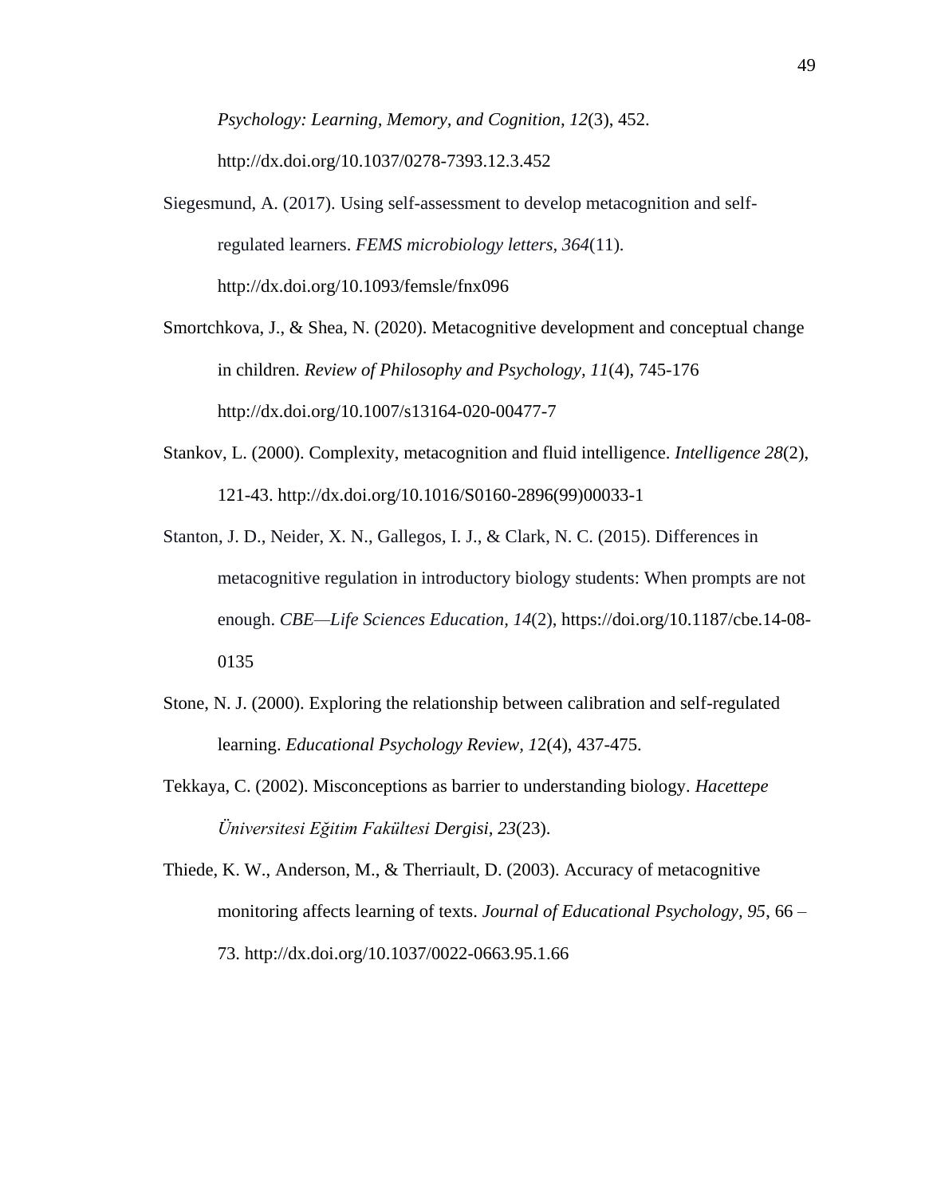*Psychology: Learning, Memory, and Cognition, 12*(3), 452. http://dx.doi.org/10.1037/0278-7393.12.3.452

Siegesmund, A. (2017). Using self-assessment to develop metacognition and self-regulated learners. *FEMS microbiology letters*, *364*(11). http://dx.doi.org/10.1093/femsle/fnx096

Smortchkova, J., & Shea, N. (2020). Metacognitive development and conceptual change in children. *Review of Philosophy and Psychology, 11*(4), 745-176 http://dx.doi.org/10.1007/s13164-020-00477-7

Stankov, L. (2000). Complexity, metacognition and fluid intelligence. *Intelligence 28*(2), 121-43. http://dx.doi.org/10.1016/S0160-2896(99)00033-1

Stanton, J. D., Neider, X. N., Gallegos, I. J., & Clark, N. C. (2015). Differences in metacognitive regulation in introductory biology students: When prompts are not enough. *CBE—Life Sciences Education, 14*(2), https://doi.org/10.1187/cbe.14-08-0135

Stone, N. J. (2000). Exploring the relationship between calibration and self-regulated learning. *Educational Psychology Review, 1*2(4), 437-475.

Tekkaya, C. (2002). Misconceptions as barrier to understanding biology. *Hacettepe Üniversitesi Eğitim Fakültesi Dergisi*, *23*(23).

Thiede, K. W., Anderson, M., & Therriault, D. (2003). Accuracy of metacognitive monitoring affects learning of texts. *Journal of Educational Psychology, 95*, 66 – 73. http://dx.doi.org/10.1037/0022-0663.95.1.66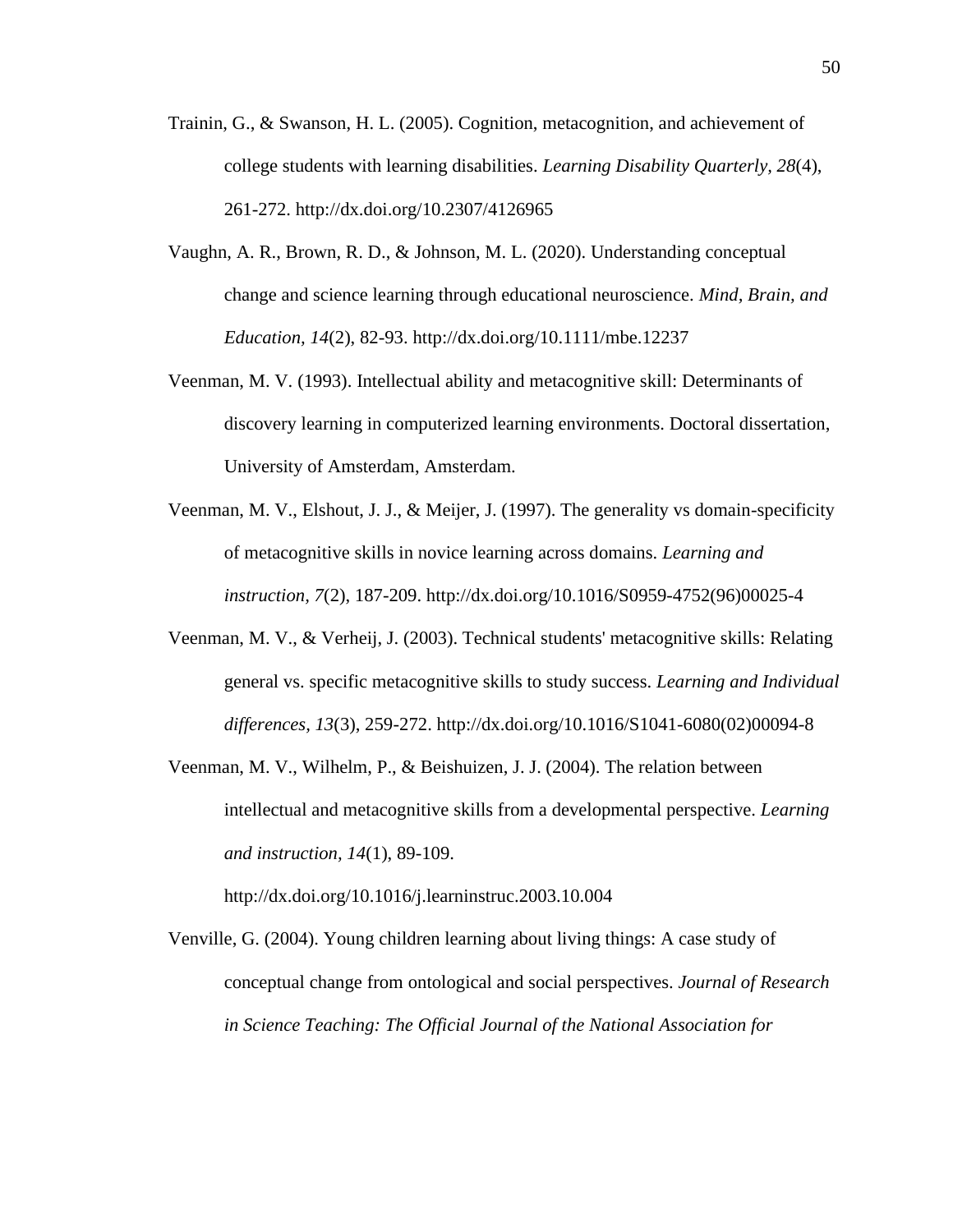Trainin, G., & Swanson, H. L. (2005). Cognition, metacognition, and achievement of college students with learning disabilities. *Learning Disability Quarterly, 28*(4), 261-272. http://dx.doi.org/10.2307/4126965

Vaughn, A. R., Brown, R. D., & Johnson, M. L. (2020). Understanding conceptual change and science learning through educational neuroscience. *Mind, Brain, and Education, 14*(2), 82-93. http://dx.doi.org/10.1111/mbe.12237

Veenman, M. V. (1993). Intellectual ability and metacognitive skill: Determinants of discovery learning in computerized learning environments. Doctoral dissertation, University of Amsterdam, Amsterdam.

Veenman, M. V., Elshout, J. J., & Meijer, J. (1997). The generality vs domain-specificity of metacognitive skills in novice learning across domains. *Learning and instruction, 7*(2), 187-209. http://dx.doi.org/10.1016/S0959-4752(96)00025-4

Veenman, M. V., & Verheij, J. (2003). Technical students' metacognitive skills: Relating general vs. specific metacognitive skills to study success. *Learning and Individual differences, 13*(3), 259-272. http://dx.doi.org/10.1016/S1041-6080(02)00094-8

Veenman, M. V., Wilhelm, P., & Beishuizen, J. J. (2004). The relation between intellectual and metacognitive skills from a developmental perspective. *Learning and instruction, 14*(1), 89-109. http://dx.doi.org/10.1016/j.learninstruc.2003.10.004

Venville, G. (2004). Young children learning about living things: A case study of conceptual change from ontological and social perspectives. *Journal of Research in Science Teaching: The Official Journal of the National Association for*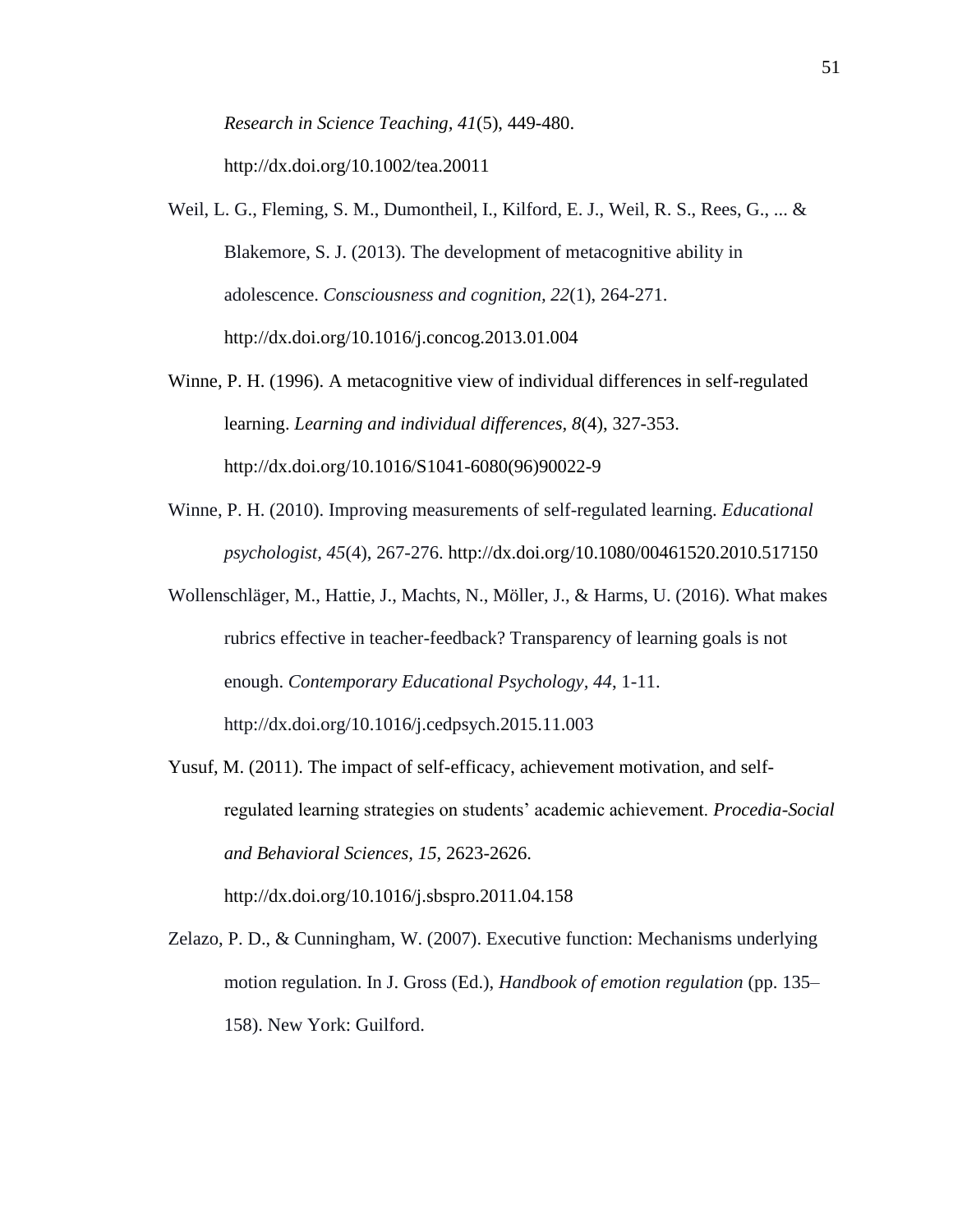*Research in Science Teaching, 41*(5), 449-480. http://dx.doi.org/10.1002/tea.20011

Weil, L. G., Fleming, S. M., Dumontheil, I., Kilford, E. J., Weil, R. S., Rees, G., ... & Blakemore, S. J. (2013). The development of metacognitive ability in adolescence. *Consciousness and cognition, 22*(1), 264-271. http://dx.doi.org/10.1016/j.concog.2013.01.004

Winne, P. H. (1996). A metacognitive view of individual differences in self-regulated learning. *Learning and individual differences, 8*(4), 327-353. http://dx.doi.org/10.1016/S1041-6080(96)90022-9

Winne, P. H. (2010). Improving measurements of self-regulated learning. *Educational psychologist, 45*(4), 267-276. http://dx.doi.org/10.1080/00461520.2010.517150

Wollenschläger, M., Hattie, J., Machts, N., Möller, J., & Harms, U. (2016). What makes rubrics effective in teacher-feedback? Transparency of learning goals is not enough. *Contemporary Educational Psychology, 44*, 1-11. http://dx.doi.org/10.1016/j.cedpsych.2015.11.003

Yusuf, M. (2011). The impact of self-efficacy, achievement motivation, and self-regulated learning strategies on students' academic achievement. *Procedia-Social and Behavioral Sciences, 15*, 2623-2626. http://dx.doi.org/10.1016/j.sbspro.2011.04.158

Zelazo, P. D., & Cunningham, W. (2007). Executive function: Mechanisms underlying motion regulation. In J. Gross (Ed.), *Handbook of emotion regulation* (pp. 135–158). New York: Guilford.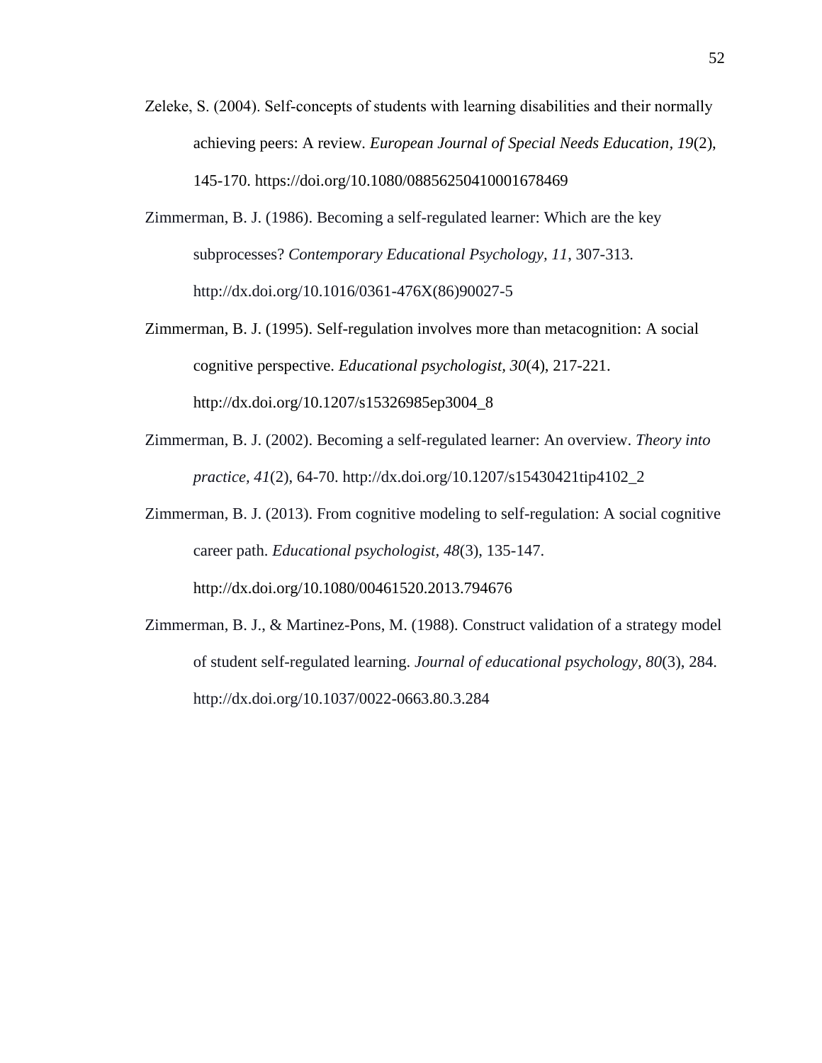Zeleke, S. (2004). Self-concepts of students with learning disabilities and their normally achieving peers: A review. *European Journal of Special Needs Education, 19*(2), 145-170. https://doi.org/10.1080/08856250410001678469

Zimmerman, B. J. (1986). Becoming a self-regulated learner: Which are the key subprocesses? *Contemporary Educational Psychology, 11*, 307-313. http://dx.doi.org/10.1016/0361-476X(86)90027-5

Zimmerman, B. J. (1995). Self-regulation involves more than metacognition: A social cognitive perspective. *Educational psychologist, 30*(4), 217-221. http://dx.doi.org/10.1207/s15326985ep3004_8

Zimmerman, B. J. (2002). Becoming a self-regulated learner: An overview. *Theory into practice, 41*(2), 64-70. http://dx.doi.org/10.1207/s15430421tip4102_2

Zimmerman, B. J. (2013). From cognitive modeling to self-regulation: A social cognitive career path. *Educational psychologist, 48*(3), 135-147. http://dx.doi.org/10.1080/00461520.2013.794676

Zimmerman, B. J., & Martinez-Pons, M. (1988). Construct validation of a strategy model of student self-regulated learning. *Journal of educational psychology, 80*(3), 284. http://dx.doi.org/10.1037/0022-0663.80.3.284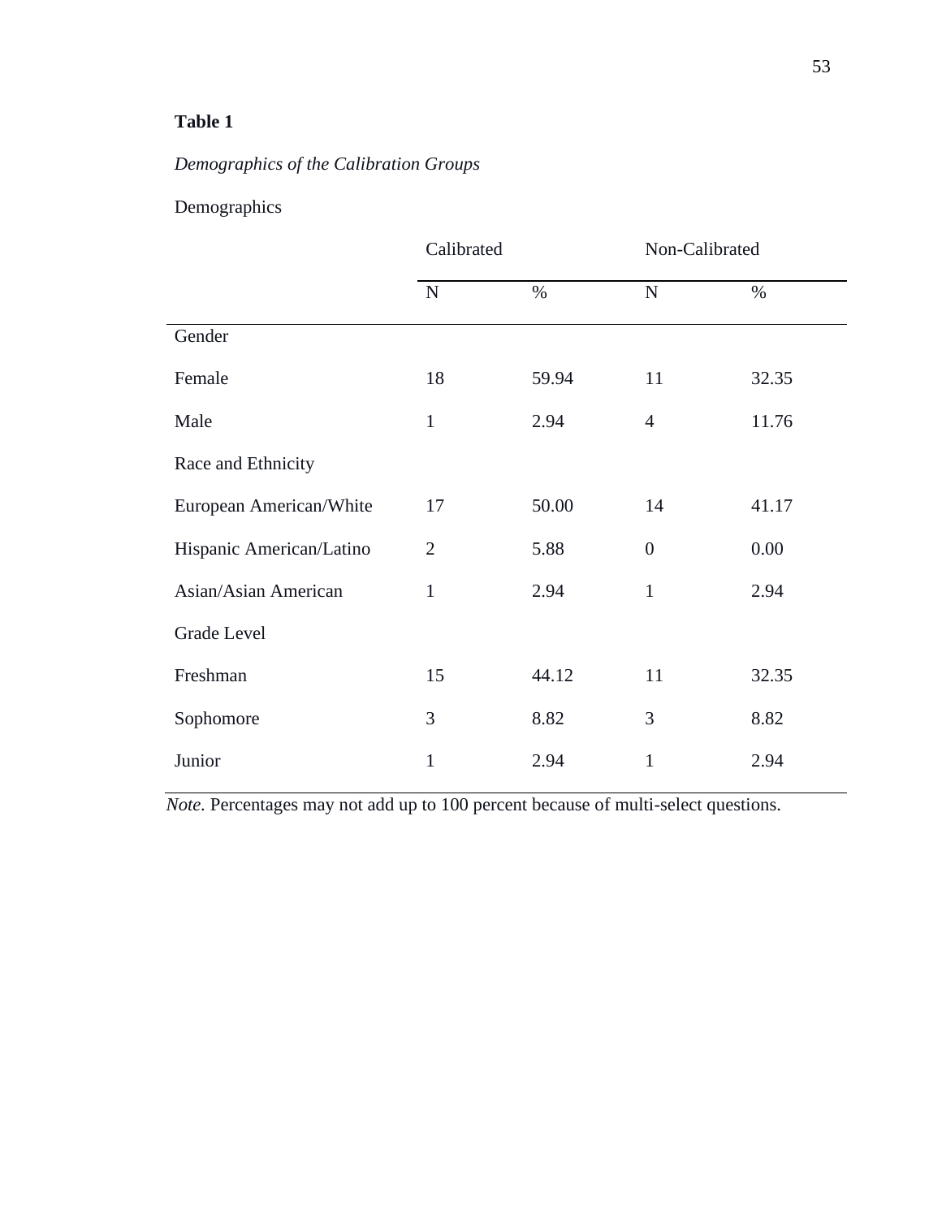**Table 1**

*Demographics of the Calibration Groups*

Demographics

| | Calibrated | | Non-Calibrated | |
|---|---|---|---|---|
| | N | % | N | % |
| Gender | | | | |
| Female | 18 | 59.94 | 11 | 32.35 |
| Male | 1 | 2.94 | 4 | 11.76 |
| Race and Ethnicity | | | | |
| European American/White | 17 | 50.00 | 14 | 41.17 |
| Hispanic American/Latino | 2 | 5.88 | 0 | 0.00 |
| Asian/Asian American | 1 | 2.94 | 1 | 2.94 |
| Grade Level | | | | |
| Freshman | 15 | 44.12 | 11 | 32.35 |
| Sophomore | 3 | 8.82 | 3 | 8.82 |
| Junior | 1 | 2.94 | 1 | 2.94 |

*Note.* Percentages may not add up to 100 percent because of multi-select questions.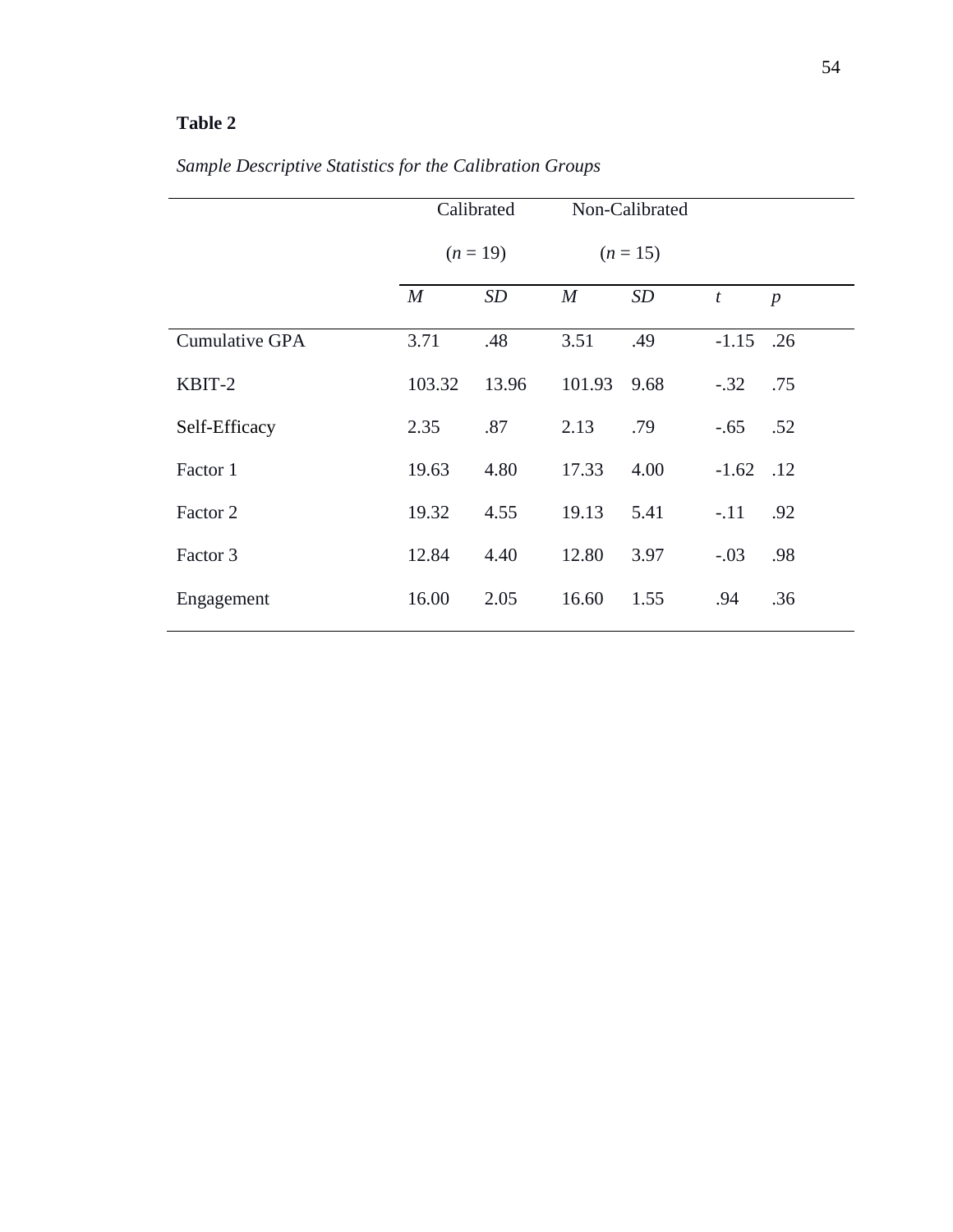**Table 2**

*Sample Descriptive Statistics for the Calibration Groups*

| | Calibrated ($n$ = 19) | | Non-Calibrated ($n$ = 15) | | | |
|---|---|---|---|---|---|---|
| | *M* | *SD* | *M* | *SD* | *t* | *p* |
| Cumulative GPA | 3.71 | .48 | 3.51 | .49 | -1.15 | .26 |
| KBIT-2 | 103.32 | 13.96 | 101.93 | 9.68 | -.32 | .75 |
| Self-Efficacy | 2.35 | .87 | 2.13 | .79 | -.65 | .52 |
| Factor 1 | 19.63 | 4.80 | 17.33 | 4.00 | -1.62 | .12 |
| Factor 2 | 19.32 | 4.55 | 19.13 | 5.41 | -.11 | .92 |
| Factor 3 | 12.84 | 4.40 | 12.80 | 3.97 | -.03 | .98 |
| Engagement | 16.00 | 2.05 | 16.60 | 1.55 | .94 | .36 |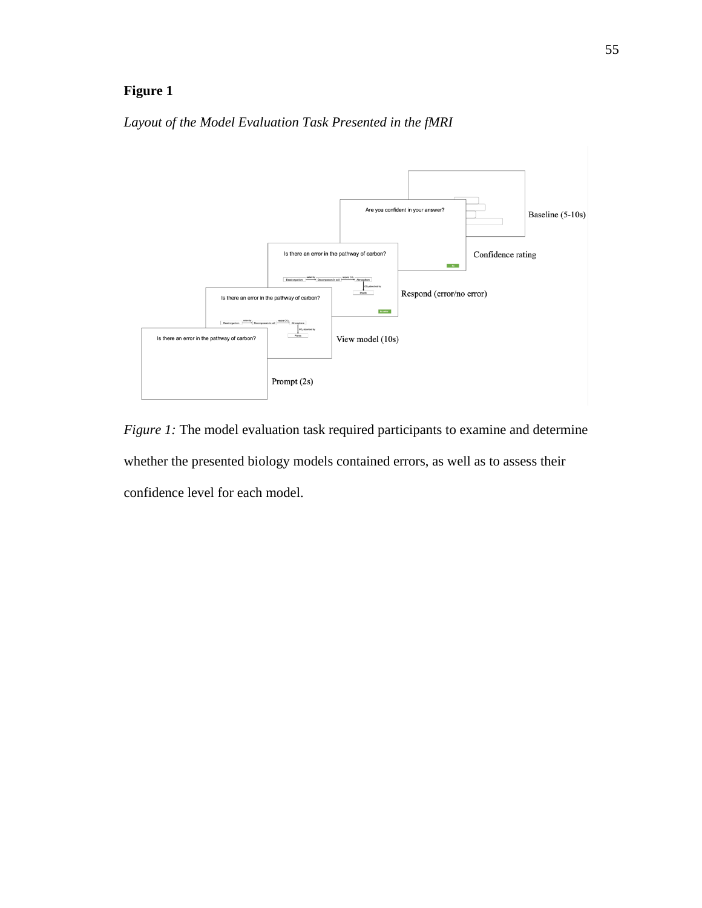**Figure 1**

*Layout of the Model Evaluation Task Presented in the fMRI*

*Figure 1:* The model evaluation task required participants to examine and determine whether the presented biology models contained errors, as well as to assess their confidence level for each model.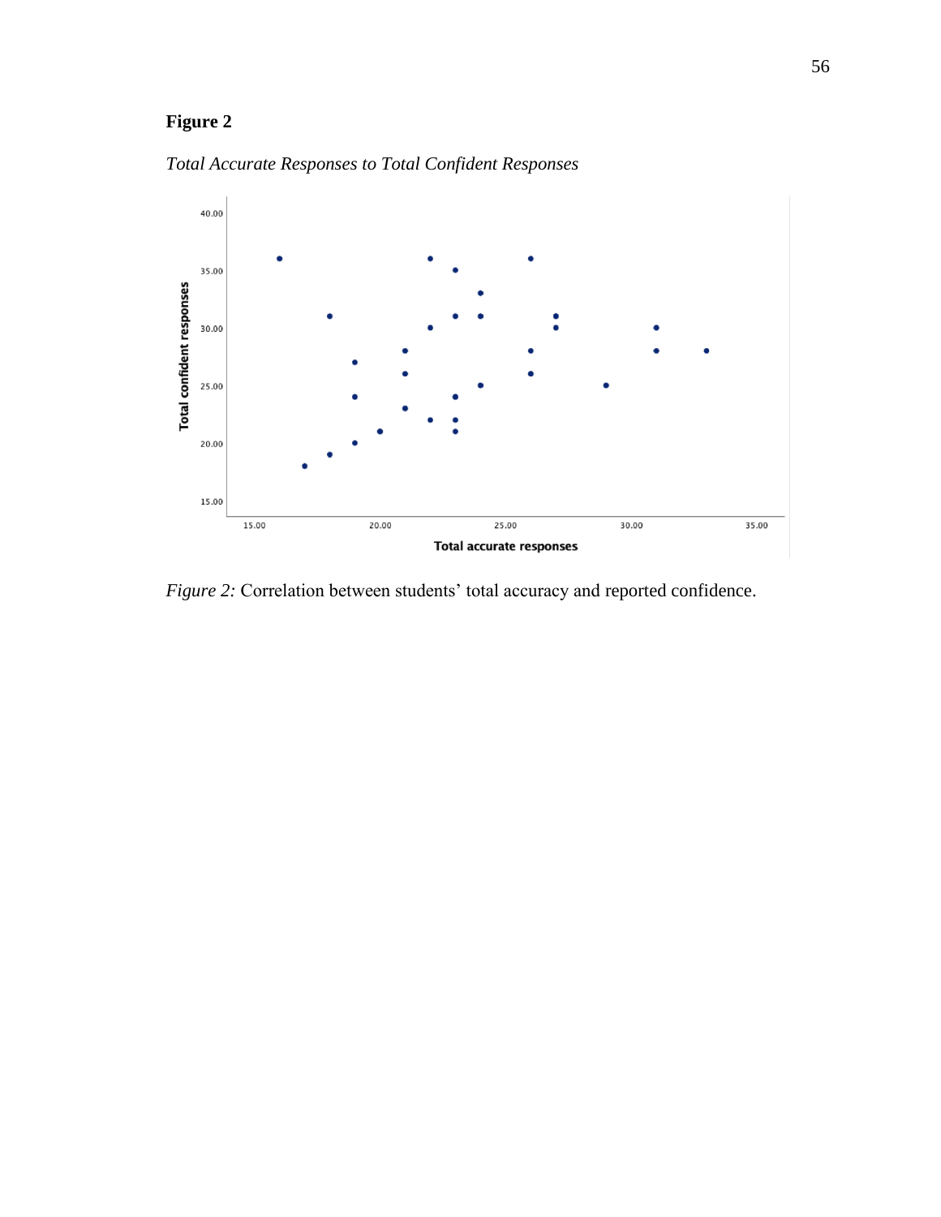**Figure 2**

*Total Accurate Responses to Total Confident Responses*

*Figure 2:* Correlation between students' total accuracy and reported confidence.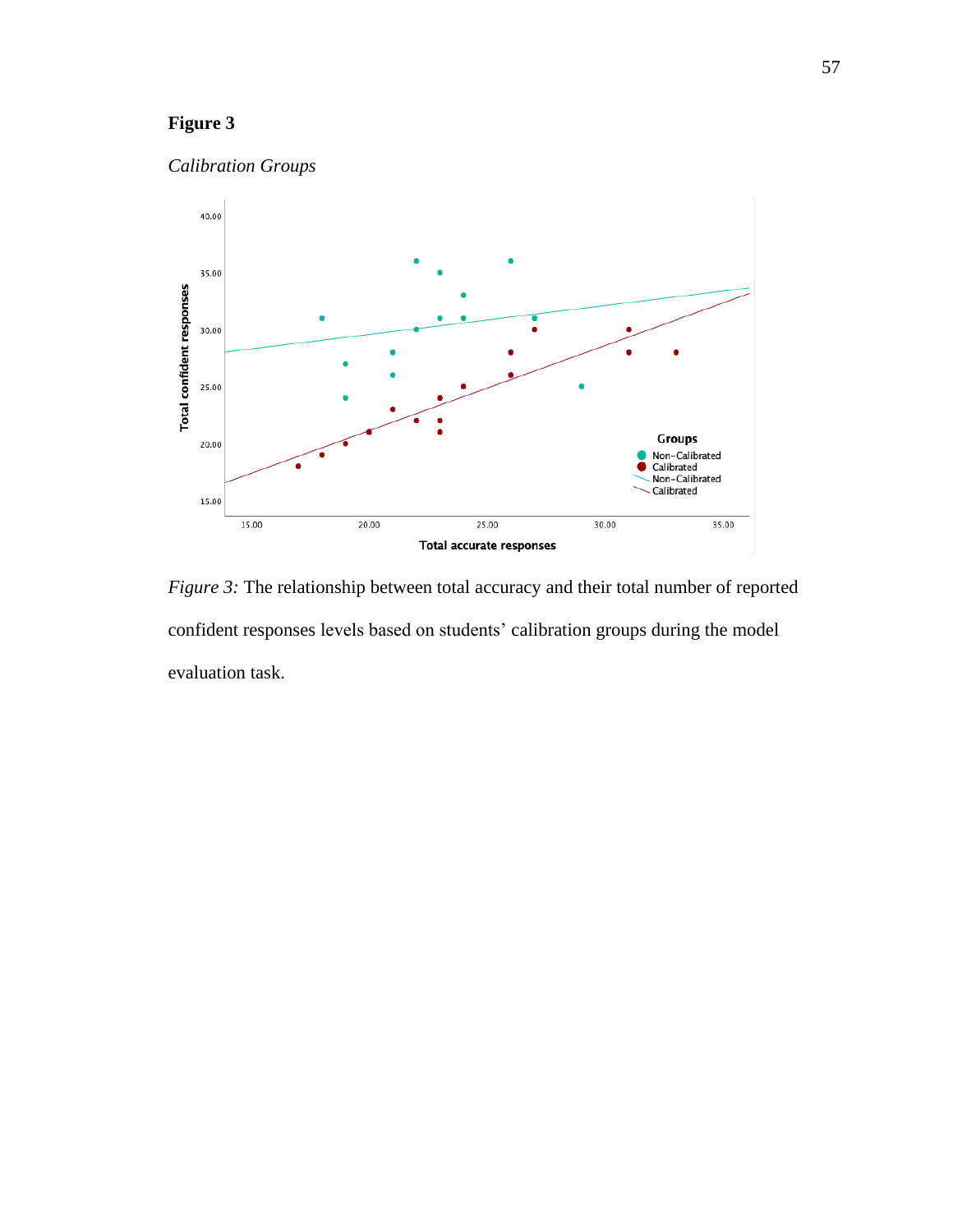**Figure 3**

*Calibration Groups*

*Figure 3:* The relationship between total accuracy and their total number of reported confident responses levels based on students' calibration groups during the model evaluation task.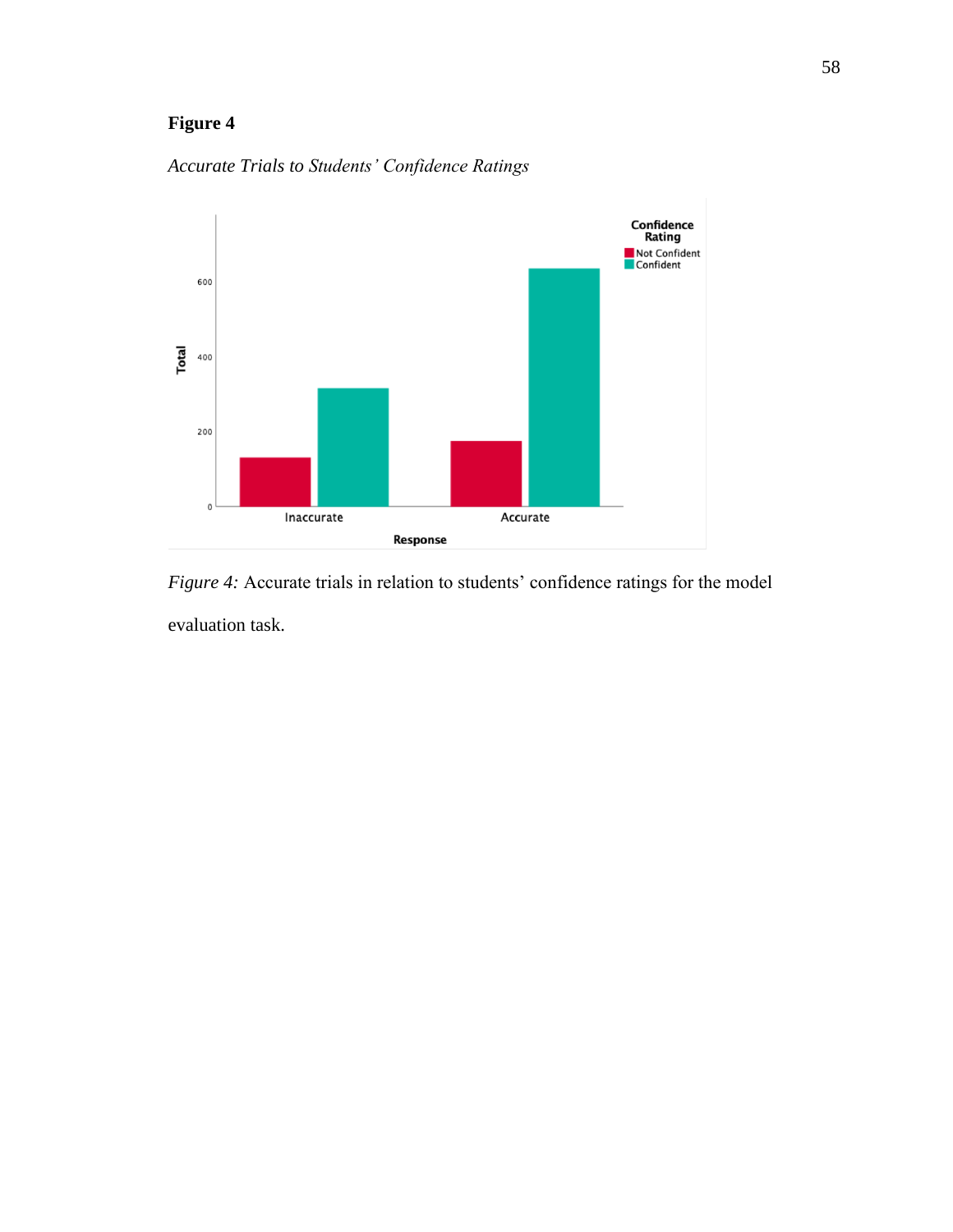**Figure 4**

*Accurate Trials to Students' Confidence Ratings*

*Figure 4:* Accurate trials in relation to students' confidence ratings for the model evaluation task.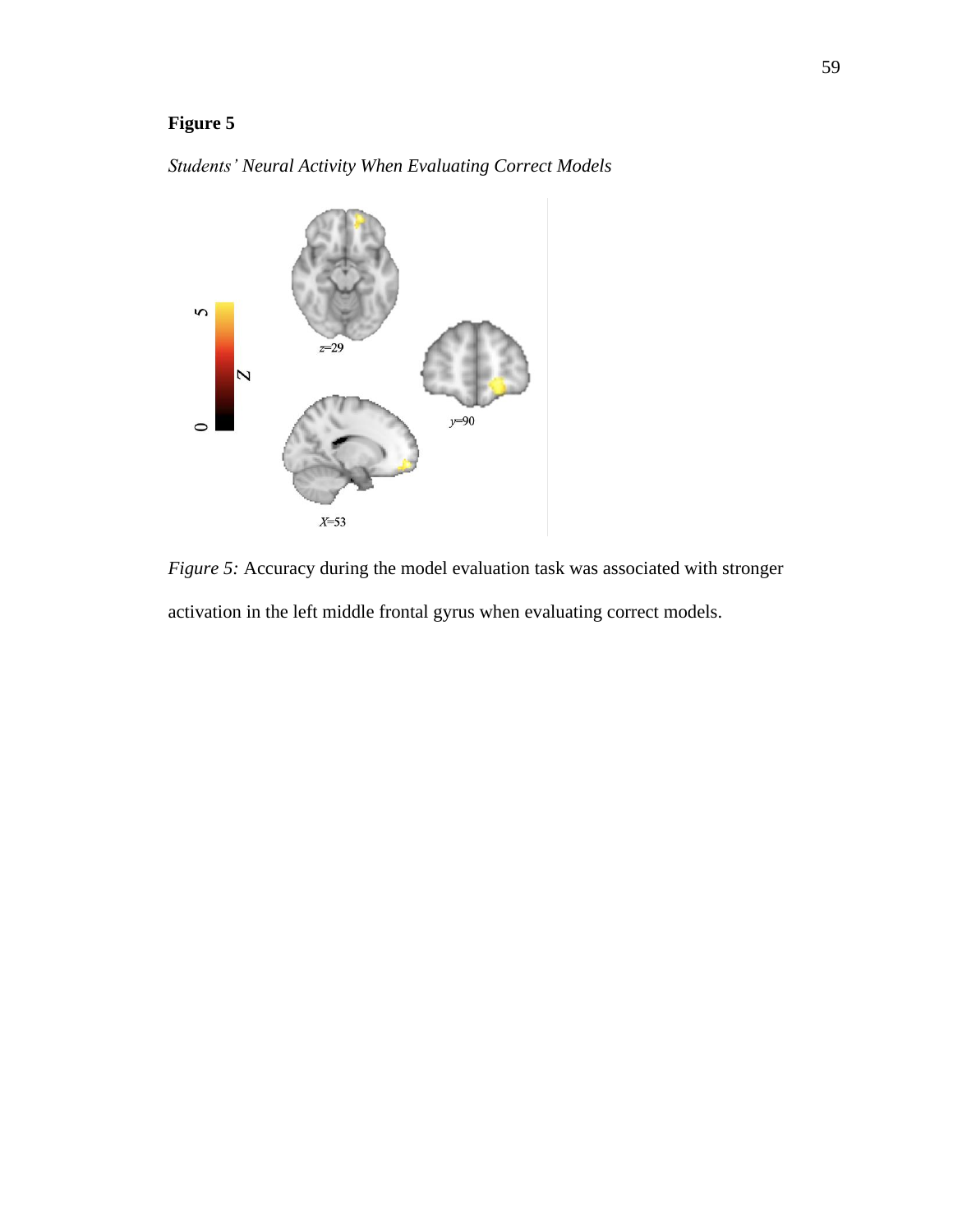**Figure 5**

*Students' Neural Activity When Evaluating Correct Models*

*Figure 5:* Accuracy during the model evaluation task was associated with stronger activation in the left middle frontal gyrus when evaluating correct models.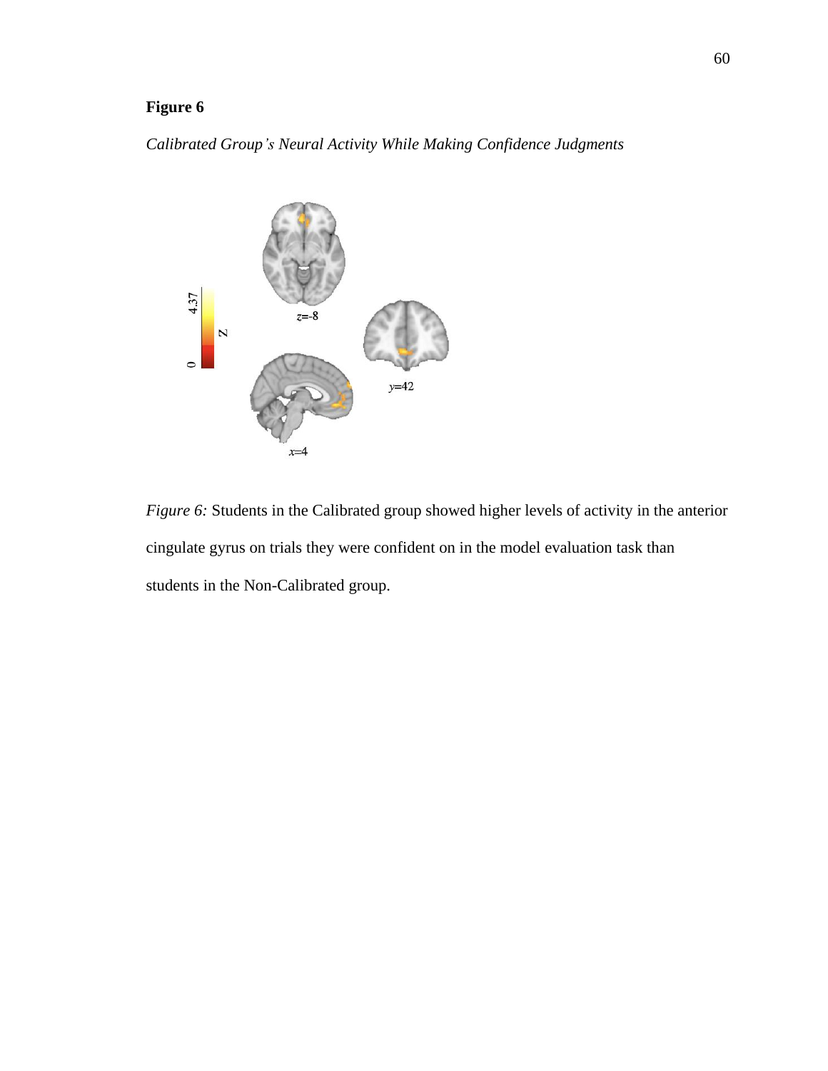**Figure 6**

*Calibrated Group's Neural Activity While Making Confidence Judgments*

*Figure 6:* Students in the Calibrated group showed higher levels of activity in the anterior cingulate gyrus on trials they were confident on in the model evaluation task than students in the Non-Calibrated group.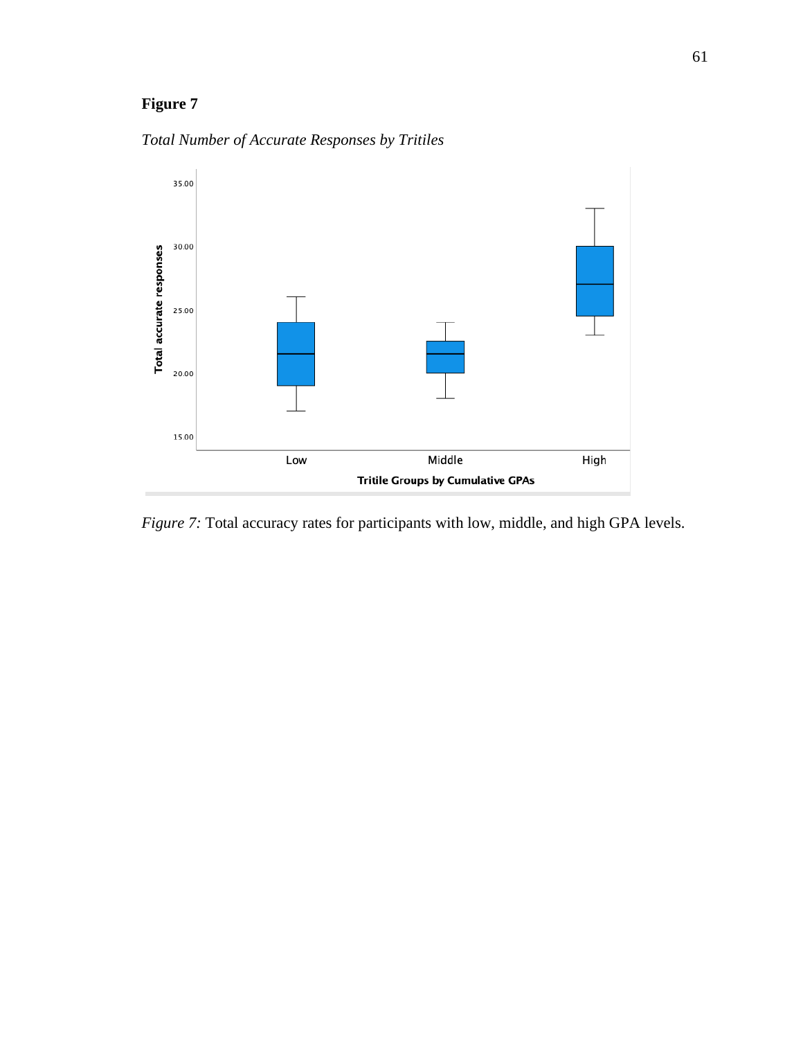**Figure 7**

*Total Number of Accurate Responses by Tritiles*

*Figure 7:* Total accuracy rates for participants with low, middle, and high GPA levels.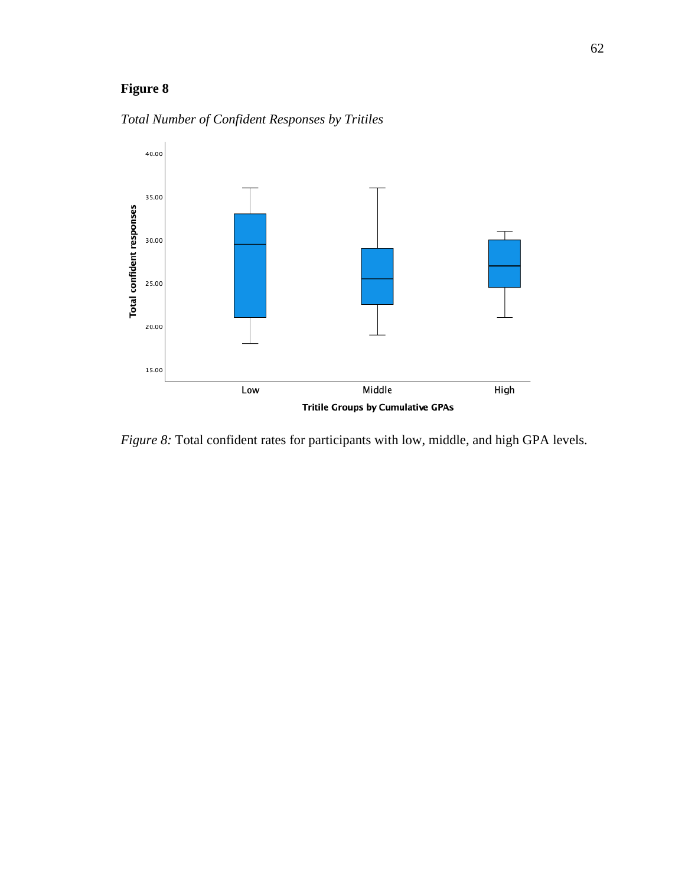**Figure 8**

*Total Number of Confident Responses by Tritiles*

*Figure 8:* Total confident rates for participants with low, middle, and high GPA levels.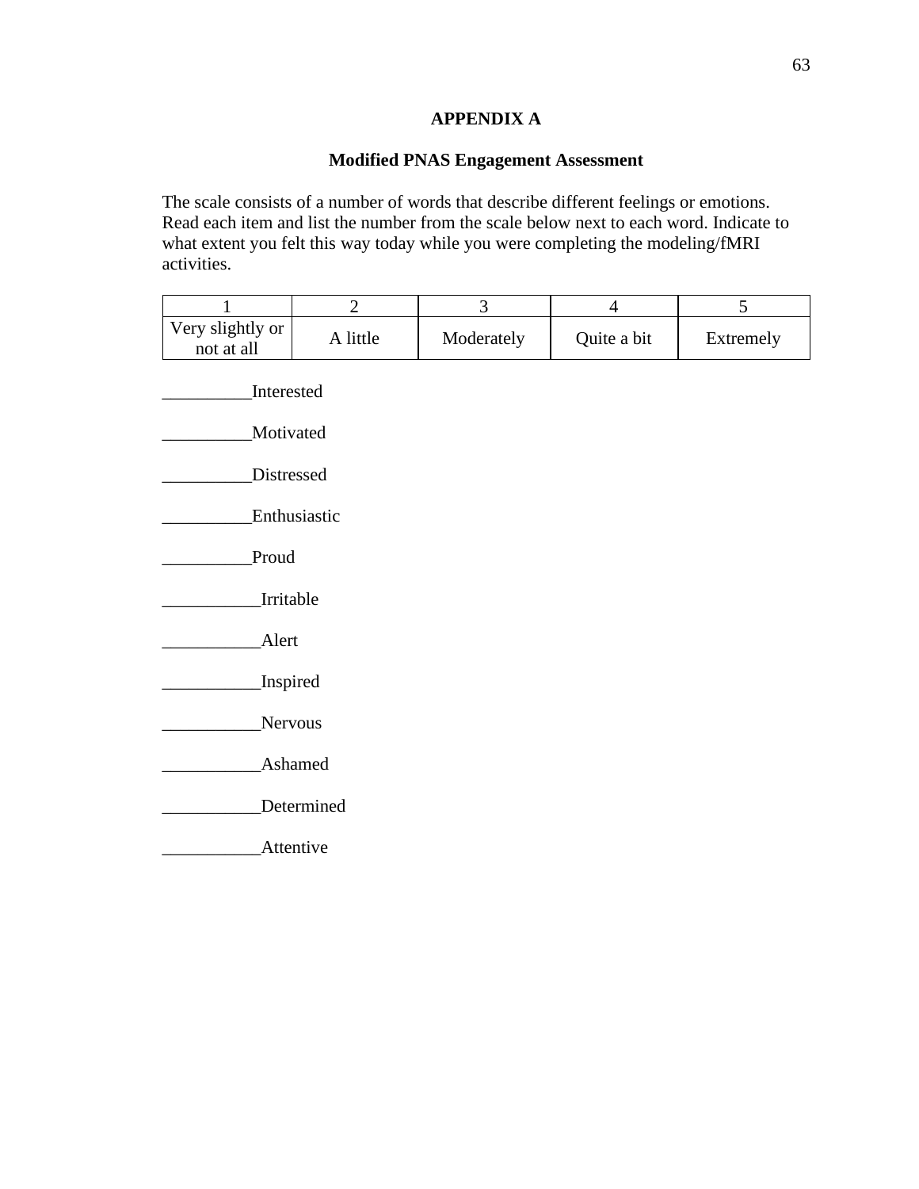# APPENDIX A

## Modified PNAS Engagement Assessment

The scale consists of a number of words that describe different feelings or emotions. Read each item and list the number from the scale below next to each word. Indicate to what extent you felt this way today while you were completing the modeling/fMRI activities.

| 1 | 2 | 3 | 4 | 5 |
|---|---|---|---|---|
| Very slightly or not at all | A little | Moderately | Quite a bit | Extremely |

__________Interested

__________Motivated

__________Distressed

__________Enthusiastic

__________Proud

___________Irritable

___________Alert

___________Inspired

___________Nervous

___________Ashamed

___________Determined

___________Attentive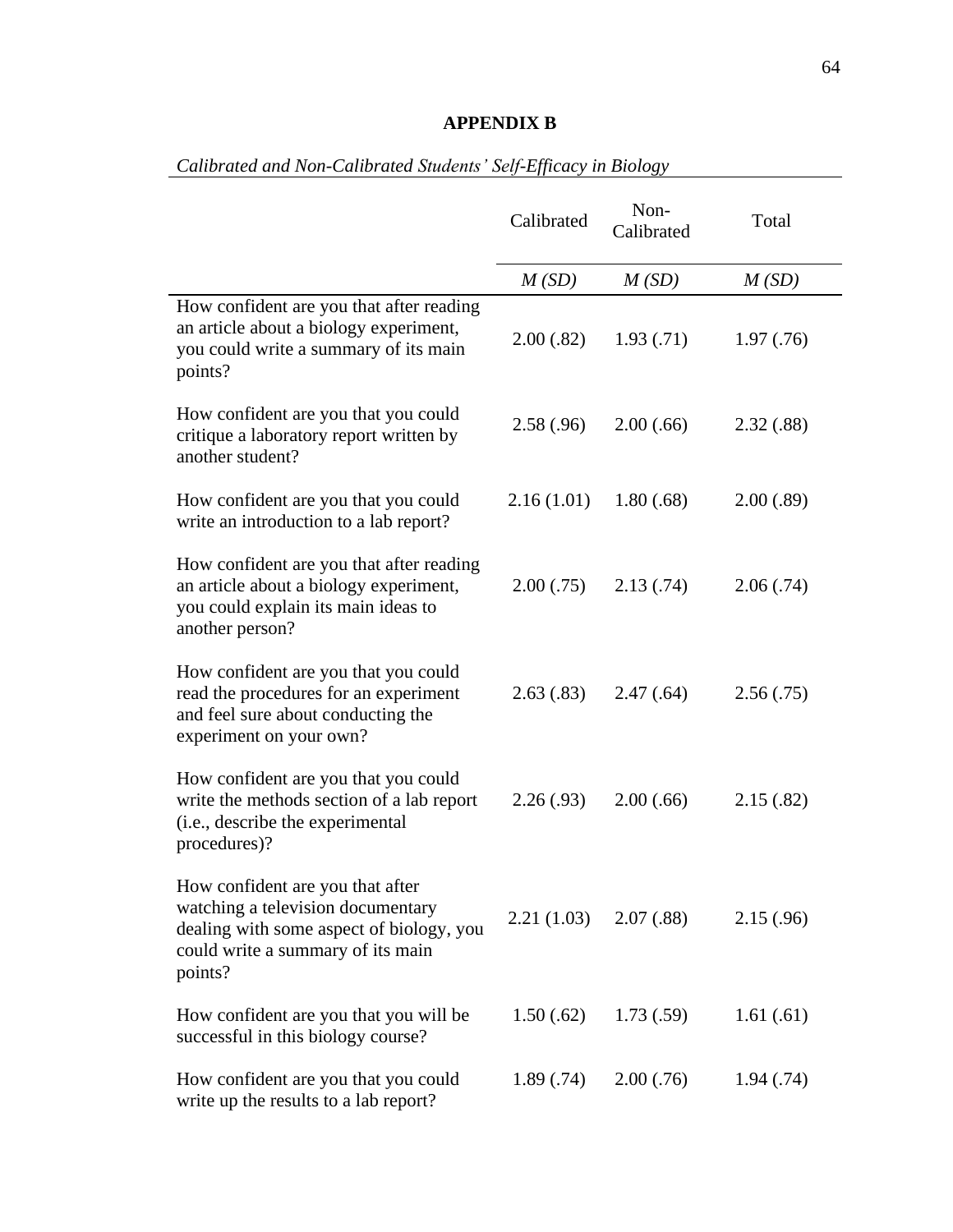**APPENDIX B**

*Calibrated and Non-Calibrated Students' Self-Efficacy in Biology*

| | Calibrated | Non-Calibrated | Total |
|---|---|---|---|
| | *M (SD)* | *M (SD)* | *M (SD)* |
| How confident are you that after reading an article about a biology experiment, you could write a summary of its main points? | 2.00 (.82) | 1.93 (.71) | 1.97 (.76) |
| How confident are you that you could critique a laboratory report written by another student? | 2.58 (.96) | 2.00 (.66) | 2.32 (.88) |
| How confident are you that you could write an introduction to a lab report? | 2.16 (1.01) | 1.80 (.68) | 2.00 (.89) |
| How confident are you that after reading an article about a biology experiment, you could explain its main ideas to another person? | 2.00 (.75) | 2.13 (.74) | 2.06 (.74) |
| How confident are you that you could read the procedures for an experiment and feel sure about conducting the experiment on your own? | 2.63 (.83) | 2.47 (.64) | 2.56 (.75) |
| How confident are you that you could write the methods section of a lab report (i.e., describe the experimental procedures)? | 2.26 (.93) | 2.00 (.66) | 2.15 (.82) |
| How confident are you that after watching a television documentary dealing with some aspect of biology, you could write a summary of its main points? | 2.21 (1.03) | 2.07 (.88) | 2.15 (.96) |
| How confident are you that you will be successful in this biology course? | 1.50 (.62) | 1.73 (.59) | 1.61 (.61) |
| How confident are you that you could write up the results to a lab report? | 1.89 (.74) | 2.00 (.76) | 1.94 (.74) |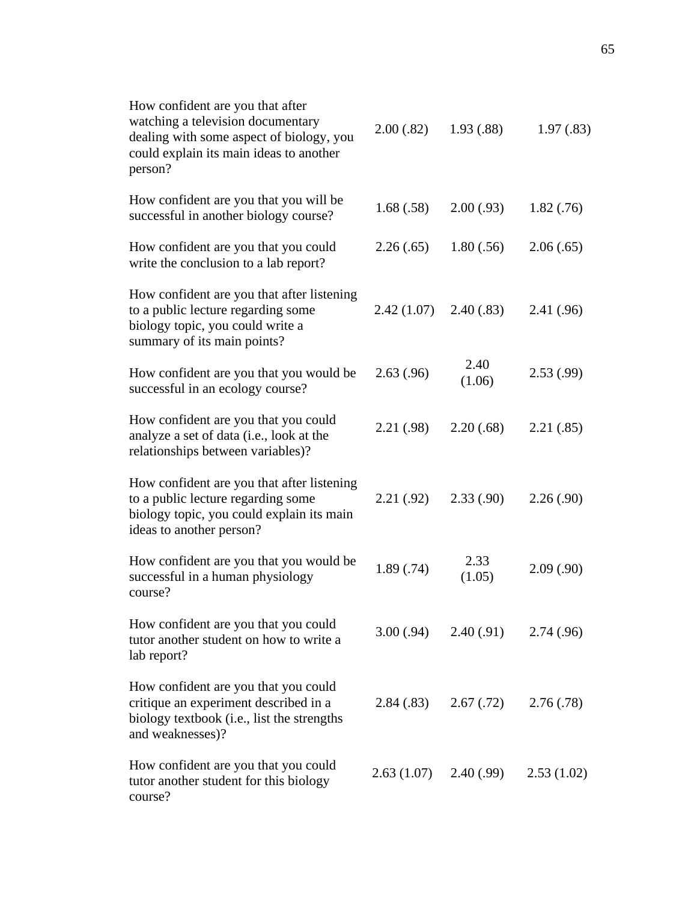| | | | |
|---|---|---|---|
| How confident are you that after watching a television documentary dealing with some aspect of biology, you could explain its main ideas to another person? | 2.00 (.82) | 1.93 (.88) | 1.97 (.83) |
| How confident are you that you will be successful in another biology course? | 1.68 (.58) | 2.00 (.93) | 1.82 (.76) |
| How confident are you that you could write the conclusion to a lab report? | 2.26 (.65) | 1.80 (.56) | 2.06 (.65) |
| How confident are you that after listening to a public lecture regarding some biology topic, you could write a summary of its main points? | 2.42 (1.07) | 2.40 (.83) | 2.41 (.96) |
| How confident are you that you would be successful in an ecology course? | 2.63 (.96) | 2.40 (1.06) | 2.53 (.99) |
| How confident are you that you could analyze a set of data (i.e., look at the relationships between variables)? | 2.21 (.98) | 2.20 (.68) | 2.21 (.85) |
| How confident are you that after listening to a public lecture regarding some biology topic, you could explain its main ideas to another person? | 2.21 (.92) | 2.33 (.90) | 2.26 (.90) |
| How confident are you that you would be successful in a human physiology course? | 1.89 (.74) | 2.33 (1.05) | 2.09 (.90) |
| How confident are you that you could tutor another student on how to write a lab report? | 3.00 (.94) | 2.40 (.91) | 2.74 (.96) |
| How confident are you that you could critique an experiment described in a biology textbook (i.e., list the strengths and weaknesses)? | 2.84 (.83) | 2.67 (.72) | 2.76 (.78) |
| How confident are you that you could tutor another student for this biology course? | 2.63 (1.07) | 2.40 (.99) | 2.53 (1.02) |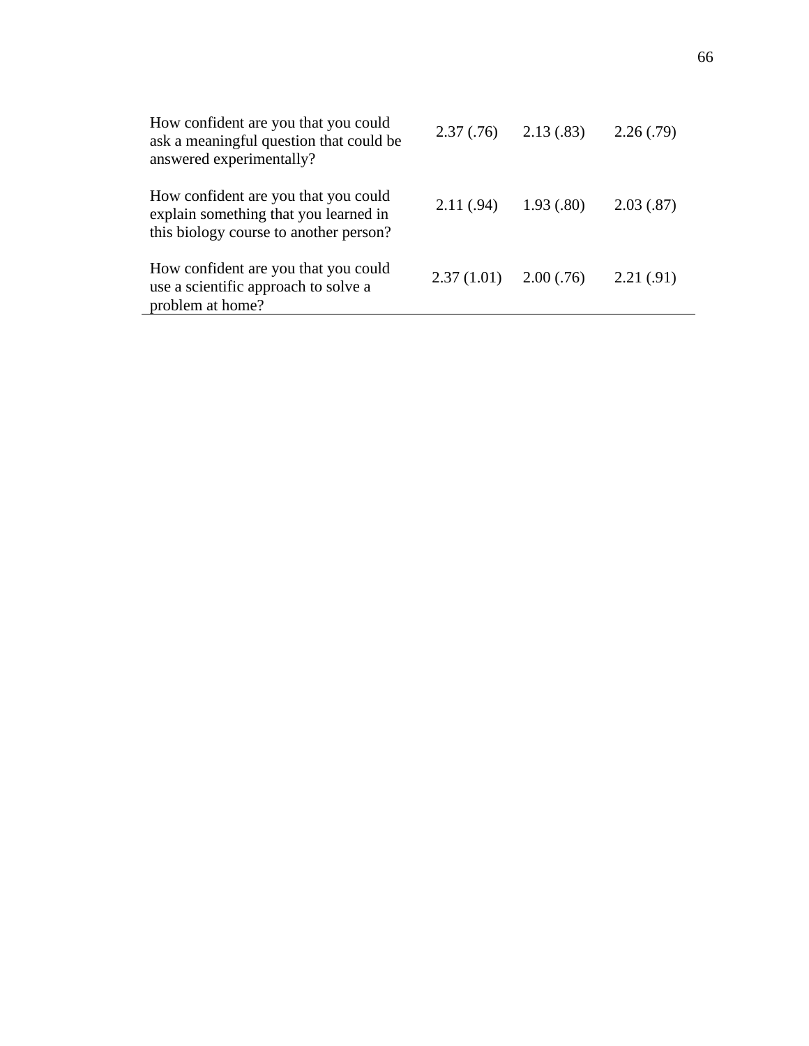| | | | |
|---|---|---|---|
| How confident are you that you could ask a meaningful question that could be answered experimentally? | 2.37 (.76) | 2.13 (.83) | 2.26 (.79) |
| How confident are you that you could explain something that you learned in this biology course to another person? | 2.11 (.94) | 1.93 (.80) | 2.03 (.87) |
| How confident are you that you could use a scientific approach to solve a problem at home? | 2.37 (1.01) | 2.00 (.76) | 2.21 (.91) |